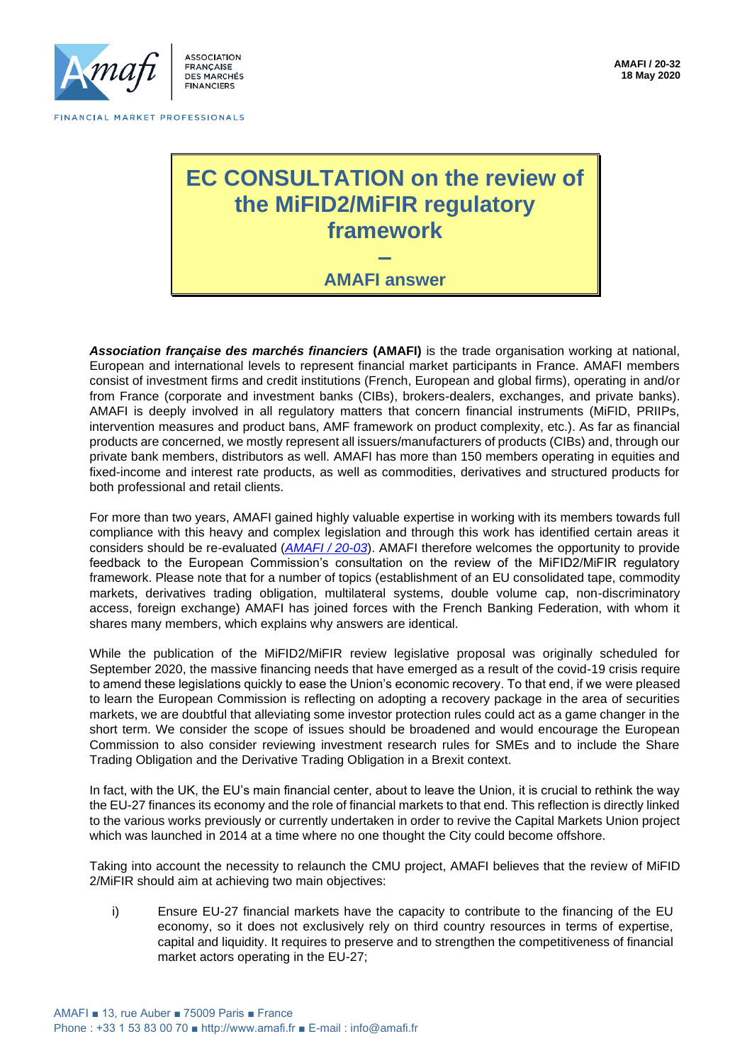AMAFI / 20-32
18 May 2020

# EC CONSULTATION on the review of the MiFID2/MiFIR regulatory framework

## –

## AMAFI answer

***Association française des marchés financiers*** **(AMAFI)** is the trade organisation working at national, European and international levels to represent financial market participants in France. AMAFI members consist of investment firms and credit institutions (French, European and global firms), operating in and/or from France (corporate and investment banks (CIBs), brokers-dealers, exchanges, and private banks). AMAFI is deeply involved in all regulatory matters that concern financial instruments (MiFID, PRIIPs, intervention measures and product bans, AMF framework on product complexity, etc.). As far as financial products are concerned, we mostly represent all issuers/manufacturers of products (CIBs) and, through our private bank members, distributors as well. AMAFI has more than 150 members operating in equities and fixed-income and interest rate products, as well as commodities, derivatives and structured products for both professional and retail clients.

For more than two years, AMAFI gained highly valuable expertise in working with its members towards full compliance with this heavy and complex legislation and through this work has identified certain areas it considers should be re-evaluated (*AMAFI / 20-03*). AMAFI therefore welcomes the opportunity to provide feedback to the European Commission's consultation on the review of the MiFID2/MiFIR regulatory framework. Please note that for a number of topics (establishment of an EU consolidated tape, commodity markets, derivatives trading obligation, multilateral systems, double volume cap, non-discriminatory access, foreign exchange) AMAFI has joined forces with the French Banking Federation, with whom it shares many members, which explains why answers are identical.

While the publication of the MiFID2/MiFIR review legislative proposal was originally scheduled for September 2020, the massive financing needs that have emerged as a result of the covid-19 crisis require to amend these legislations quickly to ease the Union's economic recovery. To that end, if we were pleased to learn the European Commission is reflecting on adopting a recovery package in the area of securities markets, we are doubtful that alleviating some investor protection rules could act as a game changer in the short term. We consider the scope of issues should be broadened and would encourage the European Commission to also consider reviewing investment research rules for SMEs and to include the Share Trading Obligation and the Derivative Trading Obligation in a Brexit context.

In fact, with the UK, the EU's main financial center, about to leave the Union, it is crucial to rethink the way the EU-27 finances its economy and the role of financial markets to that end. This reflection is directly linked to the various works previously or currently undertaken in order to revive the Capital Markets Union project which was launched in 2014 at a time where no one thought the City could become offshore.

Taking into account the necessity to relaunch the CMU project, AMAFI believes that the review of MiFID 2/MiFIR should aim at achieving two main objectives:

i) Ensure EU-27 financial markets have the capacity to contribute to the financing of the EU economy, so it does not exclusively rely on third country resources in terms of expertise, capital and liquidity. It requires to preserve and to strengthen the competitiveness of financial market actors operating in the EU-27;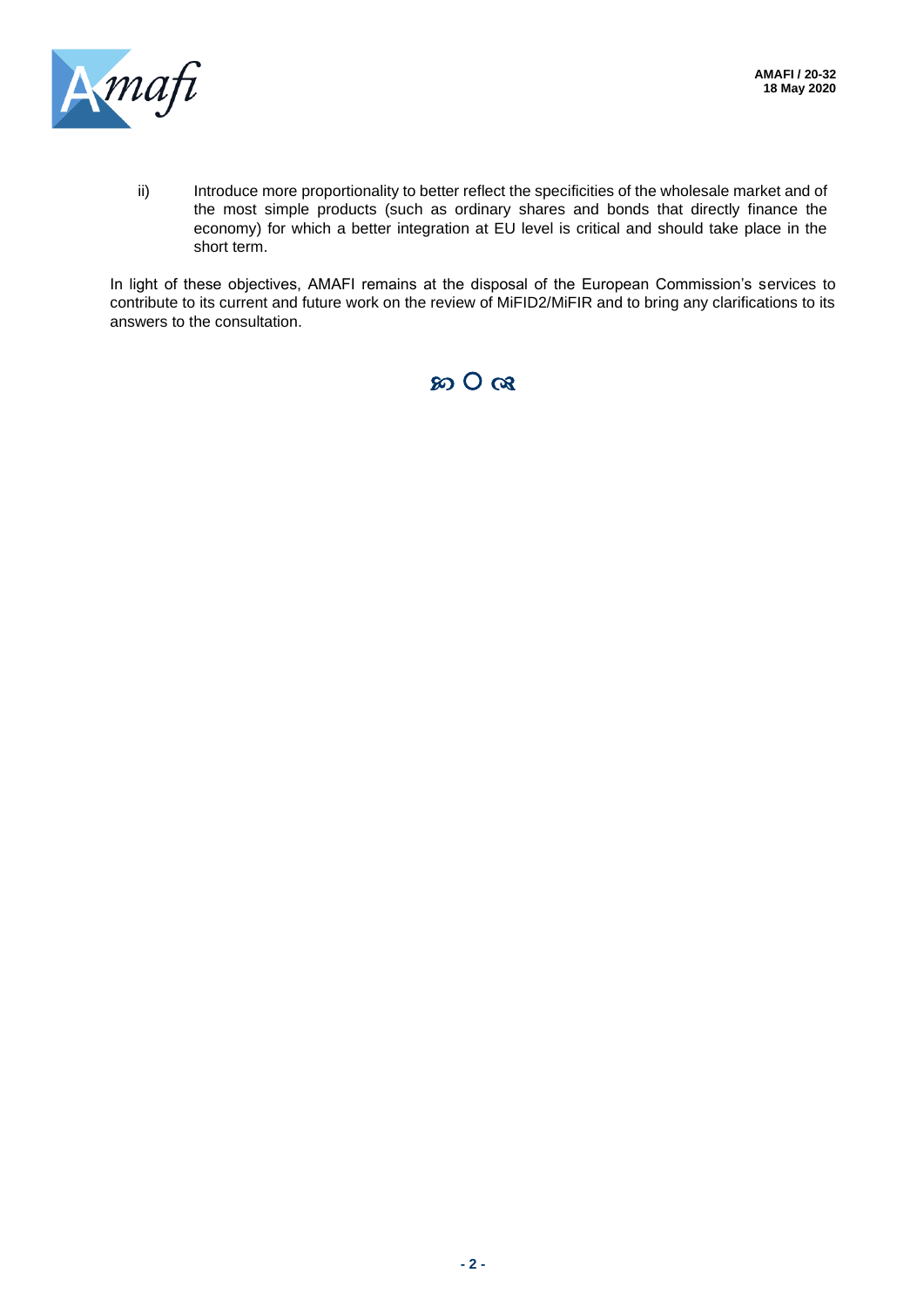ii) Introduce more proportionality to better reflect the specificities of the wholesale market and of the most simple products (such as ordinary shares and bonds that directly finance the economy) for which a better integration at EU level is critical and should take place in the short term.

In light of these objectives, AMAFI remains at the disposal of the European Commission's services to contribute to its current and future work on the review of MiFID2/MiFIR and to bring any clarifications to its answers to the consultation.

ꕤ O ꕤ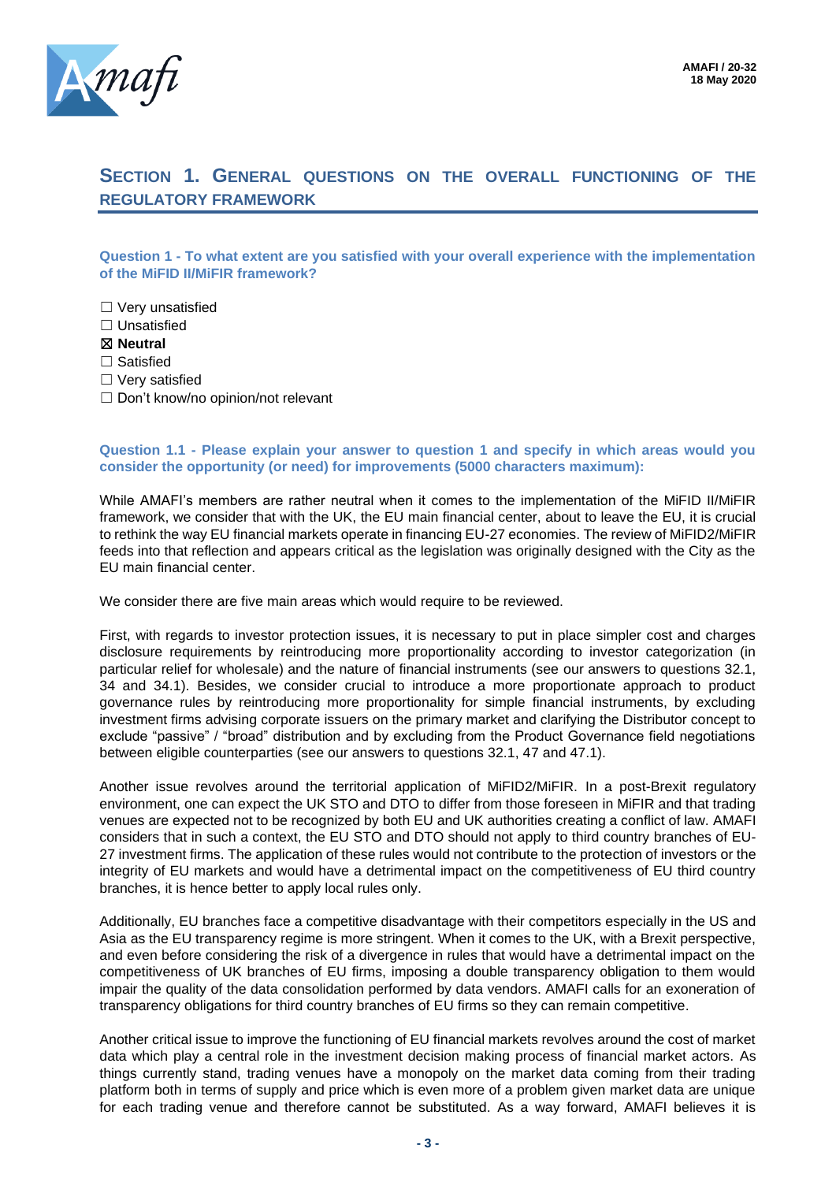## SECTION 1. GENERAL QUESTIONS ON THE OVERALL FUNCTIONING OF THE REGULATORY FRAMEWORK

**Question 1 - To what extent are you satisfied with your overall experience with the implementation of the MiFID II/MiFIR framework?**

☐ Very unsatisfied
☐ Unsatisfied
☒ **Neutral**
☐ Satisfied
☐ Very satisfied
☐ Don't know/no opinion/not relevant

**Question 1.1 - Please explain your answer to question 1 and specify in which areas would you consider the opportunity (or need) for improvements (5000 characters maximum):**

While AMAFI's members are rather neutral when it comes to the implementation of the MiFID II/MiFIR framework, we consider that with the UK, the EU main financial center, about to leave the EU, it is crucial to rethink the way EU financial markets operate in financing EU-27 economies. The review of MiFID2/MiFIR feeds into that reflection and appears critical as the legislation was originally designed with the City as the EU main financial center.

We consider there are five main areas which would require to be reviewed.

First, with regards to investor protection issues, it is necessary to put in place simpler cost and charges disclosure requirements by reintroducing more proportionality according to investor categorization (in particular relief for wholesale) and the nature of financial instruments (see our answers to questions 32.1, 34 and 34.1). Besides, we consider crucial to introduce a more proportionate approach to product governance rules by reintroducing more proportionality for simple financial instruments, by excluding investment firms advising corporate issuers on the primary market and clarifying the Distributor concept to exclude "passive" / "broad" distribution and by excluding from the Product Governance field negotiations between eligible counterparties (see our answers to questions 32.1, 47 and 47.1).

Another issue revolves around the territorial application of MiFID2/MiFIR. In a post-Brexit regulatory environment, one can expect the UK STO and DTO to differ from those foreseen in MiFIR and that trading venues are expected not to be recognized by both EU and UK authorities creating a conflict of law. AMAFI considers that in such a context, the EU STO and DTO should not apply to third country branches of EU-27 investment firms. The application of these rules would not contribute to the protection of investors or the integrity of EU markets and would have a detrimental impact on the competitiveness of EU third country branches, it is hence better to apply local rules only.

Additionally, EU branches face a competitive disadvantage with their competitors especially in the US and Asia as the EU transparency regime is more stringent. When it comes to the UK, with a Brexit perspective, and even before considering the risk of a divergence in rules that would have a detrimental impact on the competitiveness of UK branches of EU firms, imposing a double transparency obligation to them would impair the quality of the data consolidation performed by data vendors. AMAFI calls for an exoneration of transparency obligations for third country branches of EU firms so they can remain competitive.

Another critical issue to improve the functioning of EU financial markets revolves around the cost of market data which play a central role in the investment decision making process of financial market actors. As things currently stand, trading venues have a monopoly on the market data coming from their trading platform both in terms of supply and price which is even more of a problem given market data are unique for each trading venue and therefore cannot be substituted. As a way forward, AMAFI believes it is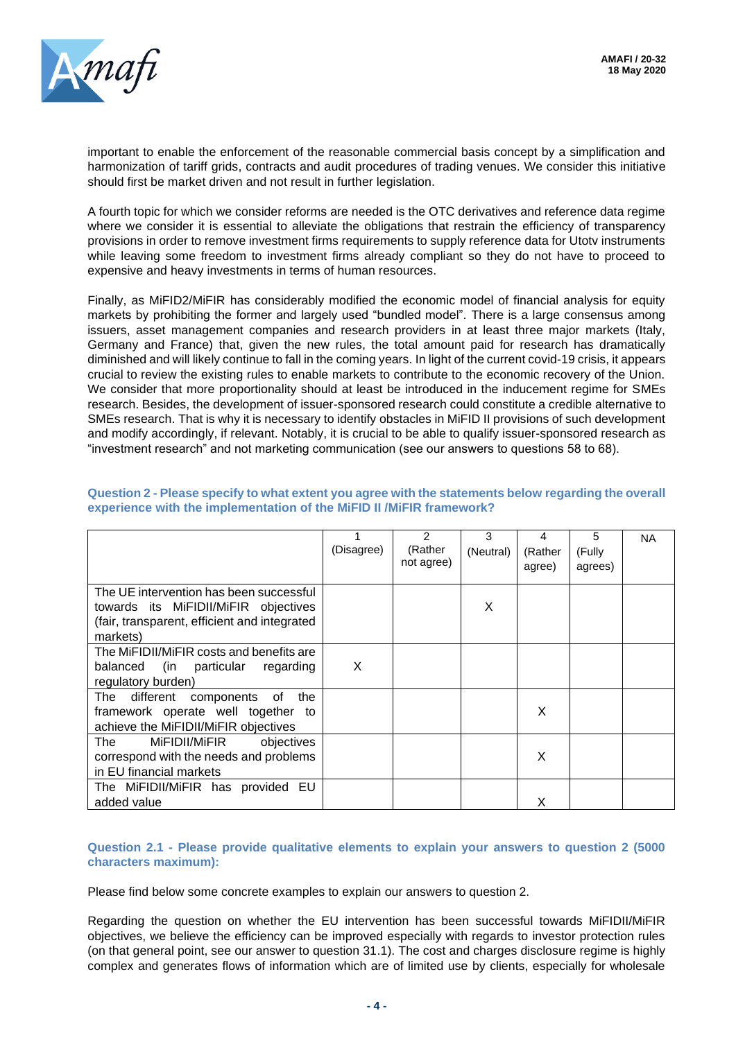important to enable the enforcement of the reasonable commercial basis concept by a simplification and harmonization of tariff grids, contracts and audit procedures of trading venues. We consider this initiative should first be market driven and not result in further legislation.

A fourth topic for which we consider reforms are needed is the OTC derivatives and reference data regime where we consider it is essential to alleviate the obligations that restrain the efficiency of transparency provisions in order to remove investment firms requirements to supply reference data for Utotv instruments while leaving some freedom to investment firms already compliant so they do not have to proceed to expensive and heavy investments in terms of human resources.

Finally, as MiFID2/MiFIR has considerably modified the economic model of financial analysis for equity markets by prohibiting the former and largely used "bundled model". There is a large consensus among issuers, asset management companies and research providers in at least three major markets (Italy, Germany and France) that, given the new rules, the total amount paid for research has dramatically diminished and will likely continue to fall in the coming years. In light of the current covid-19 crisis, it appears crucial to review the existing rules to enable markets to contribute to the economic recovery of the Union. We consider that more proportionality should at least be introduced in the inducement regime for SMEs research. Besides, the development of issuer-sponsored research could constitute a credible alternative to SMEs research. That is why it is necessary to identify obstacles in MiFID II provisions of such development and modify accordingly, if relevant. Notably, it is crucial to be able to qualify issuer-sponsored research as "investment research" and not marketing communication (see our answers to questions 58 to 68).

**Question 2 - Please specify to what extent you agree with the statements below regarding the overall experience with the implementation of the MiFID II /MiFIR framework?**

| | 1 (Disagree) | 2 (Rather not agree) | 3 (Neutral) | 4 (Rather agree) | 5 (Fully agrees) | NA |
|---|---|---|---|---|---|---|
| The UE intervention has been successful towards its MiFIDII/MiFIR objectives (fair, transparent, efficient and integrated markets) | | | X | | | |
| The MiFIDII/MiFIR costs and benefits are balanced (in particular regarding regulatory burden) | X | | | | | |
| The different components of the framework operate well together to achieve the MiFIDII/MiFIR objectives | | | | X | | |
| The MiFIDII/MiFIR objectives correspond with the needs and problems in EU financial markets | | | | X | | |
| The MiFIDII/MiFIR has provided EU added value | | | | X | | |

**Question 2.1 - Please provide qualitative elements to explain your answers to question 2 (5000 characters maximum):**

Please find below some concrete examples to explain our answers to question 2.

Regarding the question on whether the EU intervention has been successful towards MiFIDII/MiFIR objectives, we believe the efficiency can be improved especially with regards to investor protection rules (on that general point, see our answer to question 31.1). The cost and charges disclosure regime is highly complex and generates flows of information which are of limited use by clients, especially for wholesale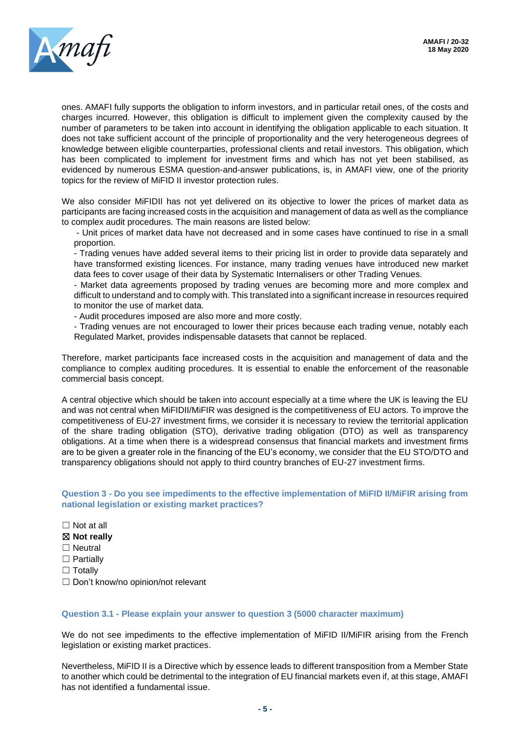ones. AMAFI fully supports the obligation to inform investors, and in particular retail ones, of the costs and charges incurred. However, this obligation is difficult to implement given the complexity caused by the number of parameters to be taken into account in identifying the obligation applicable to each situation. It does not take sufficient account of the principle of proportionality and the very heterogeneous degrees of knowledge between eligible counterparties, professional clients and retail investors. This obligation, which has been complicated to implement for investment firms and which has not yet been stabilised, as evidenced by numerous ESMA question-and-answer publications, is, in AMAFI view, one of the priority topics for the review of MiFID II investor protection rules.

We also consider MiFIDII has not yet delivered on its objective to lower the prices of market data as participants are facing increased costs in the acquisition and management of data as well as the compliance to complex audit procedures. The main reasons are listed below:

- Unit prices of market data have not decreased and in some cases have continued to rise in a small proportion.
- Trading venues have added several items to their pricing list in order to provide data separately and have transformed existing licences. For instance, many trading venues have introduced new market data fees to cover usage of their data by Systematic Internalisers or other Trading Venues.
- Market data agreements proposed by trading venues are becoming more and more complex and difficult to understand and to comply with. This translated into a significant increase in resources required to monitor the use of market data.
- Audit procedures imposed are also more and more costly.
- Trading venues are not encouraged to lower their prices because each trading venue, notably each Regulated Market, provides indispensable datasets that cannot be replaced.

Therefore, market participants face increased costs in the acquisition and management of data and the compliance to complex auditing procedures. It is essential to enable the enforcement of the reasonable commercial basis concept.

A central objective which should be taken into account especially at a time where the UK is leaving the EU and was not central when MiFIDII/MiFIR was designed is the competitiveness of EU actors. To improve the competitiveness of EU-27 investment firms, we consider it is necessary to review the territorial application of the share trading obligation (STO), derivative trading obligation (DTO) as well as transparency obligations. At a time when there is a widespread consensus that financial markets and investment firms are to be given a greater role in the financing of the EU's economy, we consider that the EU STO/DTO and transparency obligations should not apply to third country branches of EU-27 investment firms.

### Question 3 - Do you see impediments to the effective implementation of MiFID II/MiFIR arising from national legislation or existing market practices?

- ☐ Not at all
- ☒ **Not really**
- ☐ Neutral
- ☐ Partially
- ☐ Totally
- ☐ Don't know/no opinion/not relevant

### Question 3.1 - Please explain your answer to question 3 (5000 character maximum)

We do not see impediments to the effective implementation of MiFID II/MiFIR arising from the French legislation or existing market practices.

Nevertheless, MiFID II is a Directive which by essence leads to different transposition from a Member State to another which could be detrimental to the integration of EU financial markets even if, at this stage, AMAFI has not identified a fundamental issue.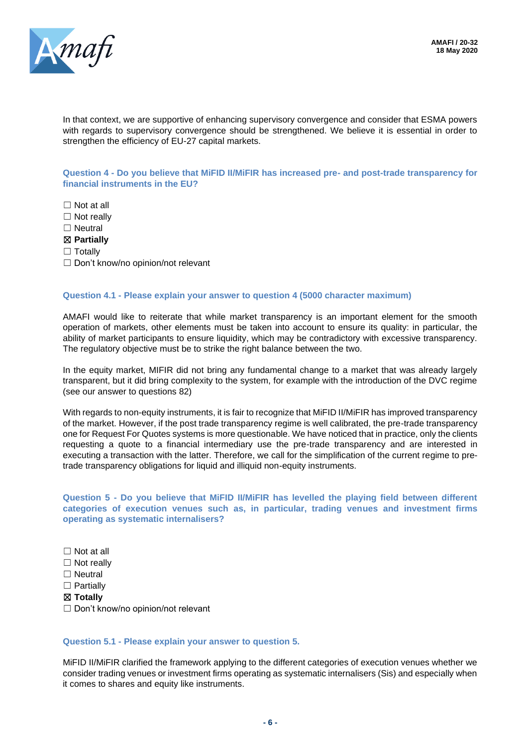In that context, we are supportive of enhancing supervisory convergence and consider that ESMA powers with regards to supervisory convergence should be strengthened. We believe it is essential in order to strengthen the efficiency of EU-27 capital markets.

### Question 4 - Do you believe that MiFID II/MiFIR has increased pre- and post-trade transparency for financial instruments in the EU?

☐ Not at all
☐ Not really
☐ Neutral
☒ **Partially**
☐ Totally
☐ Don't know/no opinion/not relevant

### Question 4.1 - Please explain your answer to question 4 (5000 character maximum)

AMAFI would like to reiterate that while market transparency is an important element for the smooth operation of markets, other elements must be taken into account to ensure its quality: in particular, the ability of market participants to ensure liquidity, which may be contradictory with excessive transparency. The regulatory objective must be to strike the right balance between the two.

In the equity market, MIFIR did not bring any fundamental change to a market that was already largely transparent, but it did bring complexity to the system, for example with the introduction of the DVC regime (see our answer to questions 82)

With regards to non-equity instruments, it is fair to recognize that MiFID II/MiFIR has improved transparency of the market. However, if the post trade transparency regime is well calibrated, the pre-trade transparency one for Request For Quotes systems is more questionable. We have noticed that in practice, only the clients requesting a quote to a financial intermediary use the pre-trade transparency and are interested in executing a transaction with the latter. Therefore, we call for the simplification of the current regime to pre-trade transparency obligations for liquid and illiquid non-equity instruments.

### Question 5 - Do you believe that MiFID II/MiFIR has levelled the playing field between different categories of execution venues such as, in particular, trading venues and investment firms operating as systematic internalisers?

☐ Not at all
☐ Not really
☐ Neutral
☐ Partially
☒ **Totally**
☐ Don't know/no opinion/not relevant

### Question 5.1 - Please explain your answer to question 5.

MiFID II/MiFIR clarified the framework applying to the different categories of execution venues whether we consider trading venues or investment firms operating as systematic internalisers (Sis) and especially when it comes to shares and equity like instruments.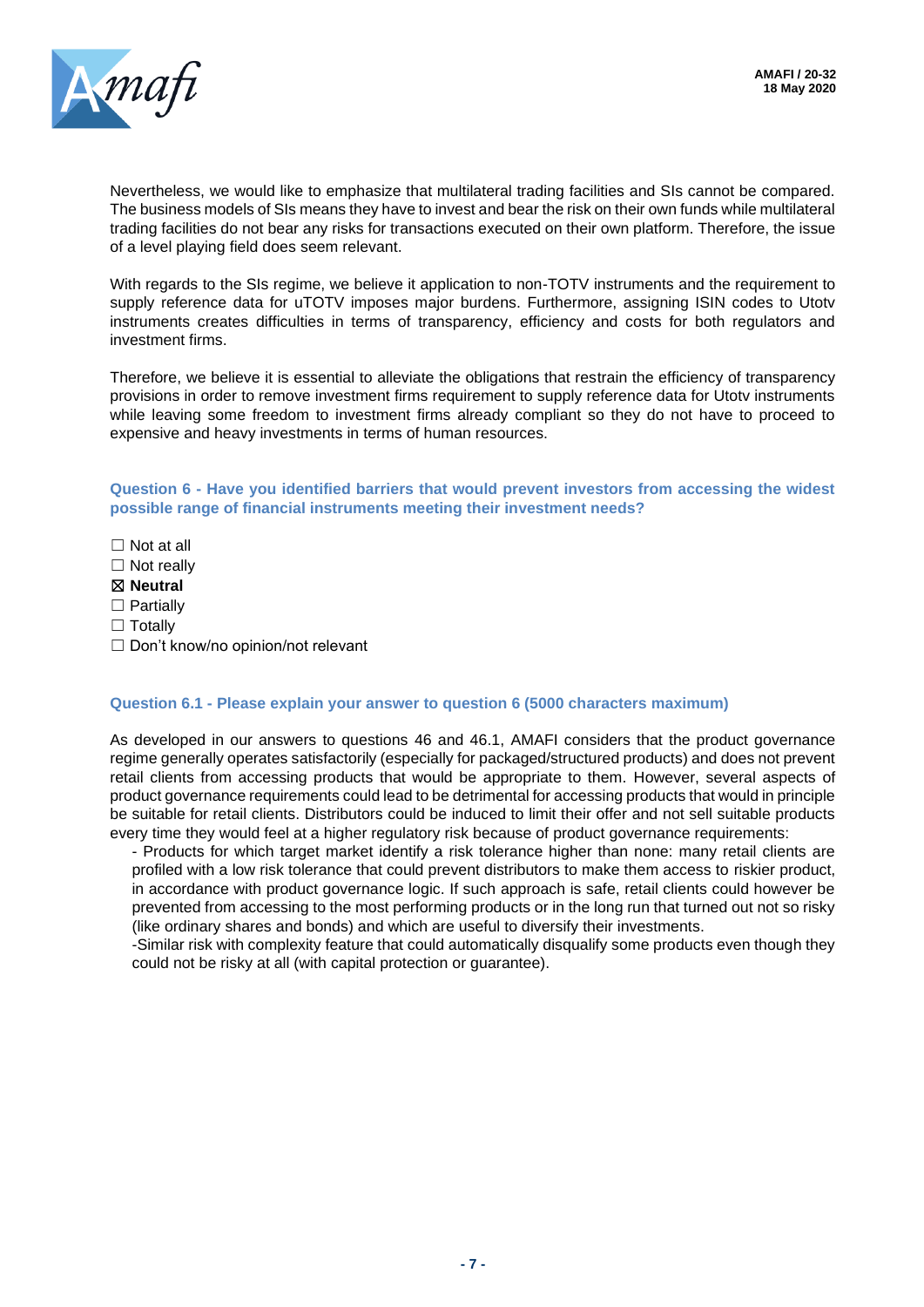Nevertheless, we would like to emphasize that multilateral trading facilities and SIs cannot be compared. The business models of SIs means they have to invest and bear the risk on their own funds while multilateral trading facilities do not bear any risks for transactions executed on their own platform. Therefore, the issue of a level playing field does seem relevant.

With regards to the SIs regime, we believe it application to non-TOTV instruments and the requirement to supply reference data for uTOTV imposes major burdens. Furthermore, assigning ISIN codes to Utotv instruments creates difficulties in terms of transparency, efficiency and costs for both regulators and investment firms.

Therefore, we believe it is essential to alleviate the obligations that restrain the efficiency of transparency provisions in order to remove investment firms requirement to supply reference data for Utotv instruments while leaving some freedom to investment firms already compliant so they do not have to proceed to expensive and heavy investments in terms of human resources.

### Question 6 - Have you identified barriers that would prevent investors from accessing the widest possible range of financial instruments meeting their investment needs?

☐ Not at all
☐ Not really
☒ **Neutral**
☐ Partially
☐ Totally
☐ Don't know/no opinion/not relevant

### Question 6.1 - Please explain your answer to question 6 (5000 characters maximum)

As developed in our answers to questions 46 and 46.1, AMAFI considers that the product governance regime generally operates satisfactorily (especially for packaged/structured products) and does not prevent retail clients from accessing products that would be appropriate to them. However, several aspects of product governance requirements could lead to be detrimental for accessing products that would in principle be suitable for retail clients. Distributors could be induced to limit their offer and not sell suitable products every time they would feel at a higher regulatory risk because of product governance requirements:

- Products for which target market identify a risk tolerance higher than none: many retail clients are profiled with a low risk tolerance that could prevent distributors to make them access to riskier product, in accordance with product governance logic. If such approach is safe, retail clients could however be prevented from accessing to the most performing products or in the long run that turned out not so risky (like ordinary shares and bonds) and which are useful to diversify their investments.
- Similar risk with complexity feature that could automatically disqualify some products even though they could not be risky at all (with capital protection or guarantee).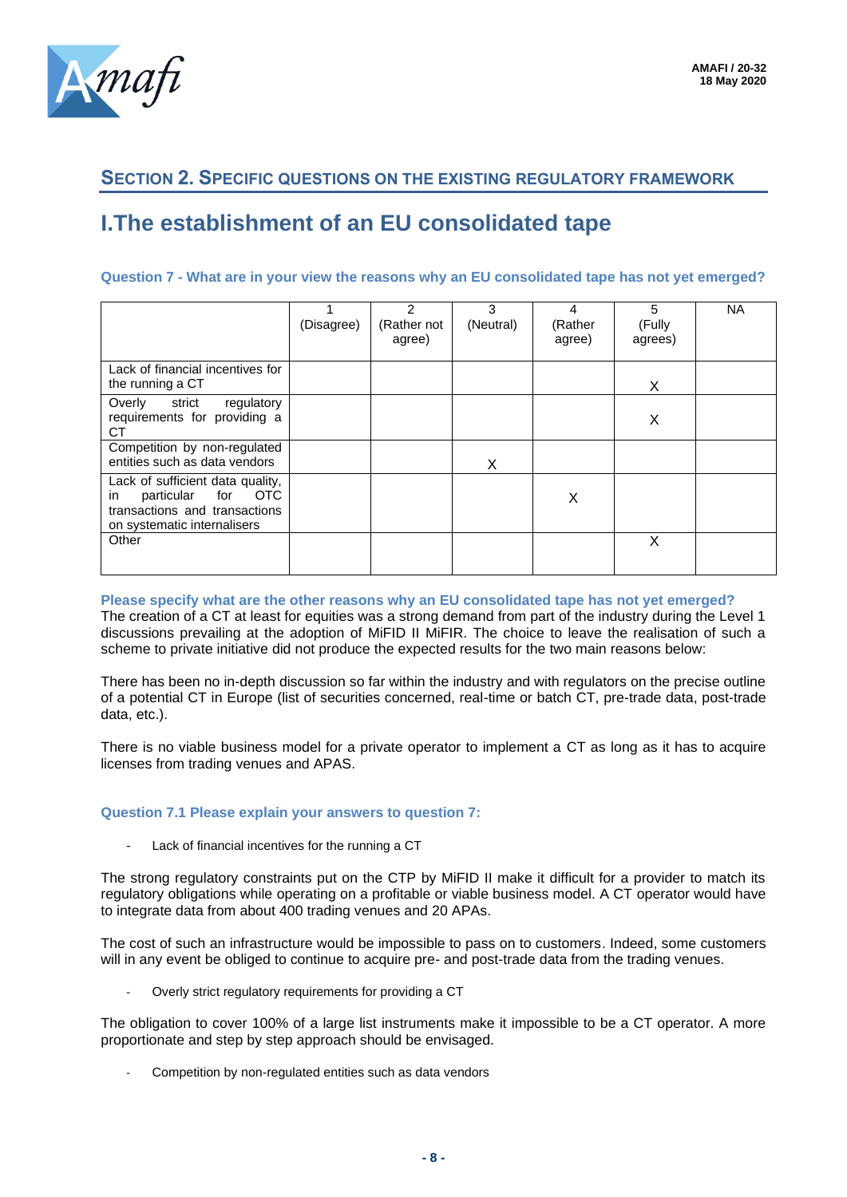## SECTION 2. SPECIFIC QUESTIONS ON THE EXISTING REGULATORY FRAMEWORK

# I.The establishment of an EU consolidated tape

### Question 7 - What are in your view the reasons why an EU consolidated tape has not yet emerged?

| | 1 (Disagree) | 2 (Rather not agree) | 3 (Neutral) | 4 (Rather agree) | 5 (Fully agrees) | NA |
|---|---|---|---|---|---|---|
| Lack of financial incentives for the running a CT | | | | | X | |
| Overly strict regulatory requirements for providing a CT | | | | | X | |
| Competition by non-regulated entities such as data vendors | | | X | | | |
| Lack of sufficient data quality, in particular for OTC transactions and transactions on systematic internalisers | | | | X | | |
| Other | | | | | X | |

**Please specify what are the other reasons why an EU consolidated tape has not yet emerged?**

The creation of a CT at least for equities was a strong demand from part of the industry during the Level 1 discussions prevailing at the adoption of MiFID II MiFIR. The choice to leave the realisation of such a scheme to private initiative did not produce the expected results for the two main reasons below:

There has been no in-depth discussion so far within the industry and with regulators on the precise outline of a potential CT in Europe (list of securities concerned, real-time or batch CT, pre-trade data, post-trade data, etc.).

There is no viable business model for a private operator to implement a CT as long as it has to acquire licenses from trading venues and APAS.

### Question 7.1 Please explain your answers to question 7:

- Lack of financial incentives for the running a CT

The strong regulatory constraints put on the CTP by MiFID II make it difficult for a provider to match its regulatory obligations while operating on a profitable or viable business model. A CT operator would have to integrate data from about 400 trading venues and 20 APAs.

The cost of such an infrastructure would be impossible to pass on to customers. Indeed, some customers will in any event be obliged to continue to acquire pre- and post-trade data from the trading venues.

- Overly strict regulatory requirements for providing a CT

The obligation to cover 100% of a large list instruments make it impossible to be a CT operator. A more proportionate and step by step approach should be envisaged.

- Competition by non-regulated entities such as data vendors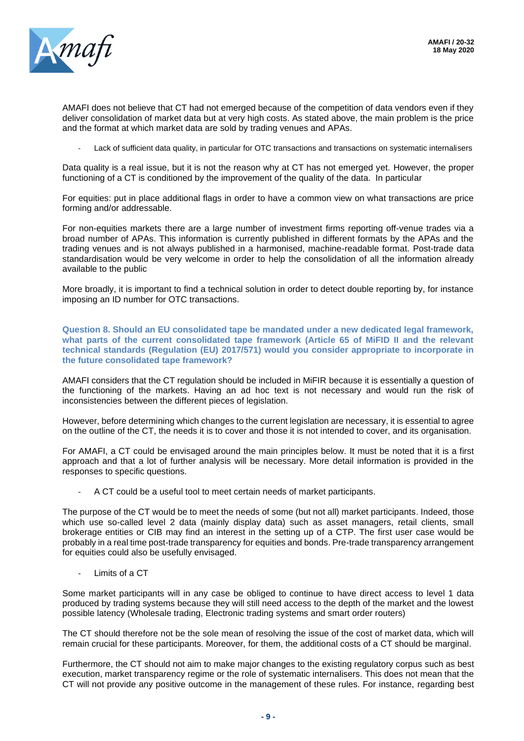AMAFI does not believe that CT had not emerged because of the competition of data vendors even if they deliver consolidation of market data but at very high costs. As stated above, the main problem is the price and the format at which market data are sold by trading venues and APAs.

- Lack of sufficient data quality, in particular for OTC transactions and transactions on systematic internalisers

Data quality is a real issue, but it is not the reason why at CT has not emerged yet. However, the proper functioning of a CT is conditioned by the improvement of the quality of the data. In particular

For equities: put in place additional flags in order to have a common view on what transactions are price forming and/or addressable.

For non-equities markets there are a large number of investment firms reporting off-venue trades via a broad number of APAs. This information is currently published in different formats by the APAs and the trading venues and is not always published in a harmonised, machine-readable format. Post-trade data standardisation would be very welcome in order to help the consolidation of all the information already available to the public

More broadly, it is important to find a technical solution in order to detect double reporting by, for instance imposing an ID number for OTC transactions.

**Question 8. Should an EU consolidated tape be mandated under a new dedicated legal framework, what parts of the current consolidated tape framework (Article 65 of MiFID II and the relevant technical standards (Regulation (EU) 2017/571) would you consider appropriate to incorporate in the future consolidated tape framework?**

AMAFI considers that the CT regulation should be included in MiFIR because it is essentially a question of the functioning of the markets. Having an ad hoc text is not necessary and would run the risk of inconsistencies between the different pieces of legislation.

However, before determining which changes to the current legislation are necessary, it is essential to agree on the outline of the CT, the needs it is to cover and those it is not intended to cover, and its organisation.

For AMAFI, a CT could be envisaged around the main principles below. It must be noted that it is a first approach and that a lot of further analysis will be necessary. More detail information is provided in the responses to specific questions.

- A CT could be a useful tool to meet certain needs of market participants.

The purpose of the CT would be to meet the needs of some (but not all) market participants. Indeed, those which use so-called level 2 data (mainly display data) such as asset managers, retail clients, small brokerage entities or CIB may find an interest in the setting up of a CTP. The first user case would be probably in a real time post-trade transparency for equities and bonds. Pre-trade transparency arrangement for equities could also be usefully envisaged.

- Limits of a CT

Some market participants will in any case be obliged to continue to have direct access to level 1 data produced by trading systems because they will still need access to the depth of the market and the lowest possible latency (Wholesale trading, Electronic trading systems and smart order routers)

The CT should therefore not be the sole mean of resolving the issue of the cost of market data, which will remain crucial for these participants. Moreover, for them, the additional costs of a CT should be marginal.

Furthermore, the CT should not aim to make major changes to the existing regulatory corpus such as best execution, market transparency regime or the role of systematic internalisers. This does not mean that the CT will not provide any positive outcome in the management of these rules. For instance, regarding best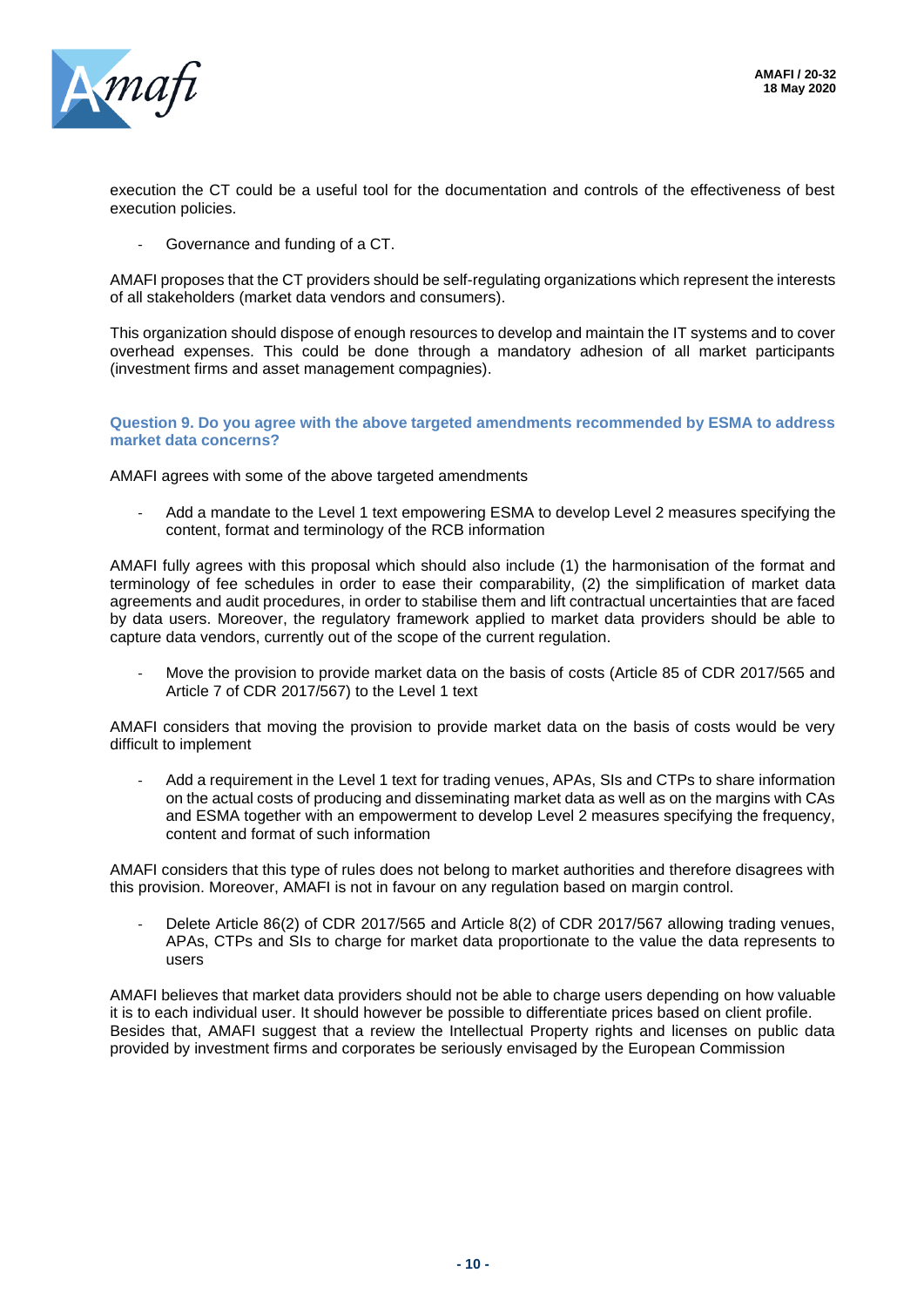execution the CT could be a useful tool for the documentation and controls of the effectiveness of best execution policies.

- Governance and funding of a CT.

AMAFI proposes that the CT providers should be self-regulating organizations which represent the interests of all stakeholders (market data vendors and consumers).

This organization should dispose of enough resources to develop and maintain the IT systems and to cover overhead expenses. This could be done through a mandatory adhesion of all market participants (investment firms and asset management compagnies).

**Question 9. Do you agree with the above targeted amendments recommended by ESMA to address market data concerns?**

AMAFI agrees with some of the above targeted amendments

- Add a mandate to the Level 1 text empowering ESMA to develop Level 2 measures specifying the content, format and terminology of the RCB information

AMAFI fully agrees with this proposal which should also include (1) the harmonisation of the format and terminology of fee schedules in order to ease their comparability, (2) the simplification of market data agreements and audit procedures, in order to stabilise them and lift contractual uncertainties that are faced by data users. Moreover, the regulatory framework applied to market data providers should be able to capture data vendors, currently out of the scope of the current regulation.

- Move the provision to provide market data on the basis of costs (Article 85 of CDR 2017/565 and Article 7 of CDR 2017/567) to the Level 1 text

AMAFI considers that moving the provision to provide market data on the basis of costs would be very difficult to implement

- Add a requirement in the Level 1 text for trading venues, APAs, SIs and CTPs to share information on the actual costs of producing and disseminating market data as well as on the margins with CAs and ESMA together with an empowerment to develop Level 2 measures specifying the frequency, content and format of such information

AMAFI considers that this type of rules does not belong to market authorities and therefore disagrees with this provision. Moreover, AMAFI is not in favour on any regulation based on margin control.

- Delete Article 86(2) of CDR 2017/565 and Article 8(2) of CDR 2017/567 allowing trading venues, APAs, CTPs and SIs to charge for market data proportionate to the value the data represents to users

AMAFI believes that market data providers should not be able to charge users depending on how valuable it is to each individual user. It should however be possible to differentiate prices based on client profile.
Besides that, AMAFI suggest that a review the Intellectual Property rights and licenses on public data provided by investment firms and corporates be seriously envisaged by the European Commission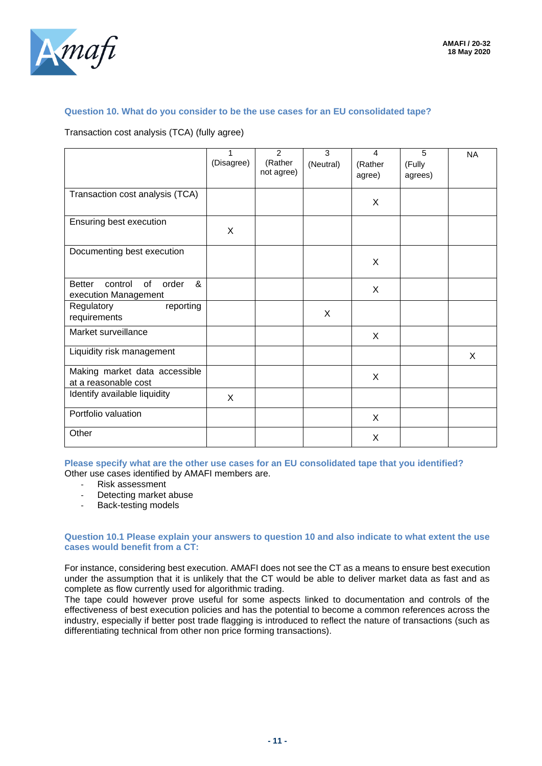**Question 10. What do you consider to be the use cases for an EU consolidated tape?**

Transaction cost analysis (TCA) (fully agree)

| | 1 (Disagree) | 2 (Rather not agree) | 3 (Neutral) | 4 (Rather agree) | 5 (Fully agrees) | NA |
|---|---|---|---|---|---|---|
| Transaction cost analysis (TCA) | | | | X | | |
| Ensuring best execution | X | | | | | |
| Documenting best execution | | | | X | | |
| Better control of order & execution Management | | | | X | | |
| Regulatory reporting requirements | | | X | | | |
| Market surveillance | | | | X | | |
| Liquidity risk management | | | | | | X |
| Making market data accessible at a reasonable cost | | | | X | | |
| Identify available liquidity | X | | | | | |
| Portfolio valuation | | | | X | | |
| Other | | | | X | | |

**Please specify what are the other use cases for an EU consolidated tape that you identified?**

Other use cases identified by AMAFI members are.

- Risk assessment
- Detecting market abuse
- Back-testing models

**Question 10.1 Please explain your answers to question 10 and also indicate to what extent the use cases would benefit from a CT:**

For instance, considering best execution. AMAFI does not see the CT as a means to ensure best execution under the assumption that it is unlikely that the CT would be able to deliver market data as fast and as complete as flow currently used for algorithmic trading.

The tape could however prove useful for some aspects linked to documentation and controls of the effectiveness of best execution policies and has the potential to become a common references across the industry, especially if better post trade flagging is introduced to reflect the nature of transactions (such as differentiating technical from other non price forming transactions).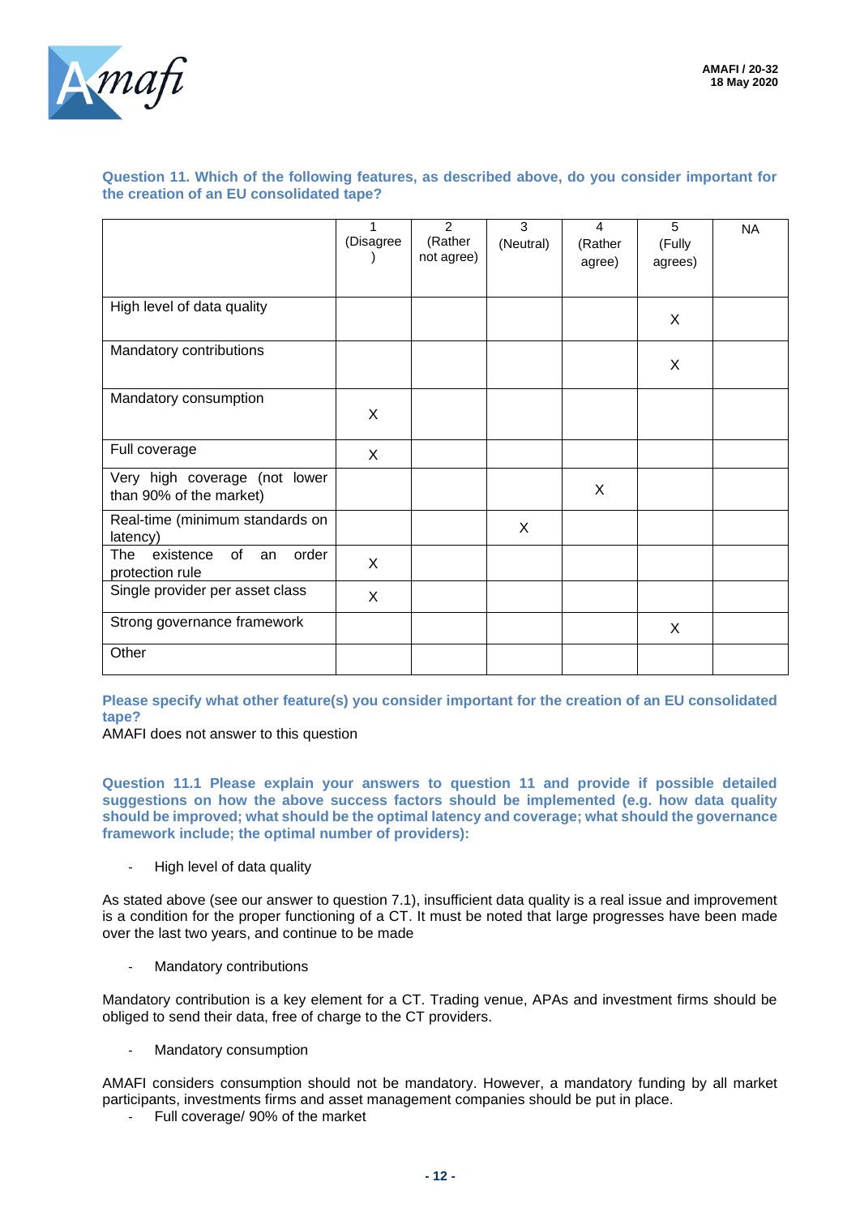**Question 11. Which of the following features, as described above, do you consider important for the creation of an EU consolidated tape?**

| | 1 (Disagree) | 2 (Rather not agree) | 3 (Neutral) | 4 (Rather agree) | 5 (Fully agrees) | NA |
|---|---|---|---|---|---|---|
| High level of data quality | | | | | X | |
| Mandatory contributions | | | | | X | |
| Mandatory consumption | X | | | | | |
| Full coverage | X | | | | | |
| Very high coverage (not lower than 90% of the market) | | | | X | | |
| Real-time (minimum standards on latency) | | | X | | | |
| The existence of an order protection rule | X | | | | | |
| Single provider per asset class | X | | | | | |
| Strong governance framework | | | | | X | |
| Other | | | | | | |

**Please specify what other feature(s) you consider important for the creation of an EU consolidated tape?**

AMAFI does not answer to this question

**Question 11.1 Please explain your answers to question 11 and provide if possible detailed suggestions on how the above success factors should be implemented (e.g. how data quality should be improved; what should be the optimal latency and coverage; what should the governance framework include; the optimal number of providers):**

- High level of data quality

As stated above (see our answer to question 7.1), insufficient data quality is a real issue and improvement is a condition for the proper functioning of a CT. It must be noted that large progresses have been made over the last two years, and continue to be made

- Mandatory contributions

Mandatory contribution is a key element for a CT. Trading venue, APAs and investment firms should be obliged to send their data, free of charge to the CT providers.

- Mandatory consumption

AMAFI considers consumption should not be mandatory. However, a mandatory funding by all market participants, investments firms and asset management companies should be put in place.

- Full coverage/ 90% of the market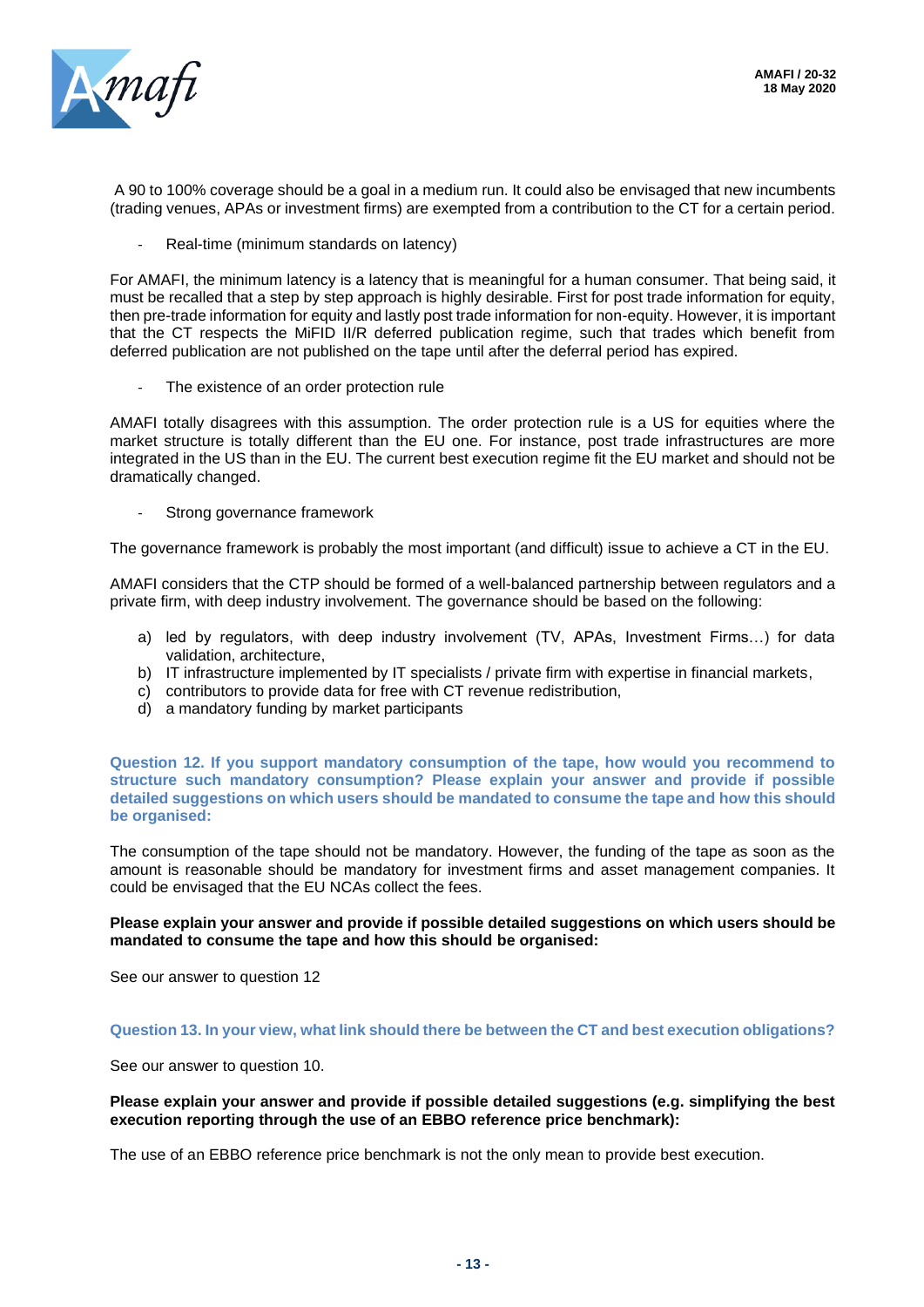A 90 to 100% coverage should be a goal in a medium run. It could also be envisaged that new incumbents (trading venues, APAs or investment firms) are exempted from a contribution to the CT for a certain period.

- Real-time (minimum standards on latency)

For AMAFI, the minimum latency is a latency that is meaningful for a human consumer. That being said, it must be recalled that a step by step approach is highly desirable. First for post trade information for equity, then pre-trade information for equity and lastly post trade information for non-equity. However, it is important that the CT respects the MiFID II/R deferred publication regime, such that trades which benefit from deferred publication are not published on the tape until after the deferral period has expired.

- The existence of an order protection rule

AMAFI totally disagrees with this assumption. The order protection rule is a US for equities where the market structure is totally different than the EU one. For instance, post trade infrastructures are more integrated in the US than in the EU. The current best execution regime fit the EU market and should not be dramatically changed.

- Strong governance framework

The governance framework is probably the most important (and difficult) issue to achieve a CT in the EU.

AMAFI considers that the CTP should be formed of a well-balanced partnership between regulators and a private firm, with deep industry involvement. The governance should be based on the following:

a) led by regulators, with deep industry involvement (TV, APAs, Investment Firms…) for data validation, architecture,
b) IT infrastructure implemented by IT specialists / private firm with expertise in financial markets,
c) contributors to provide data for free with CT revenue redistribution,
d) a mandatory funding by market participants

**Question 12. If you support mandatory consumption of the tape, how would you recommend to structure such mandatory consumption? Please explain your answer and provide if possible detailed suggestions on which users should be mandated to consume the tape and how this should be organised:**

The consumption of the tape should not be mandatory. However, the funding of the tape as soon as the amount is reasonable should be mandatory for investment firms and asset management companies. It could be envisaged that the EU NCAs collect the fees.

**Please explain your answer and provide if possible detailed suggestions on which users should be mandated to consume the tape and how this should be organised:**

See our answer to question 12

**Question 13. In your view, what link should there be between the CT and best execution obligations?**

See our answer to question 10.

**Please explain your answer and provide if possible detailed suggestions (e.g. simplifying the best execution reporting through the use of an EBBO reference price benchmark):**

The use of an EBBO reference price benchmark is not the only mean to provide best execution.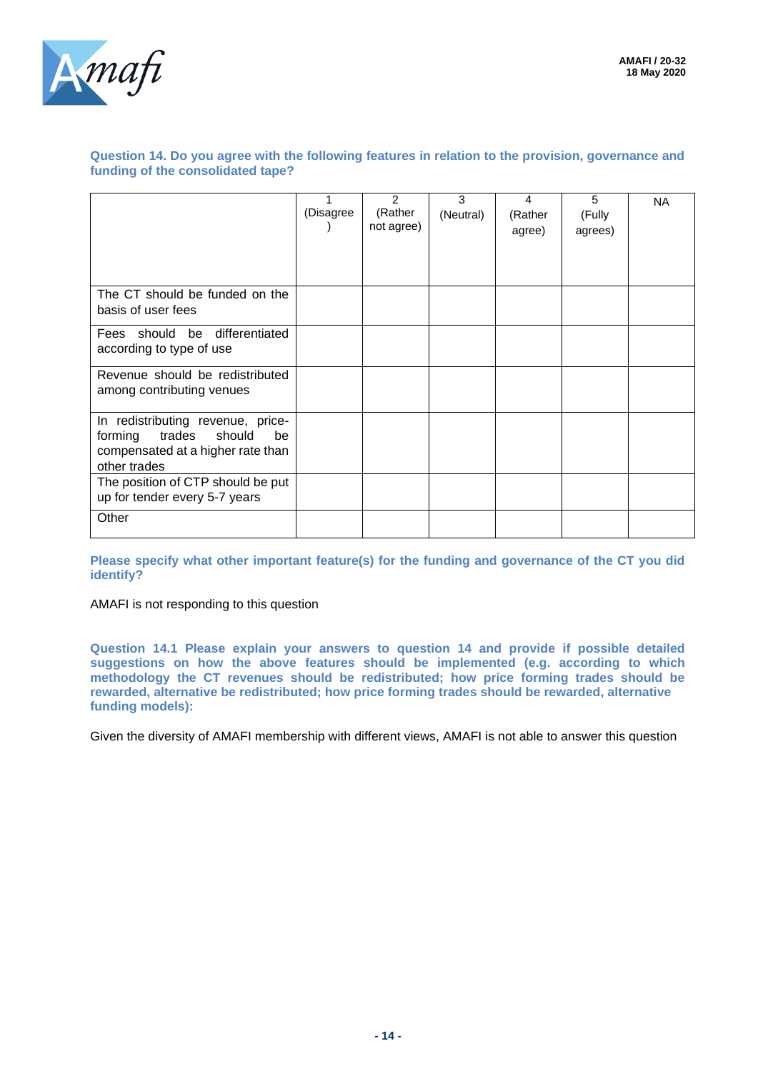**Question 14. Do you agree with the following features in relation to the provision, governance and funding of the consolidated tape?**

| | 1 (Disagree) | 2 (Rather not agree) | 3 (Neutral) | 4 (Rather agree) | 5 (Fully agrees) | NA |
|---|---|---|---|---|---|---|
| The CT should be funded on the basis of user fees | | | | | | |
| Fees should be differentiated according to type of use | | | | | | |
| Revenue should be redistributed among contributing venues | | | | | | |
| In redistributing revenue, price-forming trades should be compensated at a higher rate than other trades | | | | | | |
| The position of CTP should be put up for tender every 5-7 years | | | | | | |
| Other | | | | | | |

**Please specify what other important feature(s) for the funding and governance of the CT you did identify?**

AMAFI is not responding to this question

**Question 14.1 Please explain your answers to question 14 and provide if possible detailed suggestions on how the above features should be implemented (e.g. according to which methodology the CT revenues should be redistributed; how price forming trades should be rewarded, alternative be redistributed; how price forming trades should be rewarded, alternative funding models):**

Given the diversity of AMAFI membership with different views, AMAFI is not able to answer this question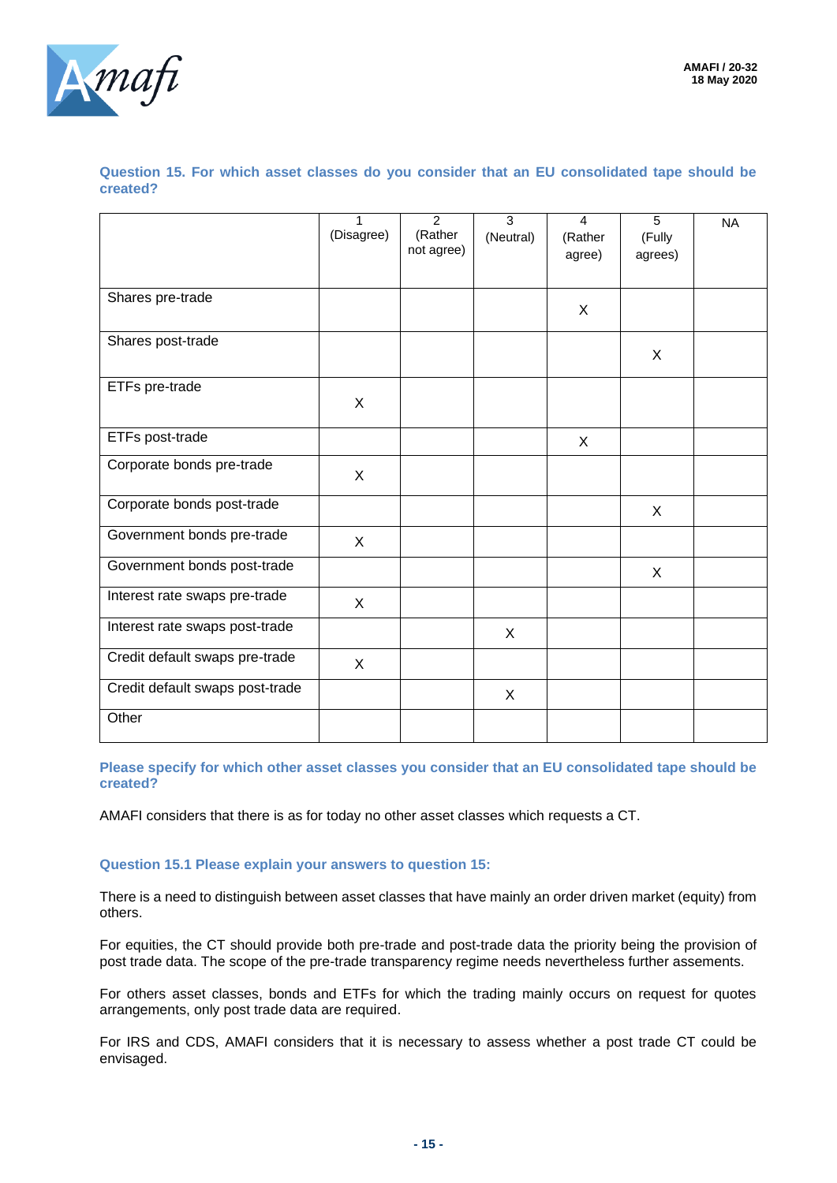**Question 15. For which asset classes do you consider that an EU consolidated tape should be created?**

| | 1 (Disagree) | 2 (Rather not agree) | 3 (Neutral) | 4 (Rather agree) | 5 (Fully agrees) | NA |
|---|---|---|---|---|---|---|
| Shares pre-trade | | | | X | | |
| Shares post-trade | | | | | X | |
| ETFs pre-trade | X | | | | | |
| ETFs post-trade | | | | X | | |
| Corporate bonds pre-trade | X | | | | | |
| Corporate bonds post-trade | | | | | X | |
| Government bonds pre-trade | X | | | | | |
| Government bonds post-trade | | | | | X | |
| Interest rate swaps pre-trade | X | | | | | |
| Interest rate swaps post-trade | | | X | | | |
| Credit default swaps pre-trade | X | | | | | |
| Credit default swaps post-trade | | | X | | | |
| Other | | | | | | |

**Please specify for which other asset classes you consider that an EU consolidated tape should be created?**

AMAFI considers that there is as for today no other asset classes which requests a CT.

**Question 15.1 Please explain your answers to question 15:**

There is a need to distinguish between asset classes that have mainly an order driven market (equity) from others.

For equities, the CT should provide both pre-trade and post-trade data the priority being the provision of post trade data. The scope of the pre-trade transparency regime needs nevertheless further assements.

For others asset classes, bonds and ETFs for which the trading mainly occurs on request for quotes arrangements, only post trade data are required.

For IRS and CDS, AMAFI considers that it is necessary to assess whether a post trade CT could be envisaged.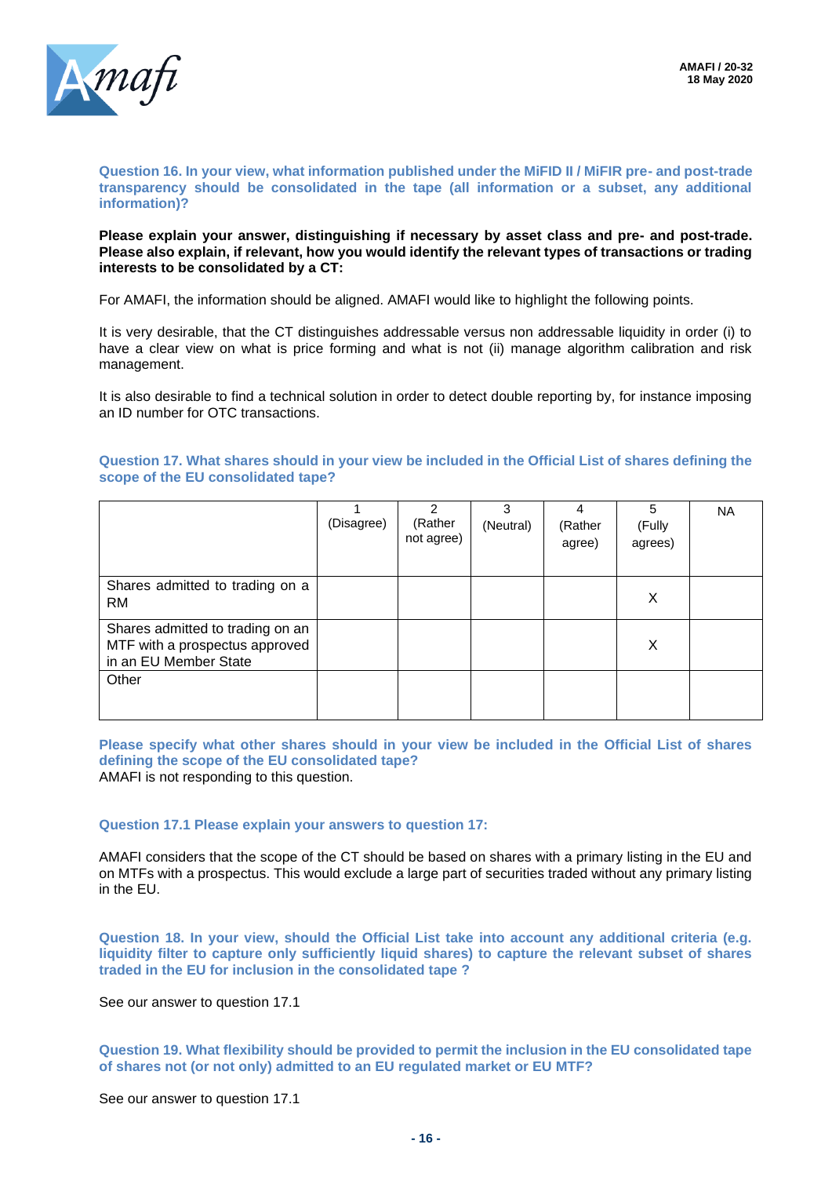**Question 16. In your view, what information published under the MiFID II / MiFIR pre- and post-trade transparency should be consolidated in the tape (all information or a subset, any additional information)?**

**Please explain your answer, distinguishing if necessary by asset class and pre- and post-trade. Please also explain, if relevant, how you would identify the relevant types of transactions or trading interests to be consolidated by a CT:**

For AMAFI, the information should be aligned. AMAFI would like to highlight the following points.

It is very desirable, that the CT distinguishes addressable versus non addressable liquidity in order (i) to have a clear view on what is price forming and what is not (ii) manage algorithm calibration and risk management.

It is also desirable to find a technical solution in order to detect double reporting by, for instance imposing an ID number for OTC transactions.

**Question 17. What shares should in your view be included in the Official List of shares defining the scope of the EU consolidated tape?**

| | 1 (Disagree) | 2 (Rather not agree) | 3 (Neutral) | 4 (Rather agree) | 5 (Fully agrees) | NA |
|---|---|---|---|---|---|---|
| Shares admitted to trading on a RM | | | | | X | |
| Shares admitted to trading on an MTF with a prospectus approved in an EU Member State | | | | | X | |
| Other | | | | | | |

**Please specify what other shares should in your view be included in the Official List of shares defining the scope of the EU consolidated tape?**
AMAFI is not responding to this question.

**Question 17.1 Please explain your answers to question 17:**

AMAFI considers that the scope of the CT should be based on shares with a primary listing in the EU and on MTFs with a prospectus. This would exclude a large part of securities traded without any primary listing in the EU.

**Question 18. In your view, should the Official List take into account any additional criteria (e.g. liquidity filter to capture only sufficiently liquid shares) to capture the relevant subset of shares traded in the EU for inclusion in the consolidated tape ?**

See our answer to question 17.1

**Question 19. What flexibility should be provided to permit the inclusion in the EU consolidated tape of shares not (or not only) admitted to an EU regulated market or EU MTF?**

See our answer to question 17.1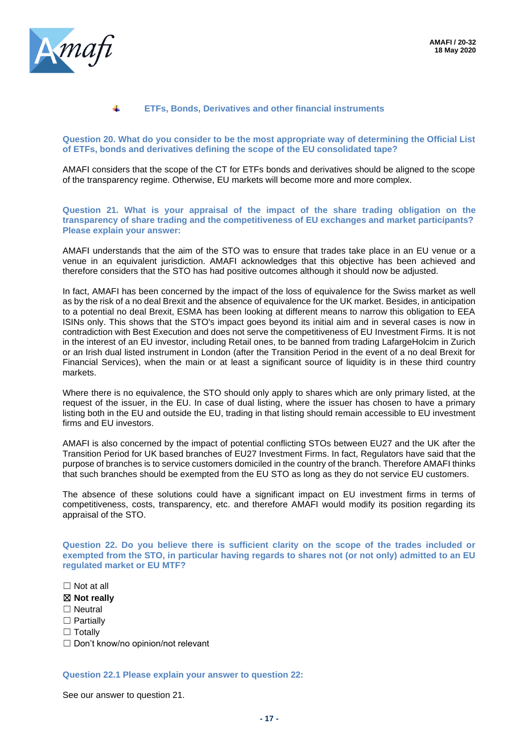## ETFs, Bonds, Derivatives and other financial instruments

**Question 20. What do you consider to be the most appropriate way of determining the Official List of ETFs, bonds and derivatives defining the scope of the EU consolidated tape?**

AMAFI considers that the scope of the CT for ETFs bonds and derivatives should be aligned to the scope of the transparency regime. Otherwise, EU markets will become more and more complex.

**Question 21. What is your appraisal of the impact of the share trading obligation on the transparency of share trading and the competitiveness of EU exchanges and market participants? Please explain your answer:**

AMAFI understands that the aim of the STO was to ensure that trades take place in an EU venue or a venue in an equivalent jurisdiction. AMAFI acknowledges that this objective has been achieved and therefore considers that the STO has had positive outcomes although it should now be adjusted.

In fact, AMAFI has been concerned by the impact of the loss of equivalence for the Swiss market as well as by the risk of a no deal Brexit and the absence of equivalence for the UK market. Besides, in anticipation to a potential no deal Brexit, ESMA has been looking at different means to narrow this obligation to EEA ISINs only. This shows that the STO's impact goes beyond its initial aim and in several cases is now in contradiction with Best Execution and does not serve the competitiveness of EU Investment Firms. It is not in the interest of an EU investor, including Retail ones, to be banned from trading LafargeHolcim in Zurich or an Irish dual listed instrument in London (after the Transition Period in the event of a no deal Brexit for Financial Services), when the main or at least a significant source of liquidity is in these third country markets.

Where there is no equivalence, the STO should only apply to shares which are only primary listed, at the request of the issuer, in the EU. In case of dual listing, where the issuer has chosen to have a primary listing both in the EU and outside the EU, trading in that listing should remain accessible to EU investment firms and EU investors.

AMAFI is also concerned by the impact of potential conflicting STOs between EU27 and the UK after the Transition Period for UK based branches of EU27 Investment Firms. In fact, Regulators have said that the purpose of branches is to service customers domiciled in the country of the branch. Therefore AMAFI thinks that such branches should be exempted from the EU STO as long as they do not service EU customers.

The absence of these solutions could have a significant impact on EU investment firms in terms of competitiveness, costs, transparency, etc. and therefore AMAFI would modify its position regarding its appraisal of the STO.

**Question 22. Do you believe there is sufficient clarity on the scope of the trades included or exempted from the STO, in particular having regards to shares not (or not only) admitted to an EU regulated market or EU MTF?**

☐ Not at all
☒ **Not really**
☐ Neutral
☐ Partially
☐ Totally
☐ Don't know/no opinion/not relevant

**Question 22.1 Please explain your answer to question 22:**

See our answer to question 21.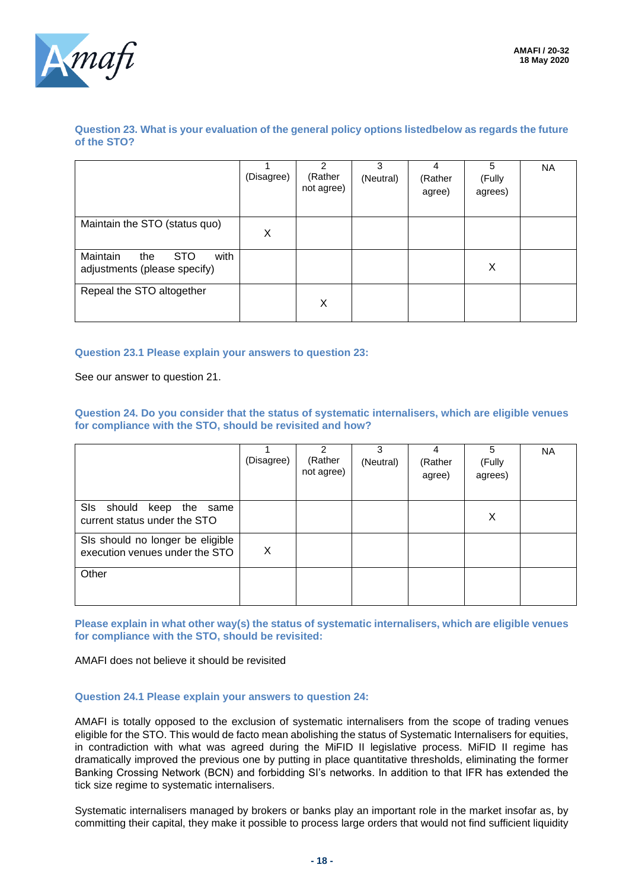**Question 23. What is your evaluation of the general policy options listedbelow as regards the future of the STO?**

| | 1 (Disagree) | 2 (Rather not agree) | 3 (Neutral) | 4 (Rather agree) | 5 (Fully agrees) | NA |
|---|---|---|---|---|---|---|
| Maintain the STO (status quo) | X | | | | | |
| Maintain the STO with adjustments (please specify) | | | | | X | |
| Repeal the STO altogether | | X | | | | |

**Question 23.1 Please explain your answers to question 23:**

See our answer to question 21.

**Question 24. Do you consider that the status of systematic internalisers, which are eligible venues for compliance with the STO, should be revisited and how?**

| | 1 (Disagree) | 2 (Rather not agree) | 3 (Neutral) | 4 (Rather agree) | 5 (Fully agrees) | NA |
|---|---|---|---|---|---|---|
| SIs should keep the same current status under the STO | | | | | X | |
| SIs should no longer be eligible execution venues under the STO | X | | | | | |
| Other | | | | | | |

**Please explain in what other way(s) the status of systematic internalisers, which are eligible venues for compliance with the STO, should be revisited:**

AMAFI does not believe it should be revisited

**Question 24.1 Please explain your answers to question 24:**

AMAFI is totally opposed to the exclusion of systematic internalisers from the scope of trading venues eligible for the STO. This would de facto mean abolishing the status of Systematic Internalisers for equities, in contradiction with what was agreed during the MiFID II legislative process. MiFID II regime has dramatically improved the previous one by putting in place quantitative thresholds, eliminating the former Banking Crossing Network (BCN) and forbidding SI's networks. In addition to that IFR has extended the tick size regime to systematic internalisers.

Systematic internalisers managed by brokers or banks play an important role in the market insofar as, by committing their capital, they make it possible to process large orders that would not find sufficient liquidity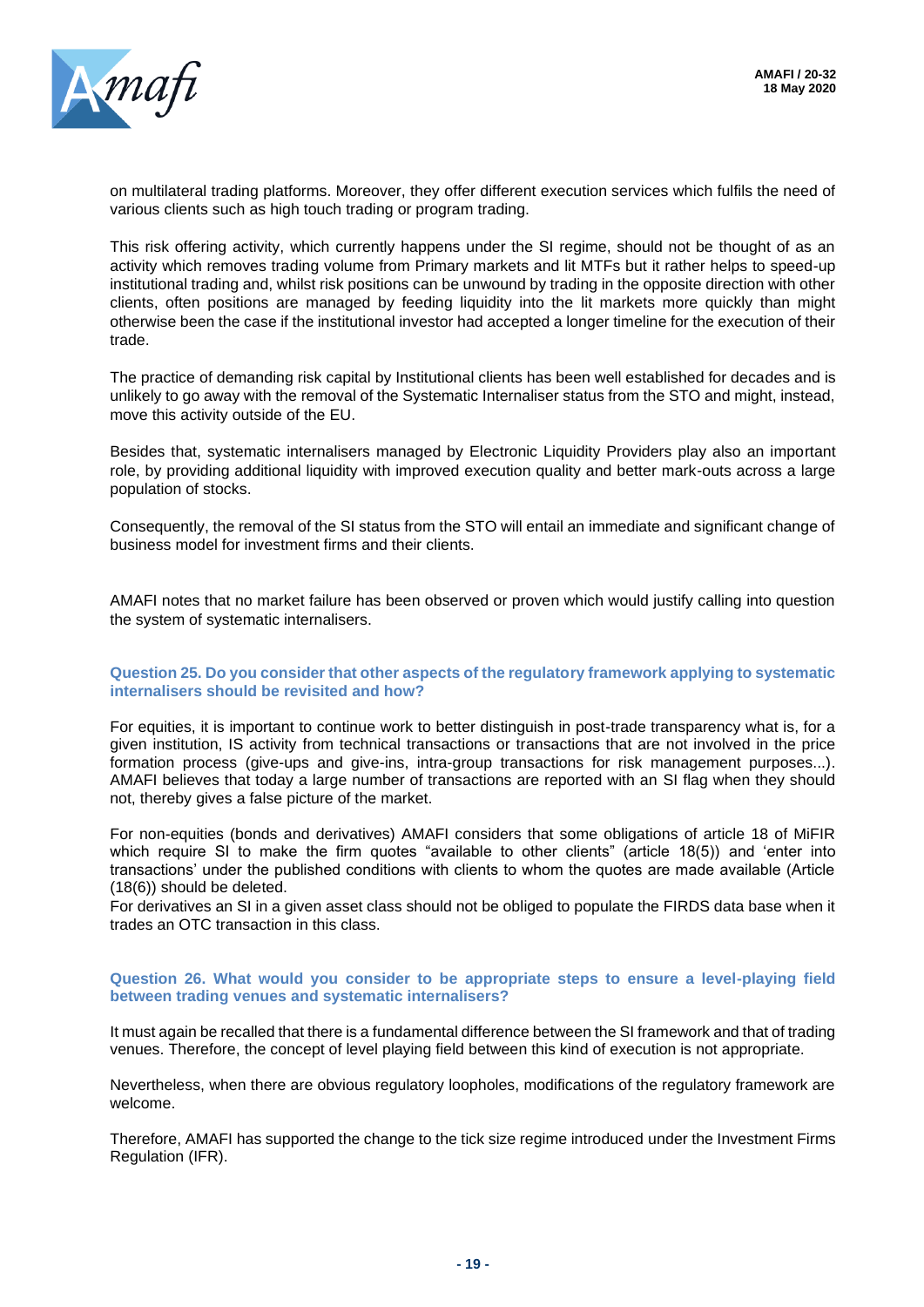on multilateral trading platforms. Moreover, they offer different execution services which fulfils the need of various clients such as high touch trading or program trading.

This risk offering activity, which currently happens under the SI regime, should not be thought of as an activity which removes trading volume from Primary markets and lit MTFs but it rather helps to speed-up institutional trading and, whilst risk positions can be unwound by trading in the opposite direction with other clients, often positions are managed by feeding liquidity into the lit markets more quickly than might otherwise been the case if the institutional investor had accepted a longer timeline for the execution of their trade.

The practice of demanding risk capital by Institutional clients has been well established for decades and is unlikely to go away with the removal of the Systematic Internaliser status from the STO and might, instead, move this activity outside of the EU.

Besides that, systematic internalisers managed by Electronic Liquidity Providers play also an important role, by providing additional liquidity with improved execution quality and better mark-outs across a large population of stocks.

Consequently, the removal of the SI status from the STO will entail an immediate and significant change of business model for investment firms and their clients.

AMAFI notes that no market failure has been observed or proven which would justify calling into question the system of systematic internalisers.

### Question 25. Do you consider that other aspects of the regulatory framework applying to systematic internalisers should be revisited and how?

For equities, it is important to continue work to better distinguish in post-trade transparency what is, for a given institution, IS activity from technical transactions or transactions that are not involved in the price formation process (give-ups and give-ins, intra-group transactions for risk management purposes...). AMAFI believes that today a large number of transactions are reported with an SI flag when they should not, thereby gives a false picture of the market.

For non-equities (bonds and derivatives) AMAFI considers that some obligations of article 18 of MiFIR which require SI to make the firm quotes "available to other clients" (article 18(5)) and 'enter into transactions' under the published conditions with clients to whom the quotes are made available (Article (18(6)) should be deleted.
For derivatives an SI in a given asset class should not be obliged to populate the FIRDS data base when it trades an OTC transaction in this class.

### Question 26. What would you consider to be appropriate steps to ensure a level-playing field between trading venues and systematic internalisers?

It must again be recalled that there is a fundamental difference between the SI framework and that of trading venues. Therefore, the concept of level playing field between this kind of execution is not appropriate.

Nevertheless, when there are obvious regulatory loopholes, modifications of the regulatory framework are welcome.

Therefore, AMAFI has supported the change to the tick size regime introduced under the Investment Firms Regulation (IFR).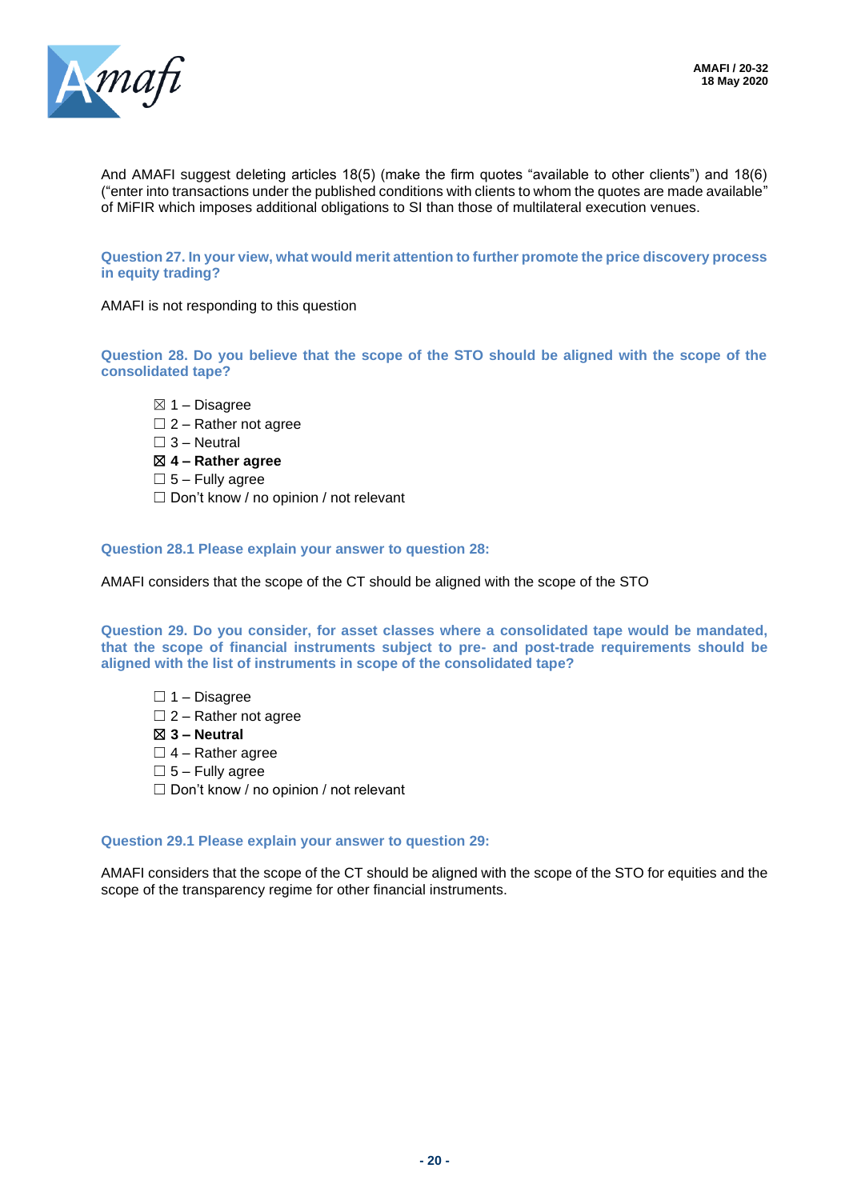And AMAFI suggest deleting articles 18(5) (make the firm quotes "available to other clients") and 18(6) ("enter into transactions under the published conditions with clients to whom the quotes are made available" of MiFIR which imposes additional obligations to SI than those of multilateral execution venues.

**Question 27. In your view, what would merit attention to further promote the price discovery process in equity trading?**

AMAFI is not responding to this question

**Question 28. Do you believe that the scope of the STO should be aligned with the scope of the consolidated tape?**

- ☒ 1 – Disagree
- ☐ 2 – Rather not agree
- ☐ 3 – Neutral
- ☒ **4 – Rather agree**
- ☐ 5 – Fully agree
- ☐ Don't know / no opinion / not relevant

**Question 28.1 Please explain your answer to question 28:**

AMAFI considers that the scope of the CT should be aligned with the scope of the STO

**Question 29. Do you consider, for asset classes where a consolidated tape would be mandated, that the scope of financial instruments subject to pre- and post-trade requirements should be aligned with the list of instruments in scope of the consolidated tape?**

- ☐ 1 – Disagree
- ☐ 2 – Rather not agree
- ☒ **3 – Neutral**
- ☐ 4 – Rather agree
- ☐ 5 – Fully agree
- ☐ Don't know / no opinion / not relevant

**Question 29.1 Please explain your answer to question 29:**

AMAFI considers that the scope of the CT should be aligned with the scope of the STO for equities and the scope of the transparency regime for other financial instruments.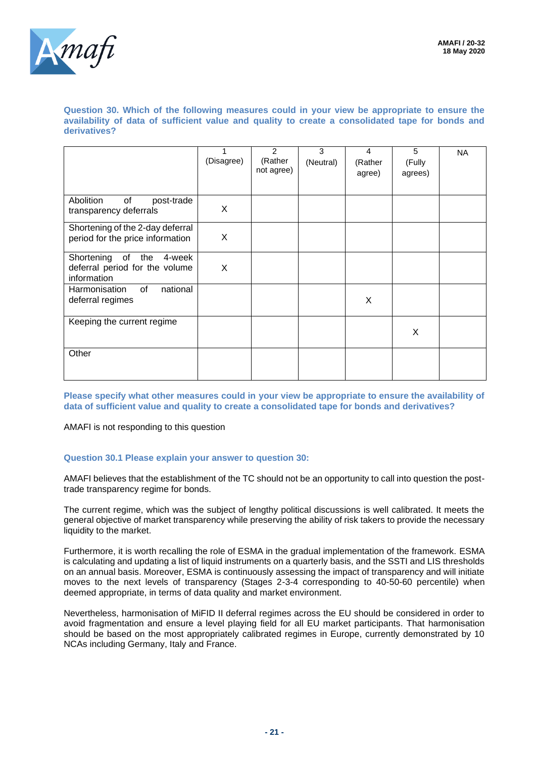**Question 30. Which of the following measures could in your view be appropriate to ensure the availability of data of sufficient value and quality to create a consolidated tape for bonds and derivatives?**

| | 1 (Disagree) | 2 (Rather not agree) | 3 (Neutral) | 4 (Rather agree) | 5 (Fully agrees) | NA |
|---|---|---|---|---|---|---|
| Abolition of post-trade transparency deferrals | X | | | | | |
| Shortening of the 2-day deferral period for the price information | X | | | | | |
| Shortening of the 4-week deferral period for the volume information | X | | | | | |
| Harmonisation of national deferral regimes | | | | X | | |
| Keeping the current regime | | | | | X | |
| Other | | | | | | |

**Please specify what other measures could in your view be appropriate to ensure the availability of data of sufficient value and quality to create a consolidated tape for bonds and derivatives?**

AMAFI is not responding to this question

**Question 30.1 Please explain your answer to question 30:**

AMAFI believes that the establishment of the TC should not be an opportunity to call into question the post-trade transparency regime for bonds.

The current regime, which was the subject of lengthy political discussions is well calibrated. It meets the general objective of market transparency while preserving the ability of risk takers to provide the necessary liquidity to the market.

Furthermore, it is worth recalling the role of ESMA in the gradual implementation of the framework. ESMA is calculating and updating a list of liquid instruments on a quarterly basis, and the SSTI and LIS thresholds on an annual basis. Moreover, ESMA is continuously assessing the impact of transparency and will initiate moves to the next levels of transparency (Stages 2-3-4 corresponding to 40-50-60 percentile) when deemed appropriate, in terms of data quality and market environment.

Nevertheless, harmonisation of MiFID II deferral regimes across the EU should be considered in order to avoid fragmentation and ensure a level playing field for all EU market participants. That harmonisation should be based on the most appropriately calibrated regimes in Europe, currently demonstrated by 10 NCAs including Germany, Italy and France.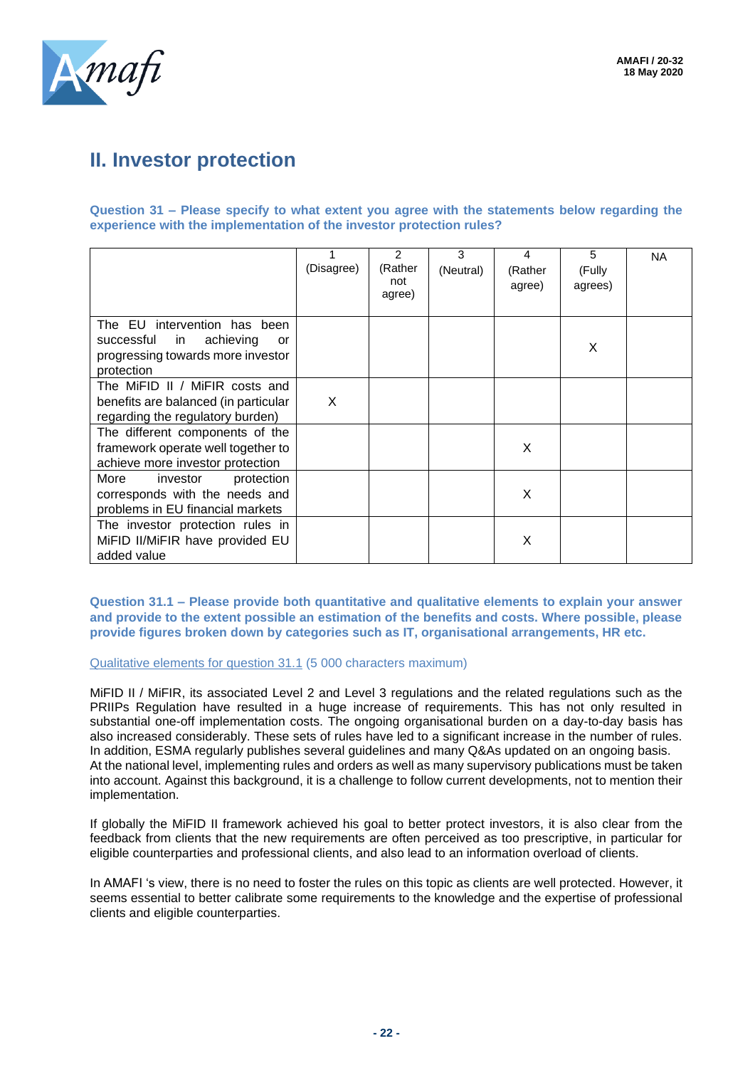## II. Investor protection

**Question 31 – Please specify to what extent you agree with the statements below regarding the experience with the implementation of the investor protection rules?**

| | 1 (Disagree) | 2 (Rather not agree) | 3 (Neutral) | 4 (Rather agree) | 5 (Fully agrees) | NA |
|---|---|---|---|---|---|---|
| The EU intervention has been successful in achieving or progressing towards more investor protection | | | | | X | |
| The MiFID II / MiFIR costs and benefits are balanced (in particular regarding the regulatory burden) | X | | | | | |
| The different components of the framework operate well together to achieve more investor protection | | | | X | | |
| More investor protection corresponds with the needs and problems in EU financial markets | | | | X | | |
| The investor protection rules in MiFID II/MiFIR have provided EU added value | | | | X | | |

**Question 31.1 – Please provide both quantitative and qualitative elements to explain your answer and provide to the extent possible an estimation of the benefits and costs. Where possible, please provide figures broken down by categories such as IT, organisational arrangements, HR etc.**

Qualitative elements for question 31.1 (5 000 characters maximum)

MiFID II / MiFIR, its associated Level 2 and Level 3 regulations and the related regulations such as the PRIIPs Regulation have resulted in a huge increase of requirements. This has not only resulted in substantial one-off implementation costs. The ongoing organisational burden on a day-to-day basis has also increased considerably. These sets of rules have led to a significant increase in the number of rules. In addition, ESMA regularly publishes several guidelines and many Q&As updated on an ongoing basis. At the national level, implementing rules and orders as well as many supervisory publications must be taken into account. Against this background, it is a challenge to follow current developments, not to mention their implementation.

If globally the MiFID II framework achieved his goal to better protect investors, it is also clear from the feedback from clients that the new requirements are often perceived as too prescriptive, in particular for eligible counterparties and professional clients, and also lead to an information overload of clients.

In AMAFI 's view, there is no need to foster the rules on this topic as clients are well protected. However, it seems essential to better calibrate some requirements to the knowledge and the expertise of professional clients and eligible counterparties.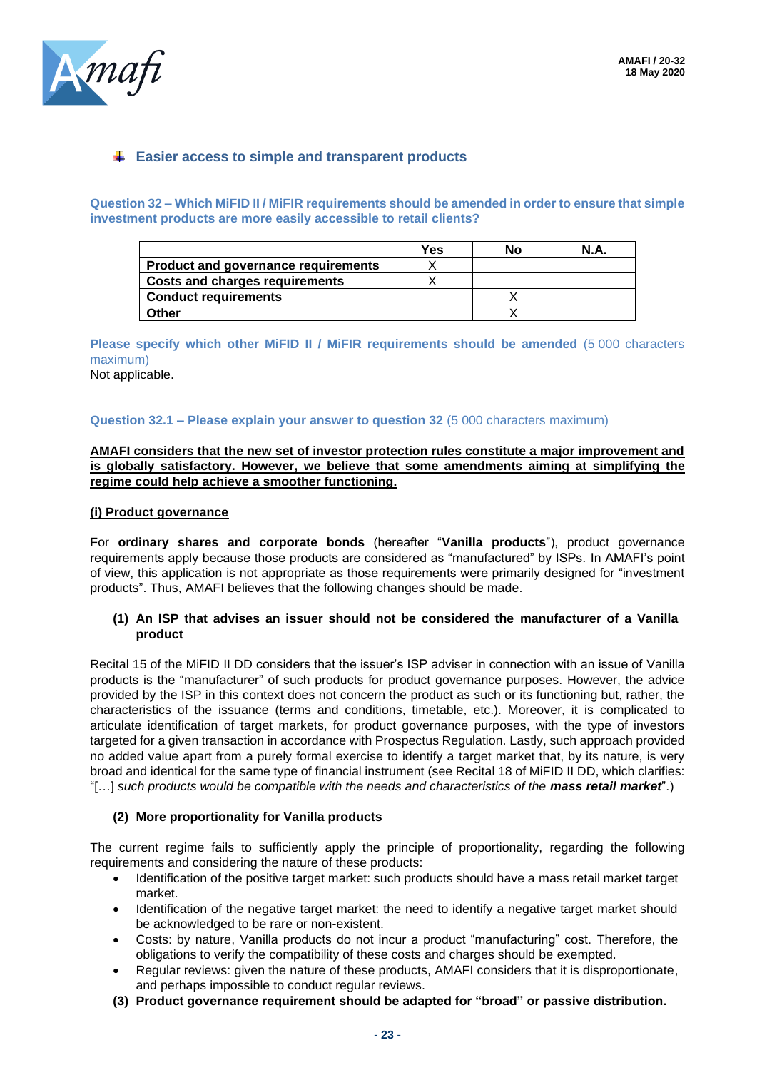## Easier access to simple and transparent products

**Question 32 – Which MiFID II / MiFIR requirements should be amended in order to ensure that simple investment products are more easily accessible to retail clients?**

| | Yes | No | N.A. |
|---|---|---|---|
| **Product and governance requirements** | X | | |
| **Costs and charges requirements** | X | | |
| **Conduct requirements** | | X | |
| **Other** | | X | |

**Please specify which other MiFID II / MiFIR requirements should be amended** (5 000 characters maximum)

Not applicable.

**Question 32.1 – Please explain your answer to question 32** (5 000 characters maximum)

**AMAFI considers that the new set of investor protection rules constitute a major improvement and is globally satisfactory. However, we believe that some amendments aiming at simplifying the regime could help achieve a smoother functioning.**

**(i) Product governance**

For **ordinary shares and corporate bonds** (hereafter "**Vanilla products**"), product governance requirements apply because those products are considered as "manufactured" by ISPs. In AMAFI's point of view, this application is not appropriate as those requirements were primarily designed for "investment products". Thus, AMAFI believes that the following changes should be made.

**(1) An ISP that advises an issuer should not be considered the manufacturer of a Vanilla product**

Recital 15 of the MiFID II DD considers that the issuer's ISP adviser in connection with an issue of Vanilla products is the "manufacturer" of such products for product governance purposes. However, the advice provided by the ISP in this context does not concern the product as such or its functioning but, rather, the characteristics of the issuance (terms and conditions, timetable, etc.). Moreover, it is complicated to articulate identification of target markets, for product governance purposes, with the type of investors targeted for a given transaction in accordance with Prospectus Regulation. Lastly, such approach provided no added value apart from a purely formal exercise to identify a target market that, by its nature, is very broad and identical for the same type of financial instrument (see Recital 18 of MiFID II DD, which clarifies: "[…] *such products would be compatible with the needs and characteristics of the* ***mass retail market***".)

**(2) More proportionality for Vanilla products**

The current regime fails to sufficiently apply the principle of proportionality, regarding the following requirements and considering the nature of these products:

- Identification of the positive target market: such products should have a mass retail market target market.
- Identification of the negative target market: the need to identify a negative target market should be acknowledged to be rare or non-existent.
- Costs: by nature, Vanilla products do not incur a product "manufacturing" cost. Therefore, the obligations to verify the compatibility of these costs and charges should be exempted.
- Regular reviews: given the nature of these products, AMAFI considers that it is disproportionate, and perhaps impossible to conduct regular reviews.

**(3) Product governance requirement should be adapted for "broad" or passive distribution.**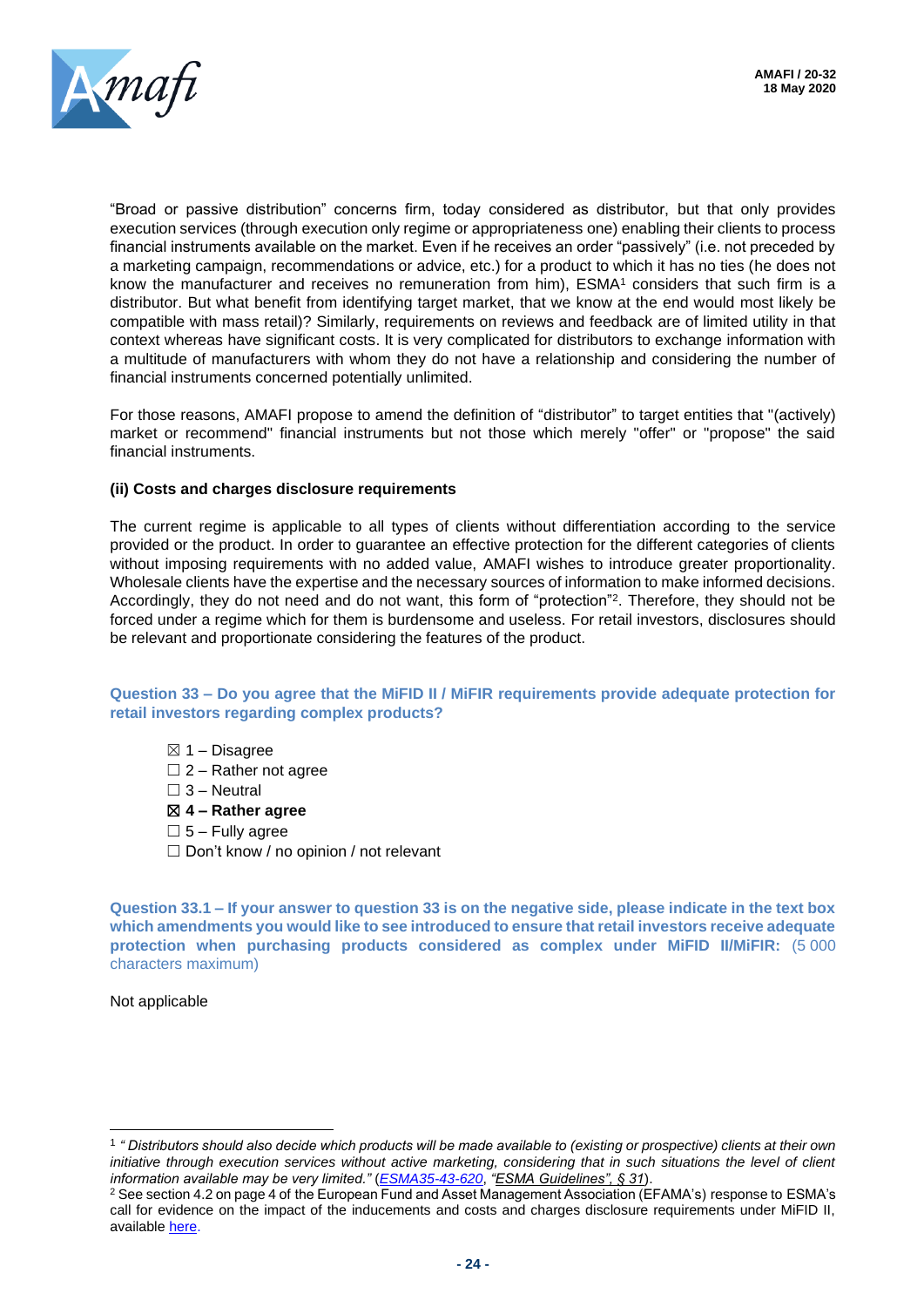"Broad or passive distribution" concerns firm, today considered as distributor, but that only provides execution services (through execution only regime or appropriateness one) enabling their clients to process financial instruments available on the market. Even if he receives an order "passively" (i.e. not preceded by a marketing campaign, recommendations or advice, etc.) for a product to which it has no ties (he does not know the manufacturer and receives no remuneration from him), ESMA[1] considers that such firm is a distributor. But what benefit from identifying target market, that we know at the end would most likely be compatible with mass retail)? Similarly, requirements on reviews and feedback are of limited utility in that context whereas have significant costs. It is very complicated for distributors to exchange information with a multitude of manufacturers with whom they do not have a relationship and considering the number of financial instruments concerned potentially unlimited.

For those reasons, AMAFI propose to amend the definition of "distributor" to target entities that "(actively) market or recommend" financial instruments but not those which merely "offer" or "propose" the said financial instruments.

**(ii) Costs and charges disclosure requirements**

The current regime is applicable to all types of clients without differentiation according to the service provided or the product. In order to guarantee an effective protection for the different categories of clients without imposing requirements with no added value, AMAFI wishes to introduce greater proportionality. Wholesale clients have the expertise and the necessary sources of information to make informed decisions. Accordingly, they do not need and do not want, this form of "protection"[2]. Therefore, they should not be forced under a regime which for them is burdensome and useless. For retail investors, disclosures should be relevant and proportionate considering the features of the product.

**Question 33 – Do you agree that the MiFID II / MiFIR requirements provide adequate protection for retail investors regarding complex products?**

- ☒ 1 – Disagree
- ☐ 2 – Rather not agree
- ☐ 3 – Neutral
- ☒ **4 – Rather agree**
- ☐ 5 – Fully agree
- ☐ Don't know / no opinion / not relevant

**Question 33.1 – If your answer to question 33 is on the negative side, please indicate in the text box which amendments you would like to see introduced to ensure that retail investors receive adequate protection when purchasing products considered as complex under MiFID II/MiFIR:** (5 000 characters maximum)

Not applicable

---

[1] *" Distributors should also decide which products will be made available to (existing or prospective) clients at their own initiative through execution services without active marketing, considering that in such situations the level of client information available may be very limited."* (ESMA35-43-620, *"ESMA Guidelines", § 31*).

[2] See section 4.2 on page 4 of the European Fund and Asset Management Association (EFAMA's) response to ESMA's call for evidence on the impact of the inducements and costs and charges disclosure requirements under MiFID II, available here.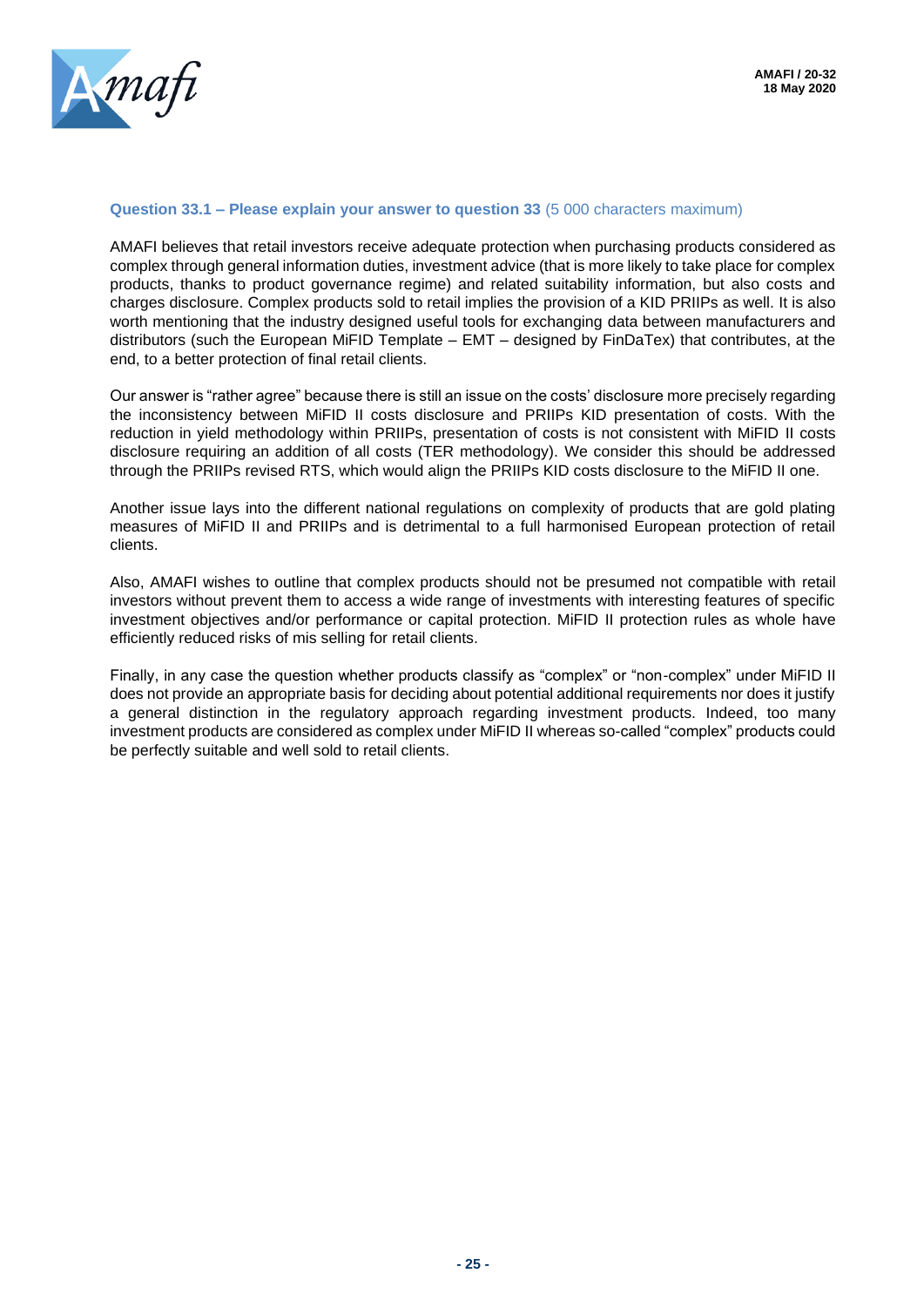**Question 33.1 – Please explain your answer to question 33** (5 000 characters maximum)

AMAFI believes that retail investors receive adequate protection when purchasing products considered as complex through general information duties, investment advice (that is more likely to take place for complex products, thanks to product governance regime) and related suitability information, but also costs and charges disclosure. Complex products sold to retail implies the provision of a KID PRIIPs as well. It is also worth mentioning that the industry designed useful tools for exchanging data between manufacturers and distributors (such the European MiFID Template – EMT – designed by FinDaTex) that contributes, at the end, to a better protection of final retail clients.

Our answer is "rather agree" because there is still an issue on the costs' disclosure more precisely regarding the inconsistency between MiFID II costs disclosure and PRIIPs KID presentation of costs. With the reduction in yield methodology within PRIIPs, presentation of costs is not consistent with MiFID II costs disclosure requiring an addition of all costs (TER methodology). We consider this should be addressed through the PRIIPs revised RTS, which would align the PRIIPs KID costs disclosure to the MiFID II one.

Another issue lays into the different national regulations on complexity of products that are gold plating measures of MiFID II and PRIIPs and is detrimental to a full harmonised European protection of retail clients.

Also, AMAFI wishes to outline that complex products should not be presumed not compatible with retail investors without prevent them to access a wide range of investments with interesting features of specific investment objectives and/or performance or capital protection. MiFID II protection rules as whole have efficiently reduced risks of mis selling for retail clients.

Finally, in any case the question whether products classify as "complex" or "non-complex" under MiFID II does not provide an appropriate basis for deciding about potential additional requirements nor does it justify a general distinction in the regulatory approach regarding investment products. Indeed, too many investment products are considered as complex under MiFID II whereas so-called "complex" products could be perfectly suitable and well sold to retail clients.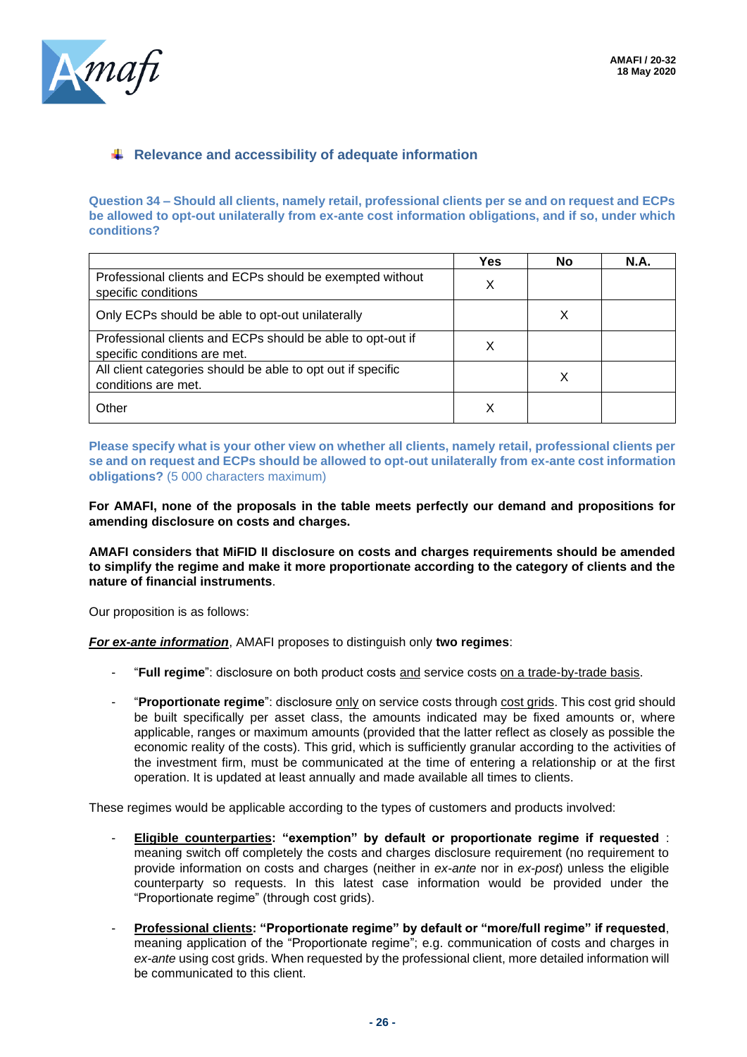## Relevance and accessibility of adequate information

**Question 34 – Should all clients, namely retail, professional clients per se and on request and ECPs be allowed to opt-out unilaterally from ex-ante cost information obligations, and if so, under which conditions?**

| | Yes | No | N.A. |
|---|---|---|---|
| Professional clients and ECPs should be exempted without specific conditions | X | | |
| Only ECPs should be able to opt-out unilaterally | | X | |
| Professional clients and ECPs should be able to opt-out if specific conditions are met. | X | | |
| All client categories should be able to opt out if specific conditions are met. | | X | |
| Other | X | | |

**Please specify what is your other view on whether all clients, namely retail, professional clients per se and on request and ECPs should be allowed to opt-out unilaterally from ex-ante cost information obligations?** (5 000 characters maximum)

**For AMAFI, none of the proposals in the table meets perfectly our demand and propositions for amending disclosure on costs and charges.**

**AMAFI considers that MiFID II disclosure on costs and charges requirements should be amended to simplify the regime and make it more proportionate according to the category of clients and the nature of financial instruments**.

Our proposition is as follows:

***For ex-ante information***, AMAFI proposes to distinguish only **two regimes**:

- "**Full regime**": disclosure on both product costs and service costs on a trade-by-trade basis.
- "**Proportionate regime**": disclosure only on service costs through cost grids. This cost grid should be built specifically per asset class, the amounts indicated may be fixed amounts or, where applicable, ranges or maximum amounts (provided that the latter reflect as closely as possible the economic reality of the costs). This grid, which is sufficiently granular according to the activities of the investment firm, must be communicated at the time of entering a relationship or at the first operation. It is updated at least annually and made available all times to clients.

These regimes would be applicable according to the types of customers and products involved:

- **Eligible counterparties: "exemption" by default or proportionate regime if requested** : meaning switch off completely the costs and charges disclosure requirement (no requirement to provide information on costs and charges (neither in *ex-ante* nor in *ex-post*) unless the eligible counterparty so requests. In this latest case information would be provided under the "Proportionate regime" (through cost grids).
- **Professional clients: "Proportionate regime" by default or "more/full regime" if requested**, meaning application of the "Proportionate regime"; e.g. communication of costs and charges in *ex-ante* using cost grids. When requested by the professional client, more detailed information will be communicated to this client.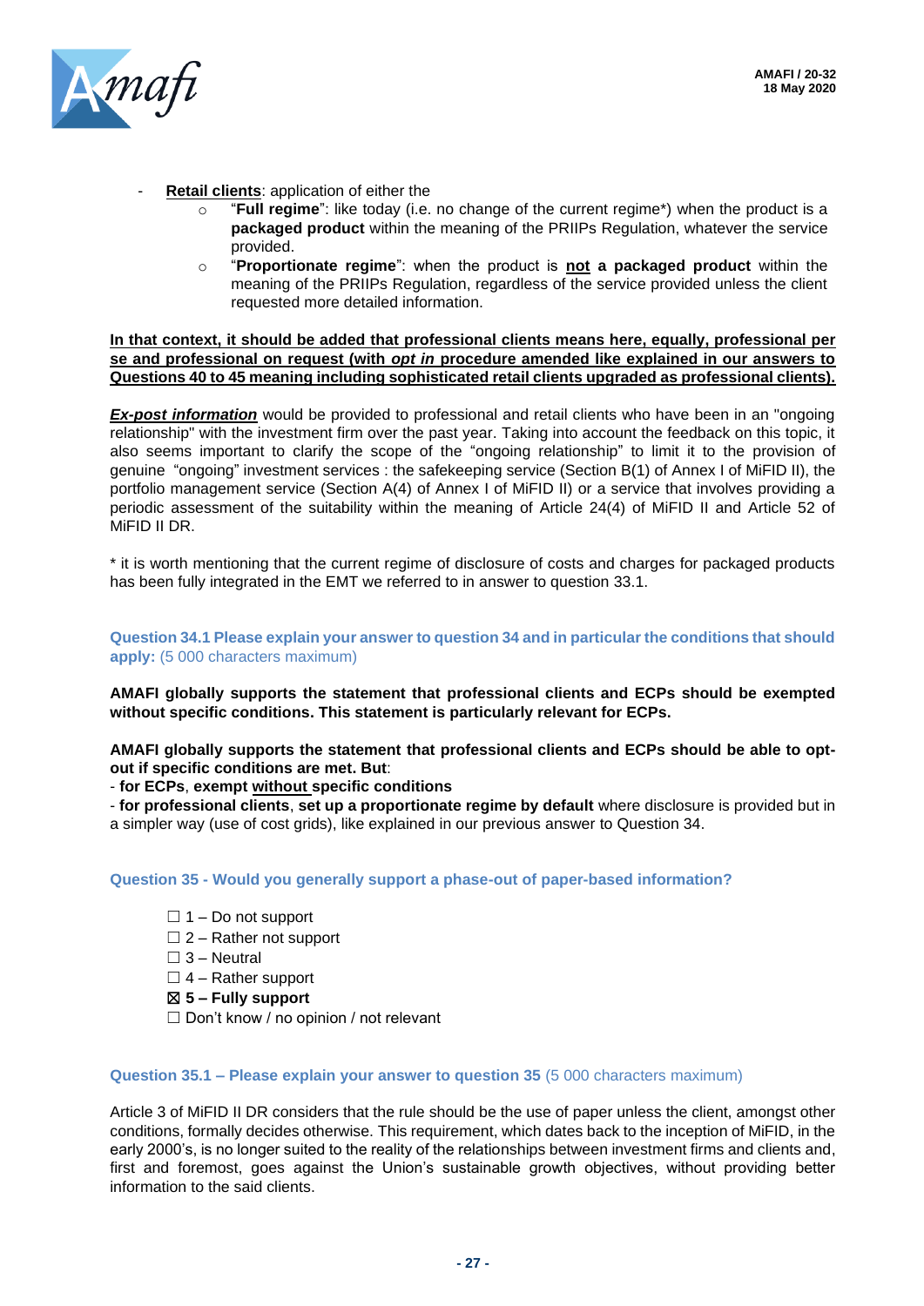- **Retail clients**: application of either the
    - "**Full regime**": like today (i.e. no change of the current regime*) when the product is a **packaged product** within the meaning of the PRIIPs Regulation, whatever the service provided.
    - "**Proportionate regime**": when the product is **not a packaged product** within the meaning of the PRIIPs Regulation, regardless of the service provided unless the client requested more detailed information.

**In that context, it should be added that professional clients means here, equally, professional per se and professional on request (with *opt in* procedure amended like explained in our answers to Questions 40 to 45 meaning including sophisticated retail clients upgraded as professional clients).**

***Ex-post information*** would be provided to professional and retail clients who have been in an "ongoing relationship" with the investment firm over the past year. Taking into account the feedback on this topic, it also seems important to clarify the scope of the "ongoing relationship" to limit it to the provision of genuine "ongoing" investment services : the safekeeping service (Section B(1) of Annex I of MiFID II), the portfolio management service (Section A(4) of Annex I of MiFID II) or a service that involves providing a periodic assessment of the suitability within the meaning of Article 24(4) of MiFID II and Article 52 of MiFID II DR.

* it is worth mentioning that the current regime of disclosure of costs and charges for packaged products has been fully integrated in the EMT we referred to in answer to question 33.1.

### Question 34.1 Please explain your answer to question 34 and in particular the conditions that should apply: (5 000 characters maximum)

**AMAFI globally supports the statement that professional clients and ECPs should be exempted without specific conditions. This statement is particularly relevant for ECPs.**

**AMAFI globally supports the statement that professional clients and ECPs should be able to opt-out if specific conditions are met. But**:

- **for ECPs**, **exempt without specific conditions**
- **for professional clients**, **set up a proportionate regime by default** where disclosure is provided but in a simpler way (use of cost grids), like explained in our previous answer to Question 34.

### Question 35 - Would you generally support a phase-out of paper-based information?

- ☐ 1 – Do not support
- ☐ 2 – Rather not support
- ☐ 3 – Neutral
- ☐ 4 – Rather support
- ☒ **5 – Fully support**
- ☐ Don't know / no opinion / not relevant

### Question 35.1 – Please explain your answer to question 35 (5 000 characters maximum)

Article 3 of MiFID II DR considers that the rule should be the use of paper unless the client, amongst other conditions, formally decides otherwise. This requirement, which dates back to the inception of MiFID, in the early 2000's, is no longer suited to the reality of the relationships between investment firms and clients and, first and foremost, goes against the Union's sustainable growth objectives, without providing better information to the said clients.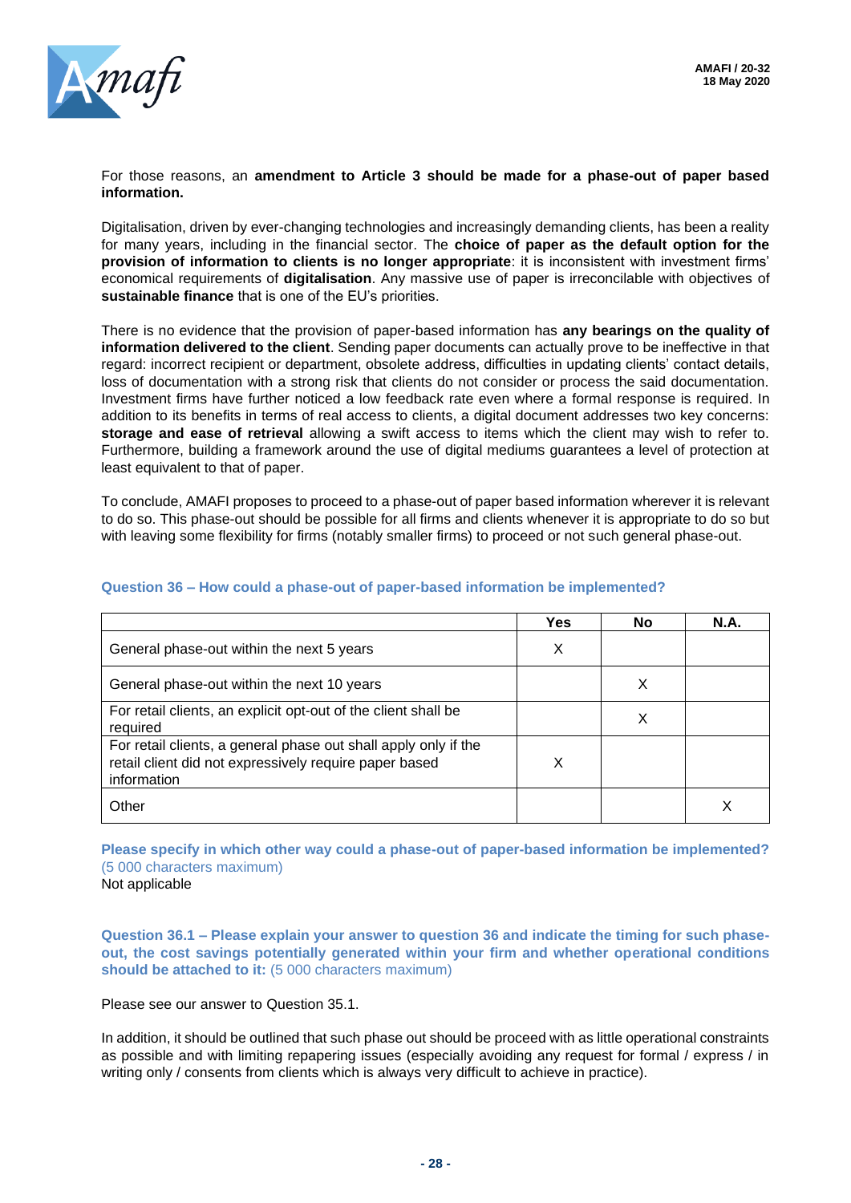For those reasons, an **amendment to Article 3 should be made for a phase-out of paper based information.**

Digitalisation, driven by ever-changing technologies and increasingly demanding clients, has been a reality for many years, including in the financial sector. The **choice of paper as the default option for the provision of information to clients is no longer appropriate**: it is inconsistent with investment firms' economical requirements of **digitalisation**. Any massive use of paper is irreconcilable with objectives of **sustainable finance** that is one of the EU's priorities.

There is no evidence that the provision of paper-based information has **any bearings on the quality of information delivered to the client**. Sending paper documents can actually prove to be ineffective in that regard: incorrect recipient or department, obsolete address, difficulties in updating clients' contact details, loss of documentation with a strong risk that clients do not consider or process the said documentation. Investment firms have further noticed a low feedback rate even where a formal response is required. In addition to its benefits in terms of real access to clients, a digital document addresses two key concerns: **storage and ease of retrieval** allowing a swift access to items which the client may wish to refer to. Furthermore, building a framework around the use of digital mediums guarantees a level of protection at least equivalent to that of paper.

To conclude, AMAFI proposes to proceed to a phase-out of paper based information wherever it is relevant to do so. This phase-out should be possible for all firms and clients whenever it is appropriate to do so but with leaving some flexibility for firms (notably smaller firms) to proceed or not such general phase-out.

### Question 36 – How could a phase-out of paper-based information be implemented?

| | Yes | No | N.A. |
|---|---|---|---|
| General phase-out within the next 5 years | X | | |
| General phase-out within the next 10 years | | X | |
| For retail clients, an explicit opt-out of the client shall be required | | X | |
| For retail clients, a general phase out shall apply only if the retail client did not expressively require paper based information | X | | |
| Other | | | X |

**Please specify in which other way could a phase-out of paper-based information be implemented?** (5 000 characters maximum)

Not applicable

**Question 36.1 – Please explain your answer to question 36 and indicate the timing for such phase-out, the cost savings potentially generated within your firm and whether operational conditions should be attached to it:** (5 000 characters maximum)

Please see our answer to Question 35.1.

In addition, it should be outlined that such phase out should be proceed with as little operational constraints as possible and with limiting repapering issues (especially avoiding any request for formal / express / in writing only / consents from clients which is always very difficult to achieve in practice).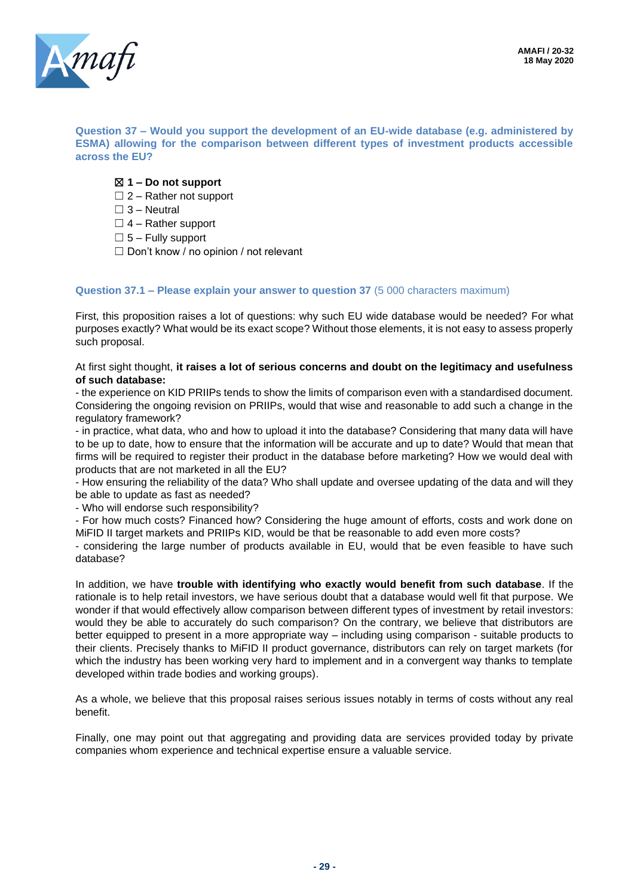**Question 37 – Would you support the development of an EU-wide database (e.g. administered by ESMA) allowing for the comparison between different types of investment products accessible across the EU?**

- ☒ **1 – Do not support**
- ☐ 2 – Rather not support
- ☐ 3 – Neutral
- ☐ 4 – Rather support
- ☐ 5 – Fully support
- ☐ Don't know / no opinion / not relevant

**Question 37.1 – Please explain your answer to question 37** (5 000 characters maximum)

First, this proposition raises a lot of questions: why such EU wide database would be needed? For what purposes exactly? What would be its exact scope? Without those elements, it is not easy to assess properly such proposal.

At first sight thought, **it raises a lot of serious concerns and doubt on the legitimacy and usefulness of such database:**
- the experience on KID PRIIPs tends to show the limits of comparison even with a standardised document. Considering the ongoing revision on PRIIPs, would that wise and reasonable to add such a change in the regulatory framework?
- in practice, what data, who and how to upload it into the database? Considering that many data will have to be up to date, how to ensure that the information will be accurate and up to date? Would that mean that firms will be required to register their product in the database before marketing? How we would deal with products that are not marketed in all the EU?
- How ensuring the reliability of the data? Who shall update and oversee updating of the data and will they be able to update as fast as needed?
- Who will endorse such responsibility?
- For how much costs? Financed how? Considering the huge amount of efforts, costs and work done on MiFID II target markets and PRIIPs KID, would be that be reasonable to add even more costs?
- considering the large number of products available in EU, would that be even feasible to have such database?

In addition, we have **trouble with identifying who exactly would benefit from such database**. If the rationale is to help retail investors, we have serious doubt that a database would well fit that purpose. We wonder if that would effectively allow comparison between different types of investment by retail investors: would they be able to accurately do such comparison? On the contrary, we believe that distributors are better equipped to present in a more appropriate way – including using comparison - suitable products to their clients. Precisely thanks to MiFID II product governance, distributors can rely on target markets (for which the industry has been working very hard to implement and in a convergent way thanks to template developed within trade bodies and working groups).

As a whole, we believe that this proposal raises serious issues notably in terms of costs without any real benefit.

Finally, one may point out that aggregating and providing data are services provided today by private companies whom experience and technical expertise ensure a valuable service.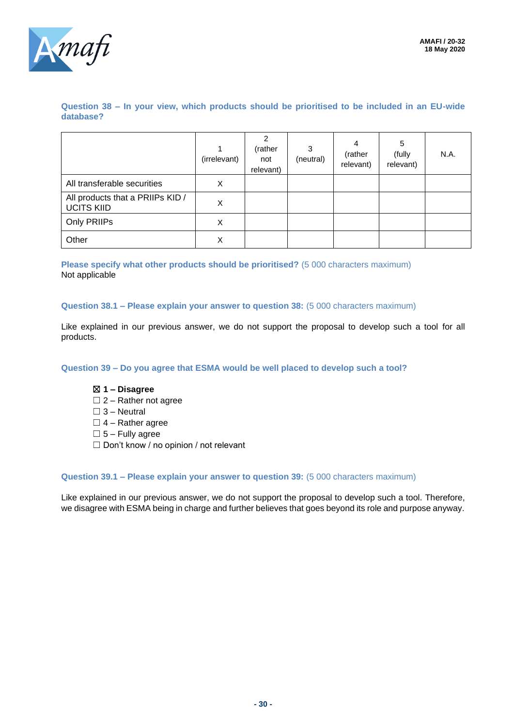**Question 38 – In your view, which products should be prioritised to be included in an EU-wide database?**

| | 1 (irrelevant) | 2 (rather not relevant) | 3 (neutral) | 4 (rather relevant) | 5 (fully relevant) | N.A. |
|---|---|---|---|---|---|---|
| All transferable securities | X | | | | | |
| All products that a PRIIPs KID / UCITS KIID | X | | | | | |
| Only PRIIPs | X | | | | | |
| Other | X | | | | | |

**Please specify what other products should be prioritised?** (5 000 characters maximum)
Not applicable

**Question 38.1 – Please explain your answer to question 38:** (5 000 characters maximum)

Like explained in our previous answer, we do not support the proposal to develop such a tool for all products.

**Question 39 – Do you agree that ESMA would be well placed to develop such a tool?**

- ☒ **1 – Disagree**
- ☐ 2 – Rather not agree
- ☐ 3 – Neutral
- ☐ 4 – Rather agree
- ☐ 5 – Fully agree
- ☐ Don't know / no opinion / not relevant

**Question 39.1 – Please explain your answer to question 39:** (5 000 characters maximum)

Like explained in our previous answer, we do not support the proposal to develop such a tool. Therefore, we disagree with ESMA being in charge and further believes that goes beyond its role and purpose anyway.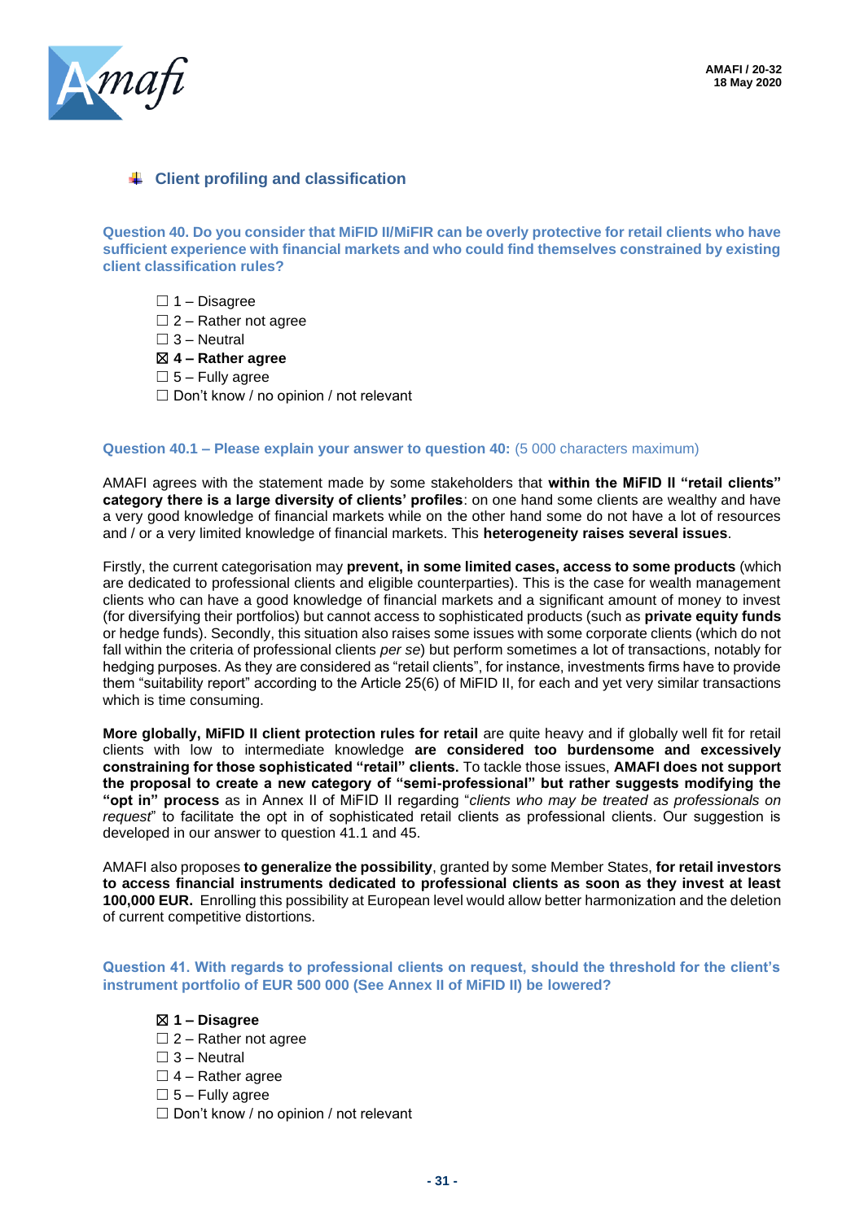## Client profiling and classification

**Question 40. Do you consider that MiFID II/MiFIR can be overly protective for retail clients who have sufficient experience with financial markets and who could find themselves constrained by existing client classification rules?**

- ☐ 1 – Disagree
- ☐ 2 – Rather not agree
- ☐ 3 – Neutral
- ☒ **4 – Rather agree**
- ☐ 5 – Fully agree
- ☐ Don't know / no opinion / not relevant

**Question 40.1 – Please explain your answer to question 40:** (5 000 characters maximum)

AMAFI agrees with the statement made by some stakeholders that **within the MiFID II "retail clients" category there is a large diversity of clients' profiles**: on one hand some clients are wealthy and have a very good knowledge of financial markets while on the other hand some do not have a lot of resources and / or a very limited knowledge of financial markets. This **heterogeneity raises several issues**.

Firstly, the current categorisation may **prevent, in some limited cases, access to some products** (which are dedicated to professional clients and eligible counterparties). This is the case for wealth management clients who can have a good knowledge of financial markets and a significant amount of money to invest (for diversifying their portfolios) but cannot access to sophisticated products (such as **private equity funds** or hedge funds). Secondly, this situation also raises some issues with some corporate clients (which do not fall within the criteria of professional clients *per se*) but perform sometimes a lot of transactions, notably for hedging purposes. As they are considered as "retail clients", for instance, investments firms have to provide them "suitability report" according to the Article 25(6) of MiFID II, for each and yet very similar transactions which is time consuming.

**More globally, MiFID II client protection rules for retail** are quite heavy and if globally well fit for retail clients with low to intermediate knowledge **are considered too burdensome and excessively constraining for those sophisticated "retail" clients.** To tackle those issues, **AMAFI does not support the proposal to create a new category of "semi-professional" but rather suggests modifying the "opt in" process** as in Annex II of MiFID II regarding "*clients who may be treated as professionals on request*" to facilitate the opt in of sophisticated retail clients as professional clients. Our suggestion is developed in our answer to question 41.1 and 45.

AMAFI also proposes **to generalize the possibility**, granted by some Member States, **for retail investors to access financial instruments dedicated to professional clients as soon as they invest at least 100,000 EUR.** Enrolling this possibility at European level would allow better harmonization and the deletion of current competitive distortions.

**Question 41. With regards to professional clients on request, should the threshold for the client's instrument portfolio of EUR 500 000 (See Annex II of MiFID II) be lowered?**

- ☒ **1 – Disagree**
- ☐ 2 – Rather not agree
- ☐ 3 – Neutral
- ☐ 4 – Rather agree
- ☐ 5 – Fully agree
- ☐ Don't know / no opinion / not relevant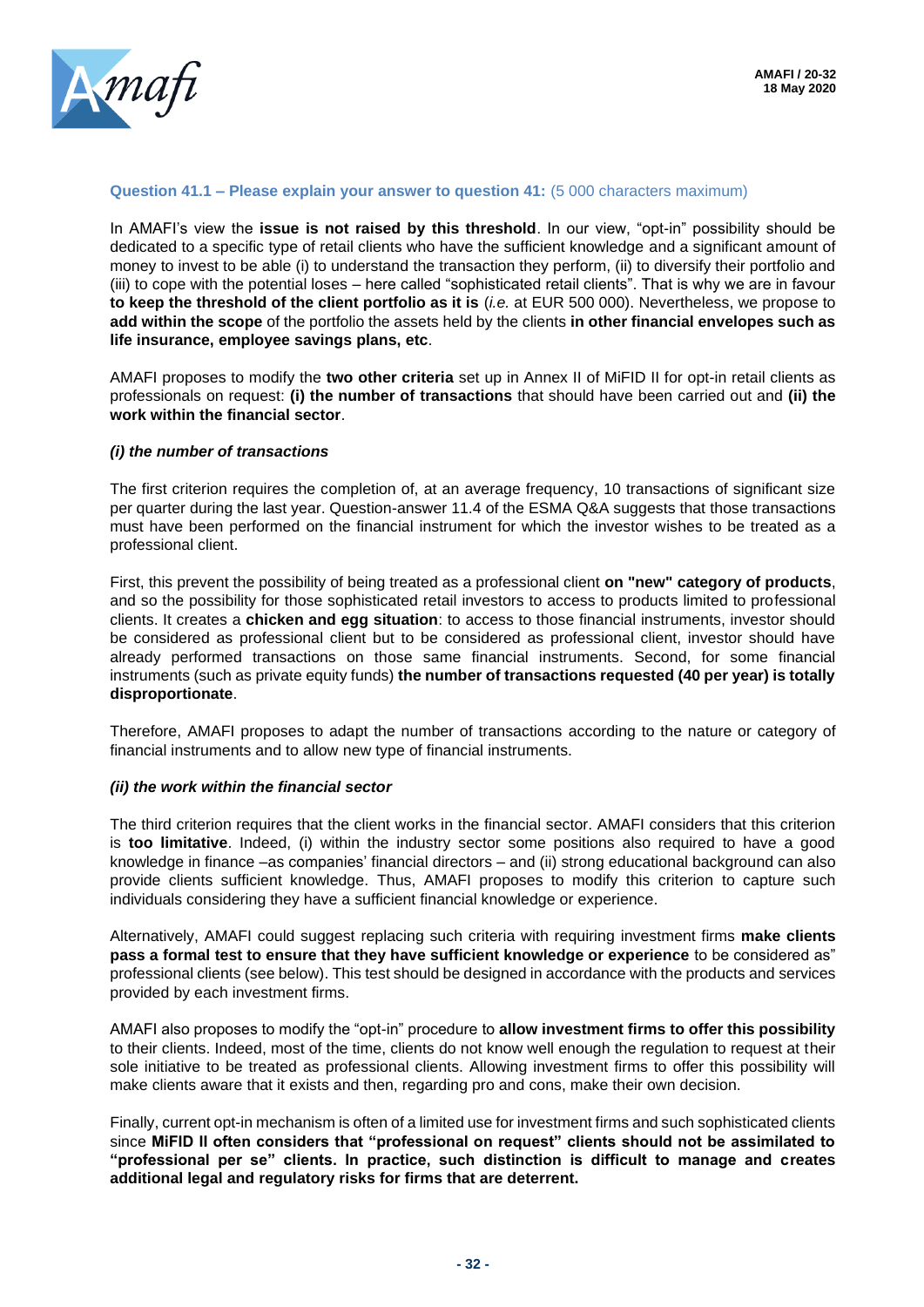**Question 41.1 – Please explain your answer to question 41:** (5 000 characters maximum)

In AMAFI's view the **issue is not raised by this threshold**. In our view, "opt-in" possibility should be dedicated to a specific type of retail clients who have the sufficient knowledge and a significant amount of money to invest to be able (i) to understand the transaction they perform, (ii) to diversify their portfolio and (iii) to cope with the potential loses – here called "sophisticated retail clients". That is why we are in favour **to keep the threshold of the client portfolio as it is** (*i.e.* at EUR 500 000). Nevertheless, we propose to **add within the scope** of the portfolio the assets held by the clients **in other financial envelopes such as life insurance, employee savings plans, etc**.

AMAFI proposes to modify the **two other criteria** set up in Annex II of MiFID II for opt-in retail clients as professionals on request: **(i) the number of transactions** that should have been carried out and **(ii) the work within the financial sector**.

***(i) the number of transactions***

The first criterion requires the completion of, at an average frequency, 10 transactions of significant size per quarter during the last year. Question-answer 11.4 of the ESMA Q&A suggests that those transactions must have been performed on the financial instrument for which the investor wishes to be treated as a professional client.

First, this prevent the possibility of being treated as a professional client **on "new" category of products**, and so the possibility for those sophisticated retail investors to access to products limited to professional clients. It creates a **chicken and egg situation**: to access to those financial instruments, investor should be considered as professional client but to be considered as professional client, investor should have already performed transactions on those same financial instruments. Second, for some financial instruments (such as private equity funds) **the number of transactions requested (40 per year) is totally disproportionate**.

Therefore, AMAFI proposes to adapt the number of transactions according to the nature or category of financial instruments and to allow new type of financial instruments.

***(ii) the work within the financial sector***

The third criterion requires that the client works in the financial sector. AMAFI considers that this criterion is **too limitative**. Indeed, (i) within the industry sector some positions also required to have a good knowledge in finance –as companies' financial directors – and (ii) strong educational background can also provide clients sufficient knowledge. Thus, AMAFI proposes to modify this criterion to capture such individuals considering they have a sufficient financial knowledge or experience.

Alternatively, AMAFI could suggest replacing such criteria with requiring investment firms **make clients pass a formal test to ensure that they have sufficient knowledge or experience** to be considered as" professional clients (see below). This test should be designed in accordance with the products and services provided by each investment firms.

AMAFI also proposes to modify the "opt-in" procedure to **allow investment firms to offer this possibility** to their clients. Indeed, most of the time, clients do not know well enough the regulation to request at their sole initiative to be treated as professional clients. Allowing investment firms to offer this possibility will make clients aware that it exists and then, regarding pro and cons, make their own decision.

Finally, current opt-in mechanism is often of a limited use for investment firms and such sophisticated clients since **MiFID II often considers that "professional on request" clients should not be assimilated to "professional per se" clients. In practice, such distinction is difficult to manage and creates additional legal and regulatory risks for firms that are deterrent.**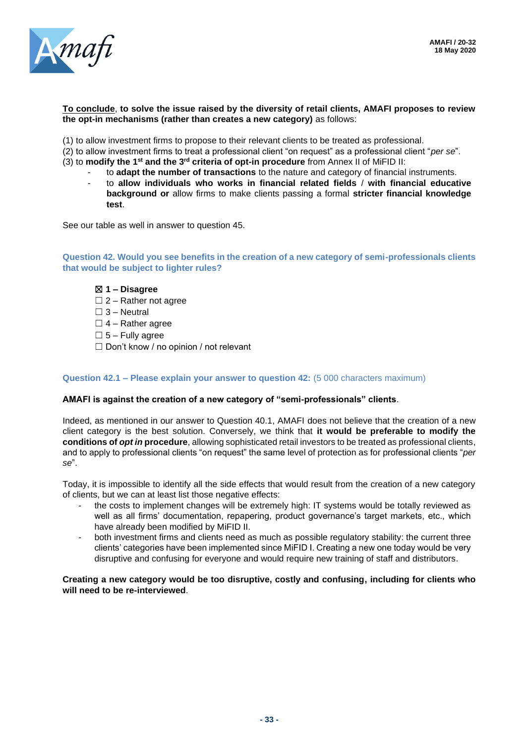<u>**To conclude**</u>, **to solve the issue raised by the diversity of retail clients, AMAFI proposes to review the opt-in mechanisms (rather than creates a new category)** as follows:

(1) to allow investment firms to propose to their relevant clients to be treated as professional.
(2) to allow investment firms to treat a professional client "on request" as a professional client "*per se*".
(3) to **modify the 1st and the 3rd criteria of opt-in procedure** from Annex II of MiFID II:

- to **adapt the number of transactions** to the nature and category of financial instruments.
- to **allow individuals who works in financial related fields** / **with financial educative background or** allow firms to make clients passing a formal **stricter financial knowledge test**.

See our table as well in answer to question 45.

### Question 42. Would you see benefits in the creation of a new category of semi-professionals clients that would be subject to lighter rules?

☒ **1 – Disagree**
☐ 2 – Rather not agree
☐ 3 – Neutral
☐ 4 – Rather agree
☐ 5 – Fully agree
☐ Don't know / no opinion / not relevant

### Question 42.1 – Please explain your answer to question 42: (5 000 characters maximum)

**AMAFI is against the creation of a new category of "semi-professionals" clients**.

Indeed, as mentioned in our answer to Question 40.1, AMAFI does not believe that the creation of a new client category is the best solution. Conversely, we think that **it would be preferable to modify the conditions of *opt in* procedure**, allowing sophisticated retail investors to be treated as professional clients, and to apply to professional clients "on request" the same level of protection as for professional clients "*per se*".

Today, it is impossible to identify all the side effects that would result from the creation of a new category of clients, but we can at least list those negative effects:

- the costs to implement changes will be extremely high: IT systems would be totally reviewed as well as all firms' documentation, repapering, product governance's target markets, etc., which have already been modified by MiFID II.
- both investment firms and clients need as much as possible regulatory stability: the current three clients' categories have been implemented since MiFID I. Creating a new one today would be very disruptive and confusing for everyone and would require new training of staff and distributors.

**Creating a new category would be too disruptive, costly and confusing, including for clients who will need to be re-interviewed**.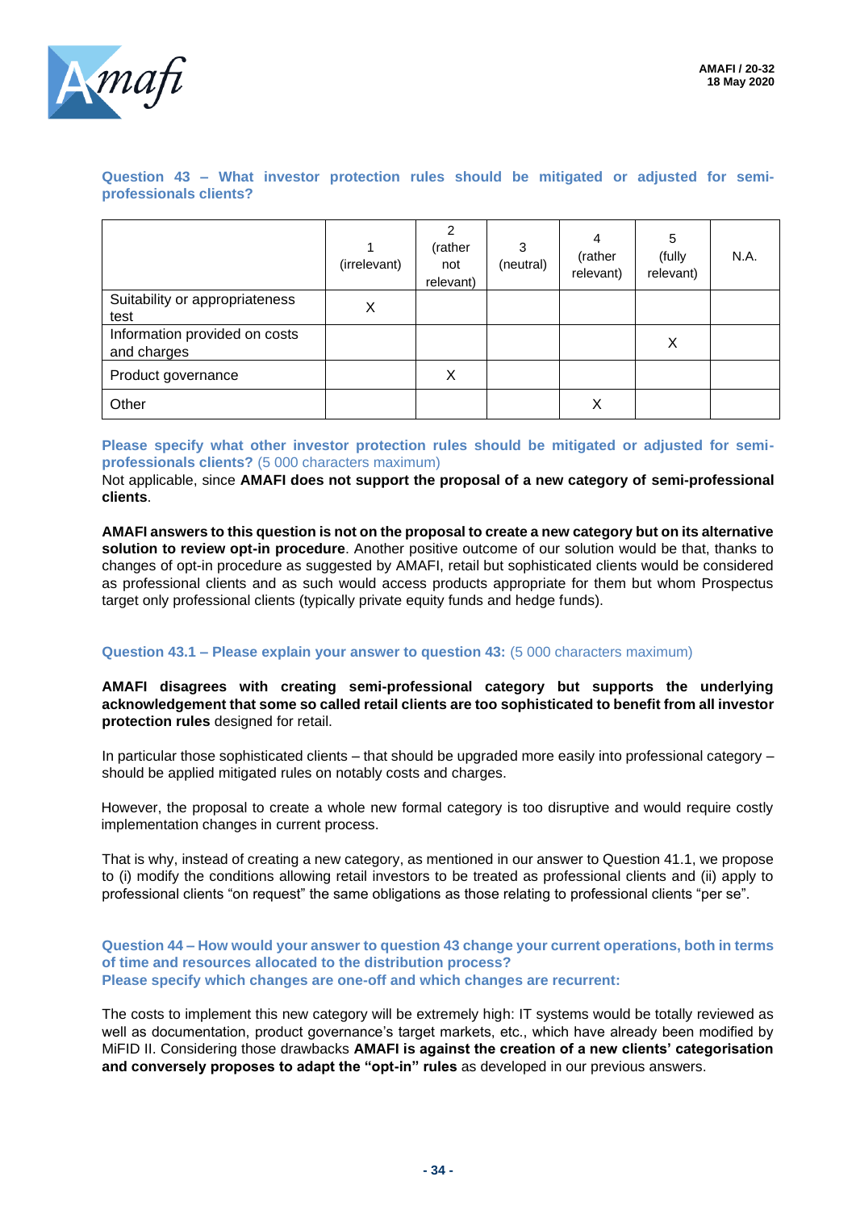**Question 43 – What investor protection rules should be mitigated or adjusted for semi-professionals clients?**

| | 1 (irrelevant) | 2 (rather not relevant) | 3 (neutral) | 4 (rather relevant) | 5 (fully relevant) | N.A. |
|---|---|---|---|---|---|---|
| Suitability or appropriateness test | X | | | | | |
| Information provided on costs and charges | | | | | X | |
| Product governance | | X | | | | |
| Other | | | | X | | |

**Please specify what other investor protection rules should be mitigated or adjusted for semi-professionals clients?** (5 000 characters maximum)

Not applicable, since **AMAFI does not support the proposal of a new category of semi-professional clients**.

**AMAFI answers to this question is not on the proposal to create a new category but on its alternative solution to review opt-in procedure**. Another positive outcome of our solution would be that, thanks to changes of opt-in procedure as suggested by AMAFI, retail but sophisticated clients would be considered as professional clients and as such would access products appropriate for them but whom Prospectus target only professional clients (typically private equity funds and hedge funds).

**Question 43.1 – Please explain your answer to question 43:** (5 000 characters maximum)

**AMAFI disagrees with creating semi-professional category but supports the underlying acknowledgement that some so called retail clients are too sophisticated to benefit from all investor protection rules** designed for retail.

In particular those sophisticated clients – that should be upgraded more easily into professional category – should be applied mitigated rules on notably costs and charges.

However, the proposal to create a whole new formal category is too disruptive and would require costly implementation changes in current process.

That is why, instead of creating a new category, as mentioned in our answer to Question 41.1, we propose to (i) modify the conditions allowing retail investors to be treated as professional clients and (ii) apply to professional clients "on request" the same obligations as those relating to professional clients "per se".

**Question 44 – How would your answer to question 43 change your current operations, both in terms of time and resources allocated to the distribution process?**
**Please specify which changes are one-off and which changes are recurrent:**

The costs to implement this new category will be extremely high: IT systems would be totally reviewed as well as documentation, product governance's target markets, etc., which have already been modified by MiFID II. Considering those drawbacks **AMAFI is against the creation of a new clients' categorisation and conversely proposes to adapt the "opt-in" rules** as developed in our previous answers.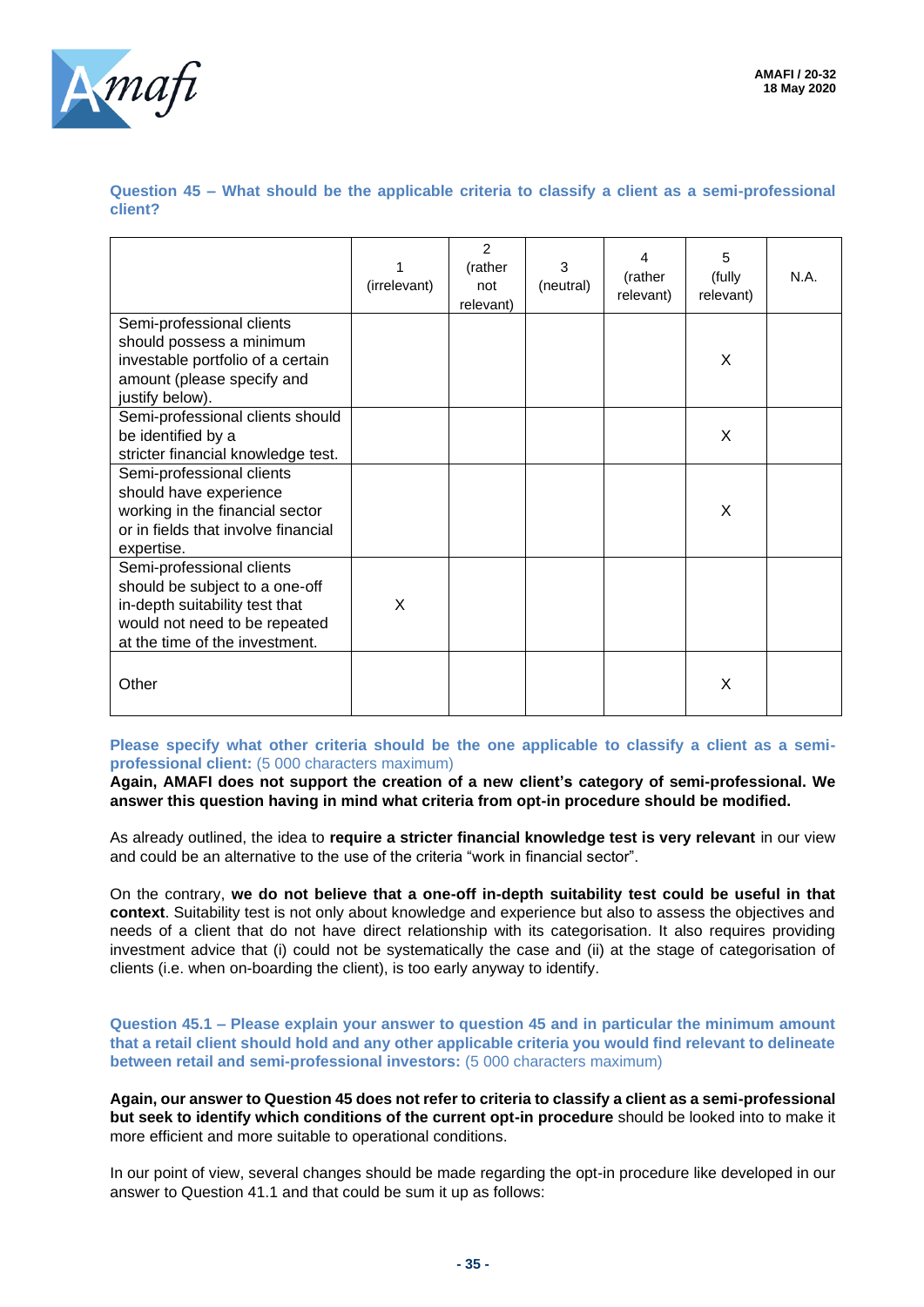**Question 45 – What should be the applicable criteria to classify a client as a semi-professional client?**

| | 1 (irrelevant) | 2 (rather not relevant) | 3 (neutral) | 4 (rather relevant) | 5 (fully relevant) | N.A. |
|---|---|---|---|---|---|---|
| Semi-professional clients should possess a minimum investable portfolio of a certain amount (please specify and justify below). | | | | | X | |
| Semi-professional clients should be identified by a stricter financial knowledge test. | | | | | X | |
| Semi-professional clients should have experience working in the financial sector or in fields that involve financial expertise. | | | | | X | |
| Semi-professional clients should be subject to a one-off in-depth suitability test that would not need to be repeated at the time of the investment. | X | | | | | |
| Other | | | | | X | |

**Please specify what other criteria should be the one applicable to classify a client as a semi-professional client:** (5 000 characters maximum)

**Again, AMAFI does not support the creation of a new client's category of semi-professional. We answer this question having in mind what criteria from opt-in procedure should be modified.**

As already outlined, the idea to **require a stricter financial knowledge test is very relevant** in our view and could be an alternative to the use of the criteria "work in financial sector".

On the contrary, **we do not believe that a one-off in-depth suitability test could be useful in that context**. Suitability test is not only about knowledge and experience but also to assess the objectives and needs of a client that do not have direct relationship with its categorisation. It also requires providing investment advice that (i) could not be systematically the case and (ii) at the stage of categorisation of clients (i.e. when on-boarding the client), is too early anyway to identify.

**Question 45.1 – Please explain your answer to question 45 and in particular the minimum amount that a retail client should hold and any other applicable criteria you would find relevant to delineate between retail and semi-professional investors:** (5 000 characters maximum)

**Again, our answer to Question 45 does not refer to criteria to classify a client as a semi-professional but seek to identify which conditions of the current opt-in procedure** should be looked into to make it more efficient and more suitable to operational conditions.

In our point of view, several changes should be made regarding the opt-in procedure like developed in our answer to Question 41.1 and that could be sum it up as follows: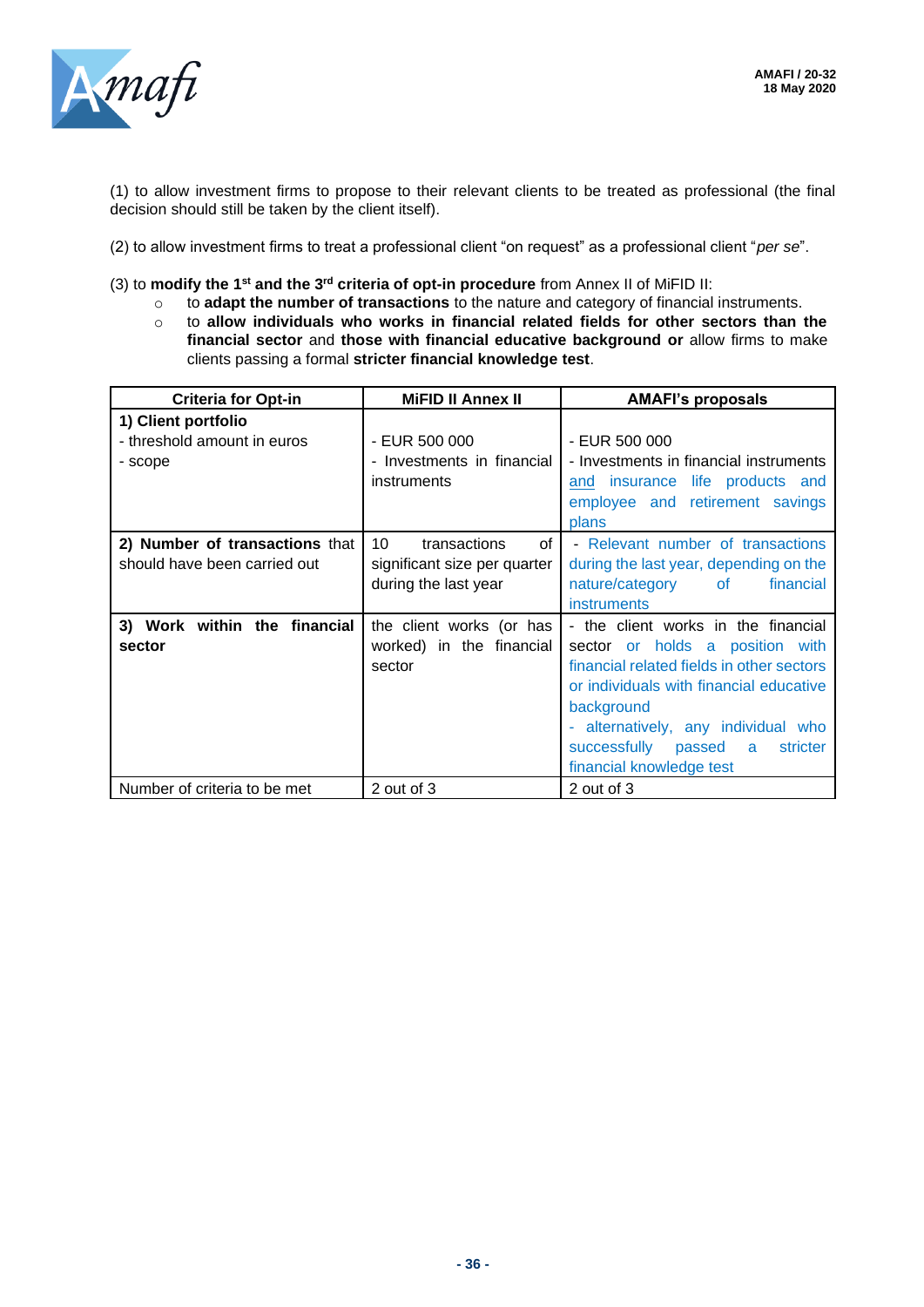(1) to allow investment firms to propose to their relevant clients to be treated as professional (the final decision should still be taken by the client itself).

(2) to allow investment firms to treat a professional client "on request" as a professional client "*per se*".

(3) to **modify the 1st and the 3rd criteria of opt-in procedure** from Annex II of MiFID II:

- to **adapt the number of transactions** to the nature and category of financial instruments.
- to **allow individuals who works in financial related fields for other sectors than the financial sector** and **those with financial educative background or** allow firms to make clients passing a formal **stricter financial knowledge test**.

| Criteria for Opt-in | MiFID II Annex II | AMAFI's proposals |
|---|---|---|
| **1) Client portfolio**<br>- threshold amount in euros<br>- scope | - EUR 500 000<br>- Investments in financial instruments | - EUR 500 000<br>- Investments in financial instruments and insurance life products and employee and retirement savings plans |
| **2) Number of transactions** that should have been carried out | 10 transactions of significant size per quarter during the last year | - Relevant number of transactions during the last year, depending on the nature/category of financial instruments |
| **3) Work within the financial sector** | the client works (or has worked) in the financial sector | - the client works in the financial sector or holds a position with financial related fields in other sectors or individuals with financial educative background<br>- alternatively, any individual who successfully passed a stricter financial knowledge test |
| Number of criteria to be met | 2 out of 3 | 2 out of 3 |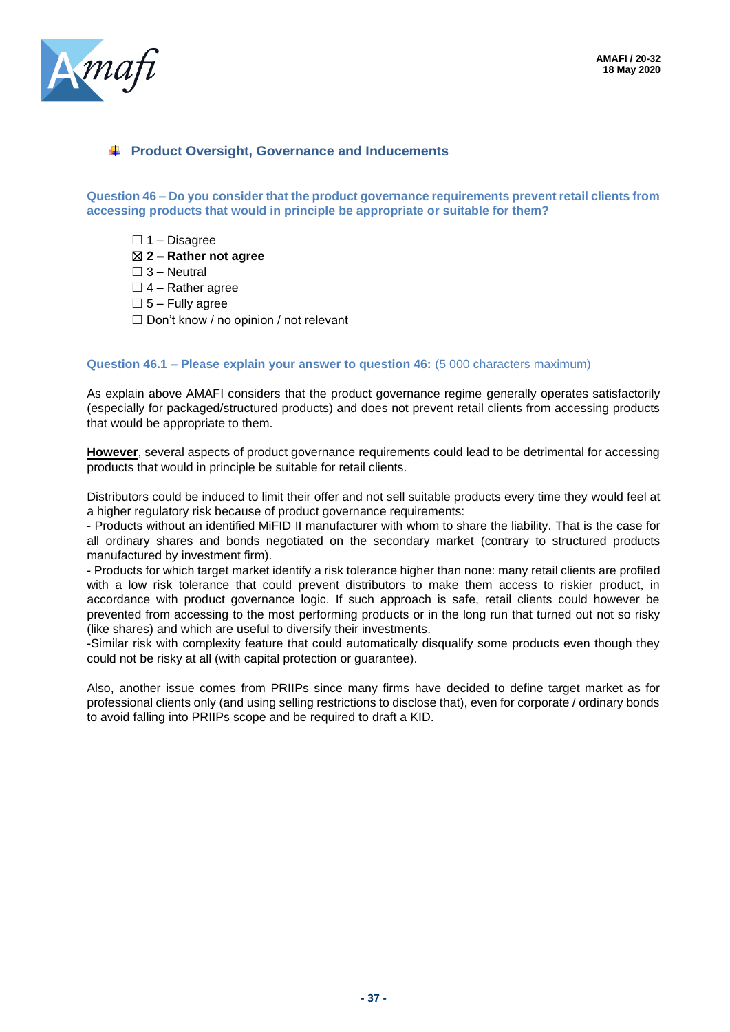## Product Oversight, Governance and Inducements

**Question 46 – Do you consider that the product governance requirements prevent retail clients from accessing products that would in principle be appropriate or suitable for them?**

- ☐ 1 – Disagree
- ☒ **2 – Rather not agree**
- ☐ 3 – Neutral
- ☐ 4 – Rather agree
- ☐ 5 – Fully agree
- ☐ Don't know / no opinion / not relevant

**Question 46.1 – Please explain your answer to question 46:** (5 000 characters maximum)

As explain above AMAFI considers that the product governance regime generally operates satisfactorily (especially for packaged/structured products) and does not prevent retail clients from accessing products that would be appropriate to them.

**However**, several aspects of product governance requirements could lead to be detrimental for accessing products that would in principle be suitable for retail clients.

Distributors could be induced to limit their offer and not sell suitable products every time they would feel at a higher regulatory risk because of product governance requirements:
- Products without an identified MiFID II manufacturer with whom to share the liability. That is the case for all ordinary shares and bonds negotiated on the secondary market (contrary to structured products manufactured by investment firm).
- Products for which target market identify a risk tolerance higher than none: many retail clients are profiled with a low risk tolerance that could prevent distributors to make them access to riskier product, in accordance with product governance logic. If such approach is safe, retail clients could however be prevented from accessing to the most performing products or in the long run that turned out not so risky (like shares) and which are useful to diversify their investments.
-Similar risk with complexity feature that could automatically disqualify some products even though they could not be risky at all (with capital protection or guarantee).

Also, another issue comes from PRIIPs since many firms have decided to define target market as for professional clients only (and using selling restrictions to disclose that), even for corporate / ordinary bonds to avoid falling into PRIIPs scope and be required to draft a KID.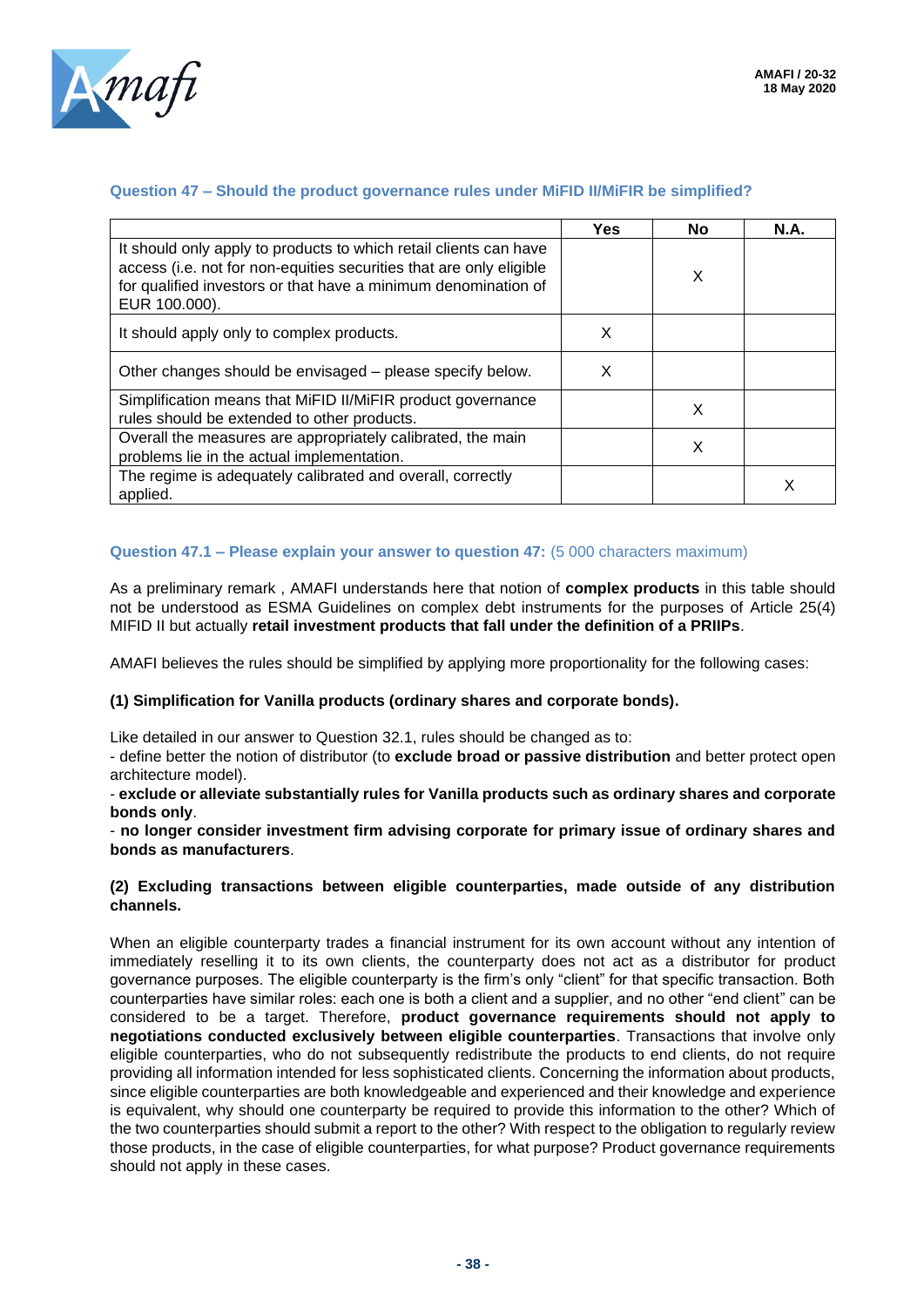### Question 47 – Should the product governance rules under MiFID II/MiFIR be simplified?

| | Yes | No | N.A. |
|---|---|---|---|
| It should only apply to products to which retail clients can have access (i.e. not for non-equities securities that are only eligible for qualified investors or that have a minimum denomination of EUR 100.000). | | X | |
| It should apply only to complex products. | X | | |
| Other changes should be envisaged – please specify below. | X | | |
| Simplification means that MiFID II/MiFIR product governance rules should be extended to other products. | | X | |
| Overall the measures are appropriately calibrated, the main problems lie in the actual implementation. | | X | |
| The regime is adequately calibrated and overall, correctly applied. | | | X |

### Question 47.1 – Please explain your answer to question 47: (5 000 characters maximum)

As a preliminary remark , AMAFI understands here that notion of **complex products** in this table should not be understood as ESMA Guidelines on complex debt instruments for the purposes of Article 25(4) MIFID II but actually **retail investment products that fall under the definition of a PRIIPs**.

AMAFI believes the rules should be simplified by applying more proportionality for the following cases:

**(1) Simplification for Vanilla products (ordinary shares and corporate bonds).**

Like detailed in our answer to Question 32.1, rules should be changed as to:

- define better the notion of distributor (to **exclude broad or passive distribution** and better protect open architecture model).
- **exclude or alleviate substantially rules for Vanilla products such as ordinary shares and corporate bonds only**.
- **no longer consider investment firm advising corporate for primary issue of ordinary shares and bonds as manufacturers**.

**(2) Excluding transactions between eligible counterparties, made outside of any distribution channels.**

When an eligible counterparty trades a financial instrument for its own account without any intention of immediately reselling it to its own clients, the counterparty does not act as a distributor for product governance purposes. The eligible counterparty is the firm's only "client" for that specific transaction. Both counterparties have similar roles: each one is both a client and a supplier, and no other "end client" can be considered to be a target. Therefore, **product governance requirements should not apply to negotiations conducted exclusively between eligible counterparties**. Transactions that involve only eligible counterparties, who do not subsequently redistribute the products to end clients, do not require providing all information intended for less sophisticated clients. Concerning the information about products, since eligible counterparties are both knowledgeable and experienced and their knowledge and experience is equivalent, why should one counterparty be required to provide this information to the other? Which of the two counterparties should submit a report to the other? With respect to the obligation to regularly review those products, in the case of eligible counterparties, for what purpose? Product governance requirements should not apply in these cases.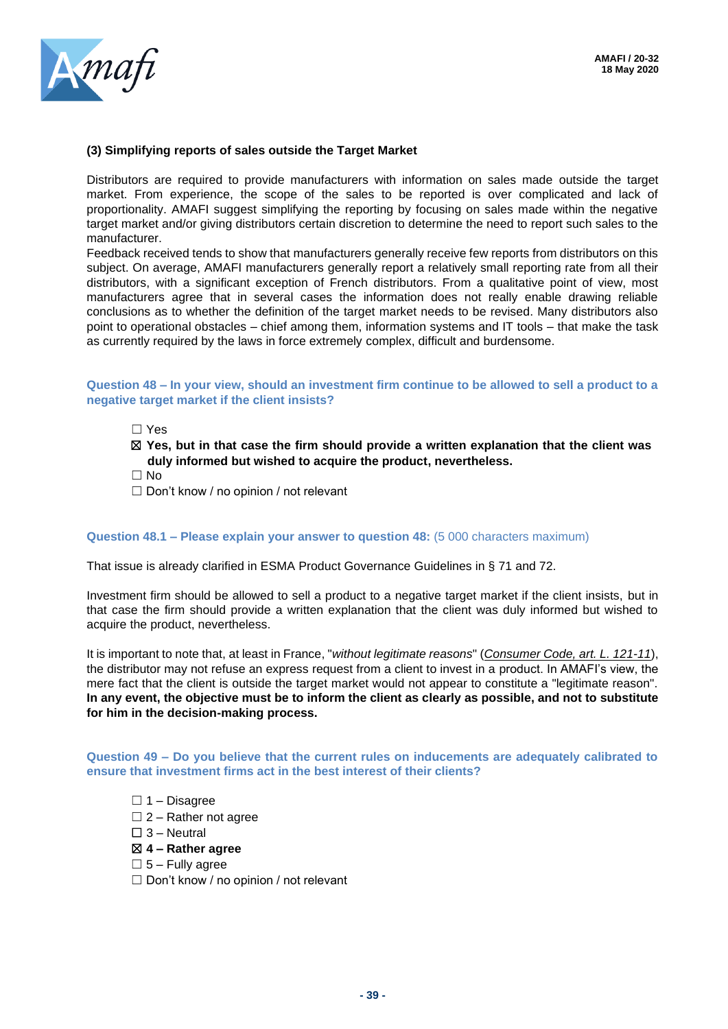**(3) Simplifying reports of sales outside the Target Market**

Distributors are required to provide manufacturers with information on sales made outside the target market. From experience, the scope of the sales to be reported is over complicated and lack of proportionality. AMAFI suggest simplifying the reporting by focusing on sales made within the negative target market and/or giving distributors certain discretion to determine the need to report such sales to the manufacturer.
Feedback received tends to show that manufacturers generally receive few reports from distributors on this subject. On average, AMAFI manufacturers generally report a relatively small reporting rate from all their distributors, with a significant exception of French distributors. From a qualitative point of view, most manufacturers agree that in several cases the information does not really enable drawing reliable conclusions as to whether the definition of the target market needs to be revised. Many distributors also point to operational obstacles – chief among them, information systems and IT tools – that make the task as currently required by the laws in force extremely complex, difficult and burdensome.

**Question 48 – In your view, should an investment firm continue to be allowed to sell a product to a negative target market if the client insists?**

- ☐ Yes
- ☒ **Yes, but in that case the firm should provide a written explanation that the client was duly informed but wished to acquire the product, nevertheless.**
- ☐ No
- ☐ Don't know / no opinion / not relevant

**Question 48.1 – Please explain your answer to question 48:** (5 000 characters maximum)

That issue is already clarified in ESMA Product Governance Guidelines in § 71 and 72.

Investment firm should be allowed to sell a product to a negative target market if the client insists, but in that case the firm should provide a written explanation that the client was duly informed but wished to acquire the product, nevertheless.

It is important to note that, at least in France, "*without legitimate reasons*" (*Consumer Code, art. L. 121-11*), the distributor may not refuse an express request from a client to invest in a product. In AMAFI's view, the mere fact that the client is outside the target market would not appear to constitute a "legitimate reason". **In any event, the objective must be to inform the client as clearly as possible, and not to substitute for him in the decision-making process.**

**Question 49 – Do you believe that the current rules on inducements are adequately calibrated to ensure that investment firms act in the best interest of their clients?**

- ☐ 1 – Disagree
- ☐ 2 – Rather not agree
- ☐ 3 – Neutral
- ☒ **4 – Rather agree**
- ☐ 5 – Fully agree
- ☐ Don't know / no opinion / not relevant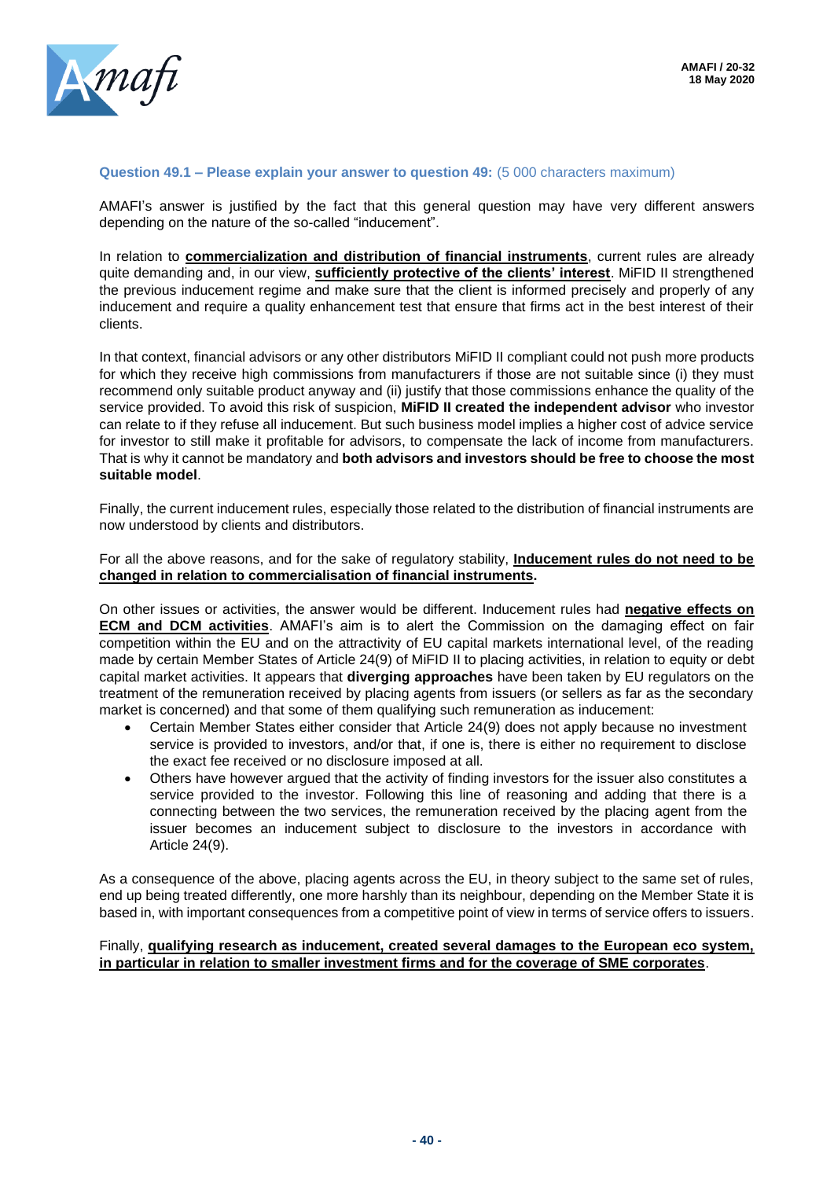**Question 49.1 – Please explain your answer to question 49:** (5 000 characters maximum)

AMAFI's answer is justified by the fact that this general question may have very different answers depending on the nature of the so-called "inducement".

In relation to **commercialization and distribution of financial instruments**, current rules are already quite demanding and, in our view, **sufficiently protective of the clients' interest**. MiFID II strengthened the previous inducement regime and make sure that the client is informed precisely and properly of any inducement and require a quality enhancement test that ensure that firms act in the best interest of their clients.

In that context, financial advisors or any other distributors MiFID II compliant could not push more products for which they receive high commissions from manufacturers if those are not suitable since (i) they must recommend only suitable product anyway and (ii) justify that those commissions enhance the quality of the service provided. To avoid this risk of suspicion, **MiFID II created the independent advisor** who investor can relate to if they refuse all inducement. But such business model implies a higher cost of advice service for investor to still make it profitable for advisors, to compensate the lack of income from manufacturers. That is why it cannot be mandatory and **both advisors and investors should be free to choose the most suitable model**.

Finally, the current inducement rules, especially those related to the distribution of financial instruments are now understood by clients and distributors.

For all the above reasons, and for the sake of regulatory stability, **Inducement rules do not need to be changed in relation to commercialisation of financial instruments.**

On other issues or activities, the answer would be different. Inducement rules had **negative effects on ECM and DCM activities**. AMAFI's aim is to alert the Commission on the damaging effect on fair competition within the EU and on the attractivity of EU capital markets international level, of the reading made by certain Member States of Article 24(9) of MiFID II to placing activities, in relation to equity or debt capital market activities. It appears that **diverging approaches** have been taken by EU regulators on the treatment of the remuneration received by placing agents from issuers (or sellers as far as the secondary market is concerned) and that some of them qualifying such remuneration as inducement:

- Certain Member States either consider that Article 24(9) does not apply because no investment service is provided to investors, and/or that, if one is, there is either no requirement to disclose the exact fee received or no disclosure imposed at all.
- Others have however argued that the activity of finding investors for the issuer also constitutes a service provided to the investor. Following this line of reasoning and adding that there is a connecting between the two services, the remuneration received by the placing agent from the issuer becomes an inducement subject to disclosure to the investors in accordance with Article 24(9).

As a consequence of the above, placing agents across the EU, in theory subject to the same set of rules, end up being treated differently, one more harshly than its neighbour, depending on the Member State it is based in, with important consequences from a competitive point of view in terms of service offers to issuers.

Finally, **qualifying research as inducement, created several damages to the European eco system, in particular in relation to smaller investment firms and for the coverage of SME corporates**.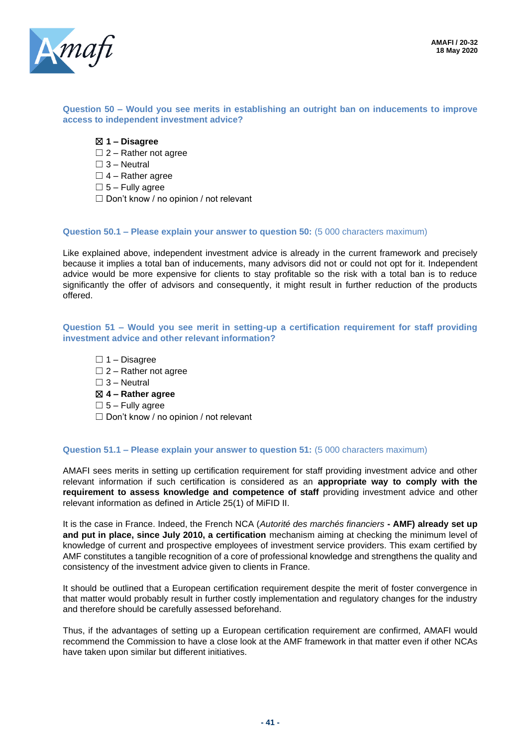**Question 50 – Would you see merits in establishing an outright ban on inducements to improve access to independent investment advice?**

☒ **1 – Disagree**
☐ 2 – Rather not agree
☐ 3 – Neutral
☐ 4 – Rather agree
☐ 5 – Fully agree
☐ Don't know / no opinion / not relevant

**Question 50.1 – Please explain your answer to question 50:** (5 000 characters maximum)

Like explained above, independent investment advice is already in the current framework and precisely because it implies a total ban of inducements, many advisors did not or could not opt for it. Independent advice would be more expensive for clients to stay profitable so the risk with a total ban is to reduce significantly the offer of advisors and consequently, it might result in further reduction of the products offered.

**Question 51 – Would you see merit in setting-up a certification requirement for staff providing investment advice and other relevant information?**

☐ 1 – Disagree
☐ 2 – Rather not agree
☐ 3 – Neutral
☒ **4 – Rather agree**
☐ 5 – Fully agree
☐ Don't know / no opinion / not relevant

**Question 51.1 – Please explain your answer to question 51:** (5 000 characters maximum)

AMAFI sees merits in setting up certification requirement for staff providing investment advice and other relevant information if such certification is considered as an **appropriate way to comply with the requirement to assess knowledge and competence of staff** providing investment advice and other relevant information as defined in Article 25(1) of MiFID II.

It is the case in France. Indeed, the French NCA (*Autorité des marchés financiers* **- AMF) already set up and put in place, since July 2010, a certification** mechanism aiming at checking the minimum level of knowledge of current and prospective employees of investment service providers. This exam certified by AMF constitutes a tangible recognition of a core of professional knowledge and strengthens the quality and consistency of the investment advice given to clients in France.

It should be outlined that a European certification requirement despite the merit of foster convergence in that matter would probably result in further costly implementation and regulatory changes for the industry and therefore should be carefully assessed beforehand.

Thus, if the advantages of setting up a European certification requirement are confirmed, AMAFI would recommend the Commission to have a close look at the AMF framework in that matter even if other NCAs have taken upon similar but different initiatives.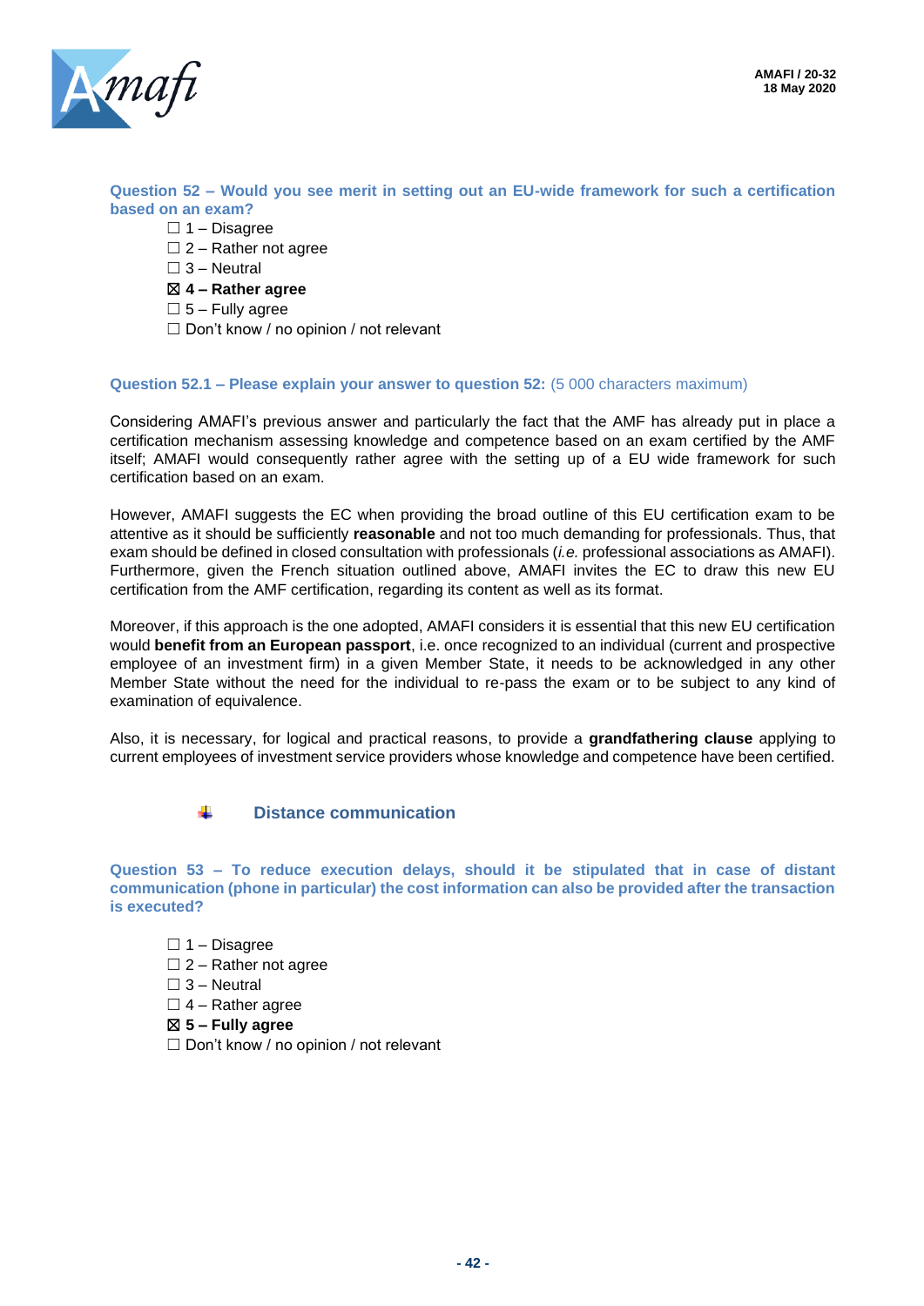**Question 52 – Would you see merit in setting out an EU-wide framework for such a certification based on an exam?**

☐ 1 – Disagree
☐ 2 – Rather not agree
☐ 3 – Neutral
☒ **4 – Rather agree**
☐ 5 – Fully agree
☐ Don't know / no opinion / not relevant

**Question 52.1 – Please explain your answer to question 52:** (5 000 characters maximum)

Considering AMAFI's previous answer and particularly the fact that the AMF has already put in place a certification mechanism assessing knowledge and competence based on an exam certified by the AMF itself; AMAFI would consequently rather agree with the setting up of a EU wide framework for such certification based on an exam.

However, AMAFI suggests the EC when providing the broad outline of this EU certification exam to be attentive as it should be sufficiently **reasonable** and not too much demanding for professionals. Thus, that exam should be defined in closed consultation with professionals (*i.e.* professional associations as AMAFI). Furthermore, given the French situation outlined above, AMAFI invites the EC to draw this new EU certification from the AMF certification, regarding its content as well as its format.

Moreover, if this approach is the one adopted, AMAFI considers it is essential that this new EU certification would **benefit from an European passport**, i.e. once recognized to an individual (current and prospective employee of an investment firm) in a given Member State, it needs to be acknowledged in any other Member State without the need for the individual to re-pass the exam or to be subject to any kind of examination of equivalence.

Also, it is necessary, for logical and practical reasons, to provide a **grandfathering clause** applying to current employees of investment service providers whose knowledge and competence have been certified.

### Distance communication

**Question 53 – To reduce execution delays, should it be stipulated that in case of distant communication (phone in particular) the cost information can also be provided after the transaction is executed?**

☐ 1 – Disagree
☐ 2 – Rather not agree
☐ 3 – Neutral
☐ 4 – Rather agree
☒ **5 – Fully agree**
☐ Don't know / no opinion / not relevant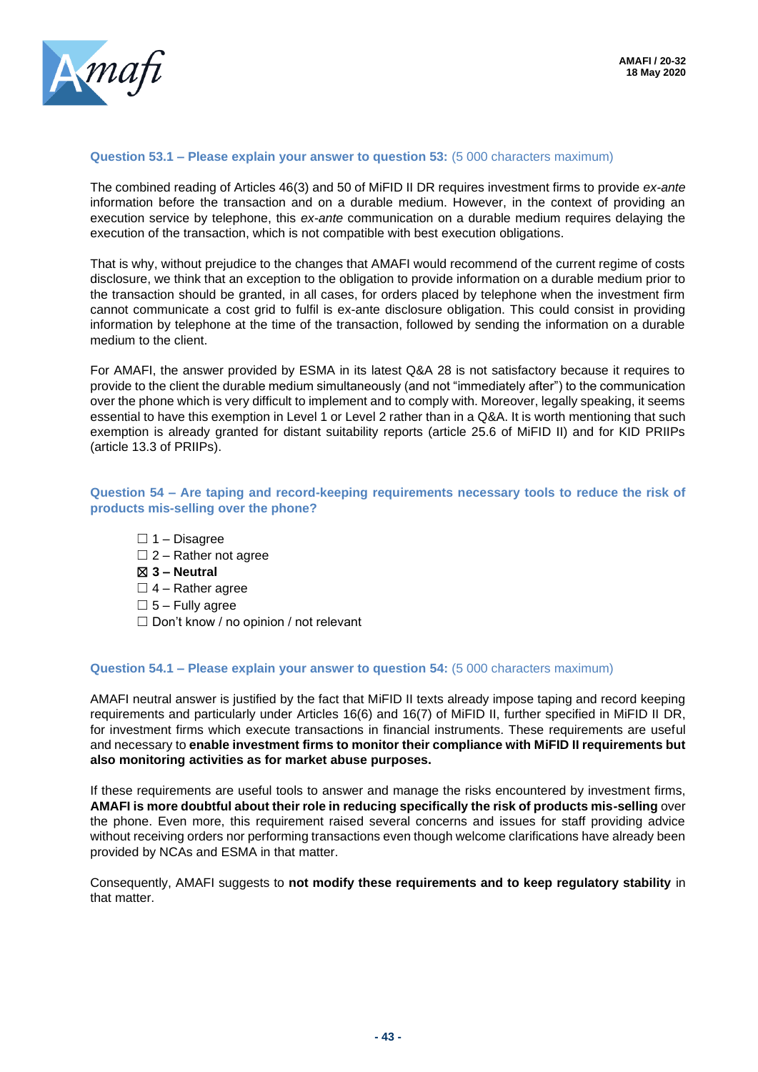### Question 53.1 – Please explain your answer to question 53: (5 000 characters maximum)

The combined reading of Articles 46(3) and 50 of MiFID II DR requires investment firms to provide *ex-ante* information before the transaction and on a durable medium. However, in the context of providing an execution service by telephone, this *ex-ante* communication on a durable medium requires delaying the execution of the transaction, which is not compatible with best execution obligations.

That is why, without prejudice to the changes that AMAFI would recommend of the current regime of costs disclosure, we think that an exception to the obligation to provide information on a durable medium prior to the transaction should be granted, in all cases, for orders placed by telephone when the investment firm cannot communicate a cost grid to fulfil is ex-ante disclosure obligation. This could consist in providing information by telephone at the time of the transaction, followed by sending the information on a durable medium to the client.

For AMAFI, the answer provided by ESMA in its latest Q&A 28 is not satisfactory because it requires to provide to the client the durable medium simultaneously (and not "immediately after") to the communication over the phone which is very difficult to implement and to comply with. Moreover, legally speaking, it seems essential to have this exemption in Level 1 or Level 2 rather than in a Q&A. It is worth mentioning that such exemption is already granted for distant suitability reports (article 25.6 of MiFID II) and for KID PRIIPs (article 13.3 of PRIIPs).

### Question 54 – Are taping and record-keeping requirements necessary tools to reduce the risk of products mis-selling over the phone?

- ☐ 1 – Disagree
- ☐ 2 – Rather not agree
- ☒ **3 – Neutral**
- ☐ 4 – Rather agree
- ☐ 5 – Fully agree
- ☐ Don't know / no opinion / not relevant

### Question 54.1 – Please explain your answer to question 54: (5 000 characters maximum)

AMAFI neutral answer is justified by the fact that MiFID II texts already impose taping and record keeping requirements and particularly under Articles 16(6) and 16(7) of MiFID II, further specified in MiFID II DR, for investment firms which execute transactions in financial instruments. These requirements are useful and necessary to **enable investment firms to monitor their compliance with MiFID II requirements but also monitoring activities as for market abuse purposes.**

If these requirements are useful tools to answer and manage the risks encountered by investment firms, **AMAFI is more doubtful about their role in reducing specifically the risk of products mis-selling** over the phone. Even more, this requirement raised several concerns and issues for staff providing advice without receiving orders nor performing transactions even though welcome clarifications have already been provided by NCAs and ESMA in that matter.

Consequently, AMAFI suggests to **not modify these requirements and to keep regulatory stability** in that matter.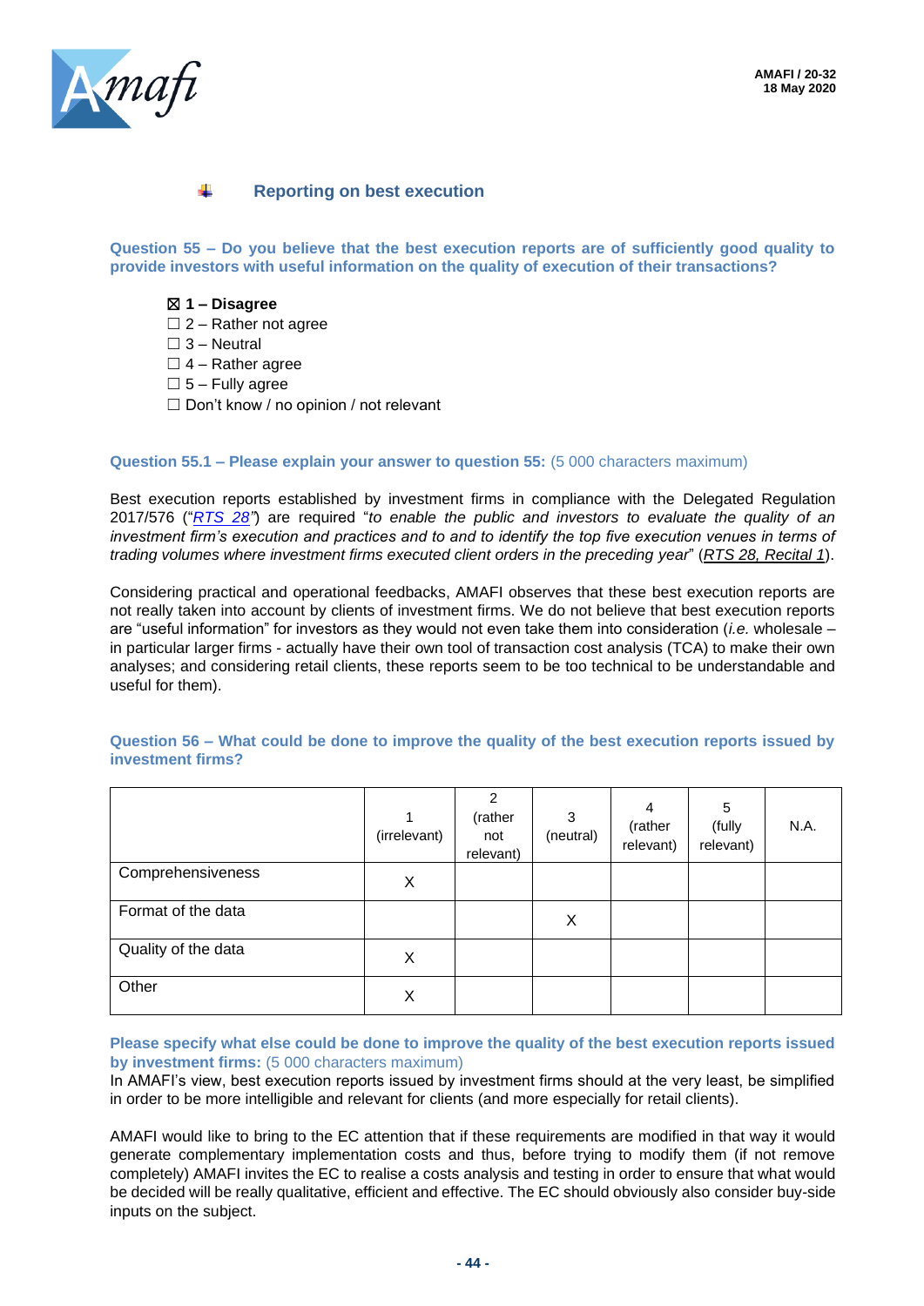## Reporting on best execution

**Question 55 – Do you believe that the best execution reports are of sufficiently good quality to provide investors with useful information on the quality of execution of their transactions?**

☒ **1 – Disagree**
☐ 2 – Rather not agree
☐ 3 – Neutral
☐ 4 – Rather agree
☐ 5 – Fully agree
☐ Don't know / no opinion / not relevant

**Question 55.1 – Please explain your answer to question 55:** (5 000 characters maximum)

Best execution reports established by investment firms in compliance with the Delegated Regulation 2017/576 ("*RTS 28*") are required "*to enable the public and investors to evaluate the quality of an investment firm's execution and practices and to and to identify the top five execution venues in terms of trading volumes where investment firms executed client orders in the preceding year*" (RTS 28, Recital 1).

Considering practical and operational feedbacks, AMAFI observes that these best execution reports are not really taken into account by clients of investment firms. We do not believe that best execution reports are "useful information" for investors as they would not even take them into consideration (*i.e.* wholesale – in particular larger firms - actually have their own tool of transaction cost analysis (TCA) to make their own analyses; and considering retail clients, these reports seem to be too technical to be understandable and useful for them).

**Question 56 – What could be done to improve the quality of the best execution reports issued by investment firms?**

| | 1 (irrelevant) | 2 (rather not relevant) | 3 (neutral) | 4 (rather relevant) | 5 (fully relevant) | N.A. |
|---|---|---|---|---|---|---|
| Comprehensiveness | X | | | | | |
| Format of the data | | | X | | | |
| Quality of the data | X | | | | | |
| Other | X | | | | | |

**Please specify what else could be done to improve the quality of the best execution reports issued by investment firms:** (5 000 characters maximum)

In AMAFI's view, best execution reports issued by investment firms should at the very least, be simplified in order to be more intelligible and relevant for clients (and more especially for retail clients).

AMAFI would like to bring to the EC attention that if these requirements are modified in that way it would generate complementary implementation costs and thus, before trying to modify them (if not remove completely) AMAFI invites the EC to realise a costs analysis and testing in order to ensure that what would be decided will be really qualitative, efficient and effective. The EC should obviously also consider buy-side inputs on the subject.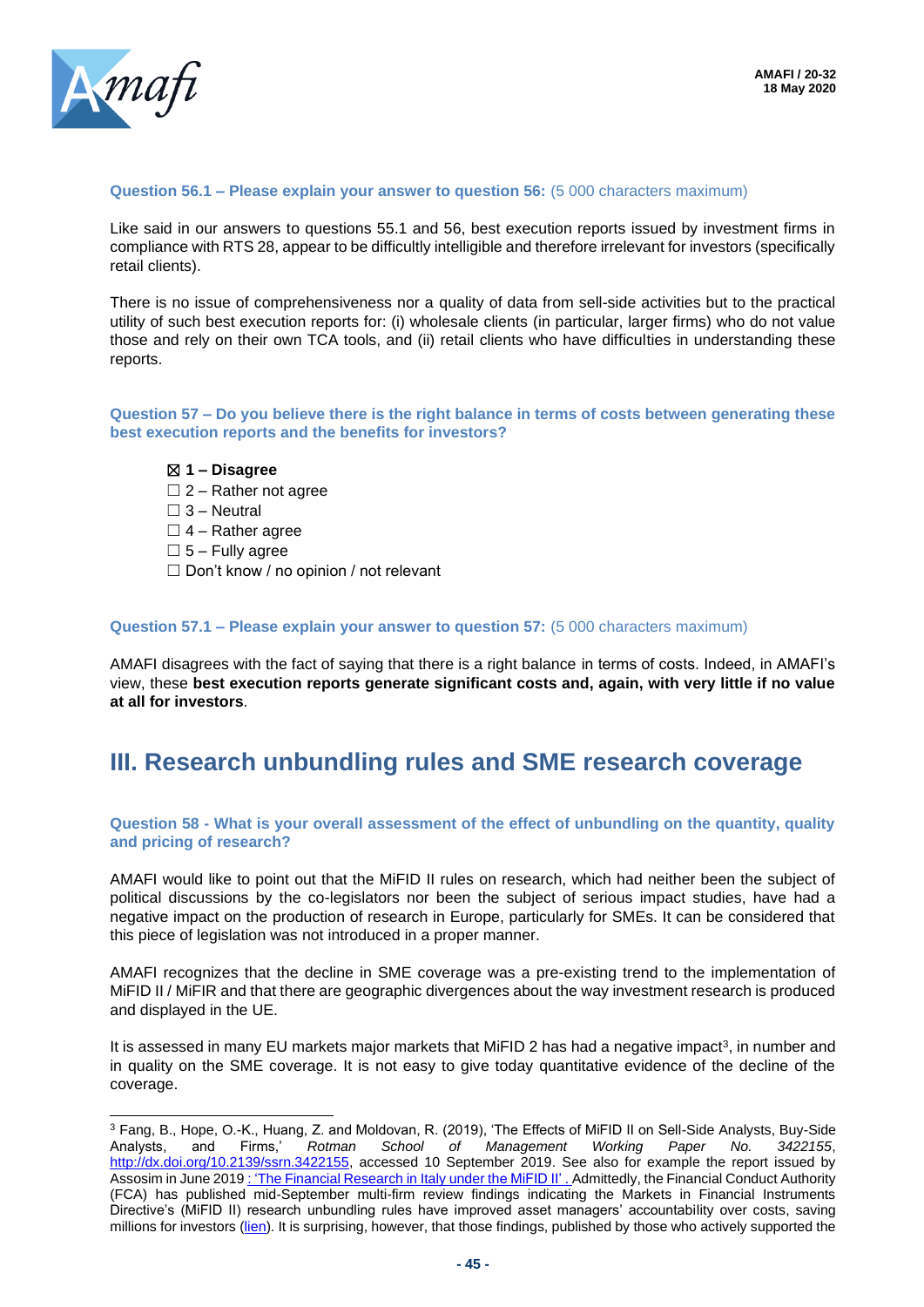**Question 56.1 – Please explain your answer to question 56:** (5 000 characters maximum)

Like said in our answers to questions 55.1 and 56, best execution reports issued by investment firms in compliance with RTS 28, appear to be difficultly intelligible and therefore irrelevant for investors (specifically retail clients).

There is no issue of comprehensiveness nor a quality of data from sell-side activities but to the practical utility of such best execution reports for: (i) wholesale clients (in particular, larger firms) who do not value those and rely on their own TCA tools, and (ii) retail clients who have difficulties in understanding these reports.

**Question 57 – Do you believe there is the right balance in terms of costs between generating these best execution reports and the benefits for investors?**

- ☒ **1 – Disagree**
- ☐ 2 – Rather not agree
- ☐ 3 – Neutral
- ☐ 4 – Rather agree
- ☐ 5 – Fully agree
- ☐ Don't know / no opinion / not relevant

**Question 57.1 – Please explain your answer to question 57:** (5 000 characters maximum)

AMAFI disagrees with the fact of saying that there is a right balance in terms of costs. Indeed, in AMAFI's view, these **best execution reports generate significant costs and, again, with very little if no value at all for investors**.

## III. Research unbundling rules and SME research coverage

**Question 58 - What is your overall assessment of the effect of unbundling on the quantity, quality and pricing of research?**

AMAFI would like to point out that the MiFID II rules on research, which had neither been the subject of political discussions by the co-legislators nor been the subject of serious impact studies, have had a negative impact on the production of research in Europe, particularly for SMEs. It can be considered that this piece of legislation was not introduced in a proper manner.

AMAFI recognizes that the decline in SME coverage was a pre-existing trend to the implementation of MiFID II / MiFIR and that there are geographic divergences about the way investment research is produced and displayed in the UE.

It is assessed in many EU markets major markets that MiFID 2 has had a negative impact[3], in number and in quality on the SME coverage. It is not easy to give today quantitative evidence of the decline of the coverage.

---

[3] Fang, B., Hope, O.-K., Huang, Z. and Moldovan, R. (2019), 'The Effects of MiFID II on Sell-Side Analysts, Buy-Side Analysts, and Firms,' *Rotman School of Management Working Paper No. 3422155*, http://dx.doi.org/10.2139/ssrn.3422155, accessed 10 September 2019. See also for example the report issued by Assosim in June 2019 : 'The Financial Research in Italy under the MiFID II' . Admittedly, the Financial Conduct Authority (FCA) has published mid-September multi-firm review findings indicating the Markets in Financial Instruments Directive's (MiFID II) research unbundling rules have improved asset managers' accountability over costs, saving millions for investors (lien). It is surprising, however, that those findings, published by those who actively supported the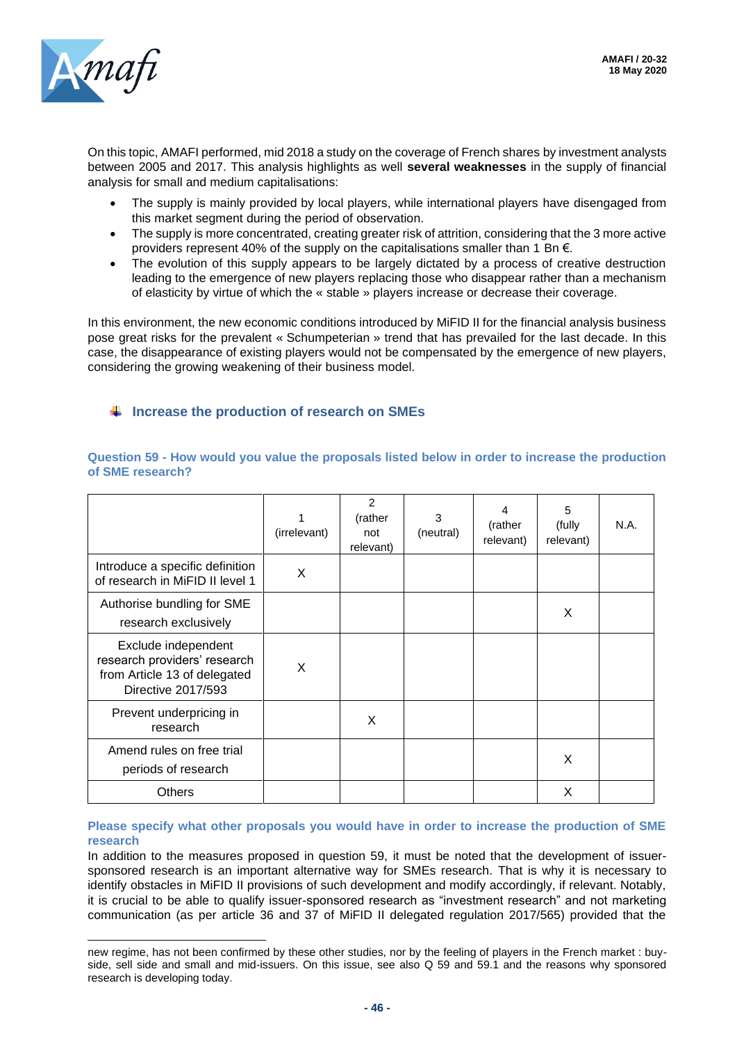On this topic, AMAFI performed, mid 2018 a study on the coverage of French shares by investment analysts between 2005 and 2017. This analysis highlights as well **several weaknesses** in the supply of financial analysis for small and medium capitalisations:

- The supply is mainly provided by local players, while international players have disengaged from this market segment during the period of observation.
- The supply is more concentrated, creating greater risk of attrition, considering that the 3 more active providers represent 40% of the supply on the capitalisations smaller than 1 Bn €.
- The evolution of this supply appears to be largely dictated by a process of creative destruction leading to the emergence of new players replacing those who disappear rather than a mechanism of elasticity by virtue of which the « stable » players increase or decrease their coverage.

In this environment, the new economic conditions introduced by MiFID II for the financial analysis business pose great risks for the prevalent « Schumpeterian » trend that has prevailed for the last decade. In this case, the disappearance of existing players would not be compensated by the emergence of new players, considering the growing weakening of their business model.

### Increase the production of research on SMEs

**Question 59 - How would you value the proposals listed below in order to increase the production of SME research?**

| | 1 (irrelevant) | 2 (rather not relevant) | 3 (neutral) | 4 (rather relevant) | 5 (fully relevant) | N.A. |
|---|---|---|---|---|---|---|
| Introduce a specific definition of research in MiFID II level 1 | X | | | | | |
| Authorise bundling for SME research exclusively | | | | | X | |
| Exclude independent research providers' research from Article 13 of delegated Directive 2017/593 | X | | | | | |
| Prevent underpricing in research | | X | | | | |
| Amend rules on free trial periods of research | | | | | X | |
| Others | | | | | X | |

**Please specify what other proposals you would have in order to increase the production of SME research**

In addition to the measures proposed in question 59, it must be noted that the development of issuer-sponsored research is an important alternative way for SMEs research. That is why it is necessary to identify obstacles in MiFID II provisions of such development and modify accordingly, if relevant. Notably, it is crucial to be able to qualify issuer-sponsored research as "investment research" and not marketing communication (as per article 36 and 37 of MiFID II delegated regulation 2017/565) provided that the

---

new regime, has not been confirmed by these other studies, nor by the feeling of players in the French market : buy-side, sell side and small and mid-issuers. On this issue, see also Q 59 and 59.1 and the reasons why sponsored research is developing today.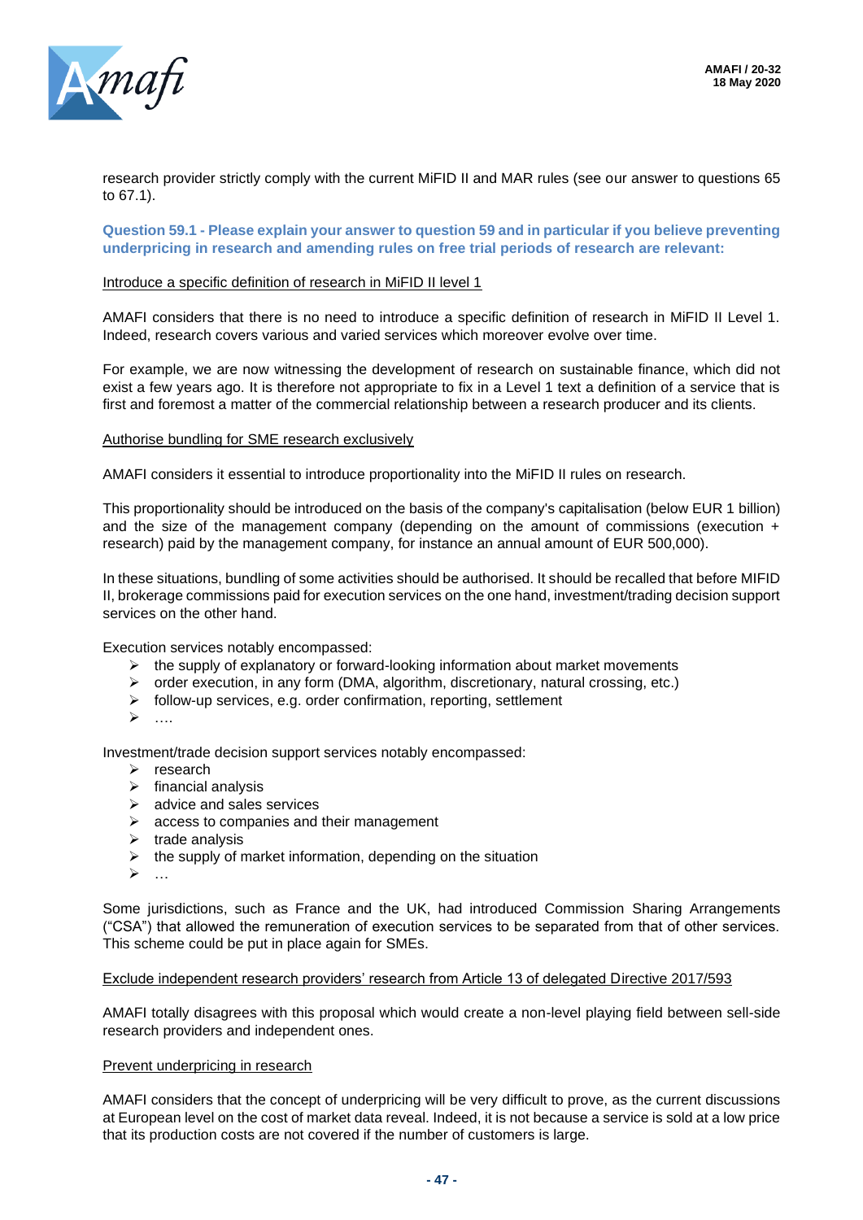research provider strictly comply with the current MiFID II and MAR rules (see our answer to questions 65 to 67.1).

**Question 59.1 - Please explain your answer to question 59 and in particular if you believe preventing underpricing in research and amending rules on free trial periods of research are relevant:**

Introduce a specific definition of research in MiFID II level 1

AMAFI considers that there is no need to introduce a specific definition of research in MiFID II Level 1. Indeed, research covers various and varied services which moreover evolve over time.

For example, we are now witnessing the development of research on sustainable finance, which did not exist a few years ago. It is therefore not appropriate to fix in a Level 1 text a definition of a service that is first and foremost a matter of the commercial relationship between a research producer and its clients.

Authorise bundling for SME research exclusively

AMAFI considers it essential to introduce proportionality into the MiFID II rules on research.

This proportionality should be introduced on the basis of the company's capitalisation (below EUR 1 billion) and the size of the management company (depending on the amount of commissions (execution + research) paid by the management company, for instance an annual amount of EUR 500,000).

In these situations, bundling of some activities should be authorised. It should be recalled that before MIFID II, brokerage commissions paid for execution services on the one hand, investment/trading decision support services on the other hand.

Execution services notably encompassed:

- the supply of explanatory or forward-looking information about market movements
- order execution, in any form (DMA, algorithm, discretionary, natural crossing, etc.)
- follow-up services, e.g. order confirmation, reporting, settlement
- ….

Investment/trade decision support services notably encompassed:

- research
- financial analysis
- advice and sales services
- access to companies and their management
- trade analysis
- the supply of market information, depending on the situation
- …

Some jurisdictions, such as France and the UK, had introduced Commission Sharing Arrangements ("CSA") that allowed the remuneration of execution services to be separated from that of other services. This scheme could be put in place again for SMEs.

Exclude independent research providers' research from Article 13 of delegated Directive 2017/593

AMAFI totally disagrees with this proposal which would create a non-level playing field between sell-side research providers and independent ones.

Prevent underpricing in research

AMAFI considers that the concept of underpricing will be very difficult to prove, as the current discussions at European level on the cost of market data reveal. Indeed, it is not because a service is sold at a low price that its production costs are not covered if the number of customers is large.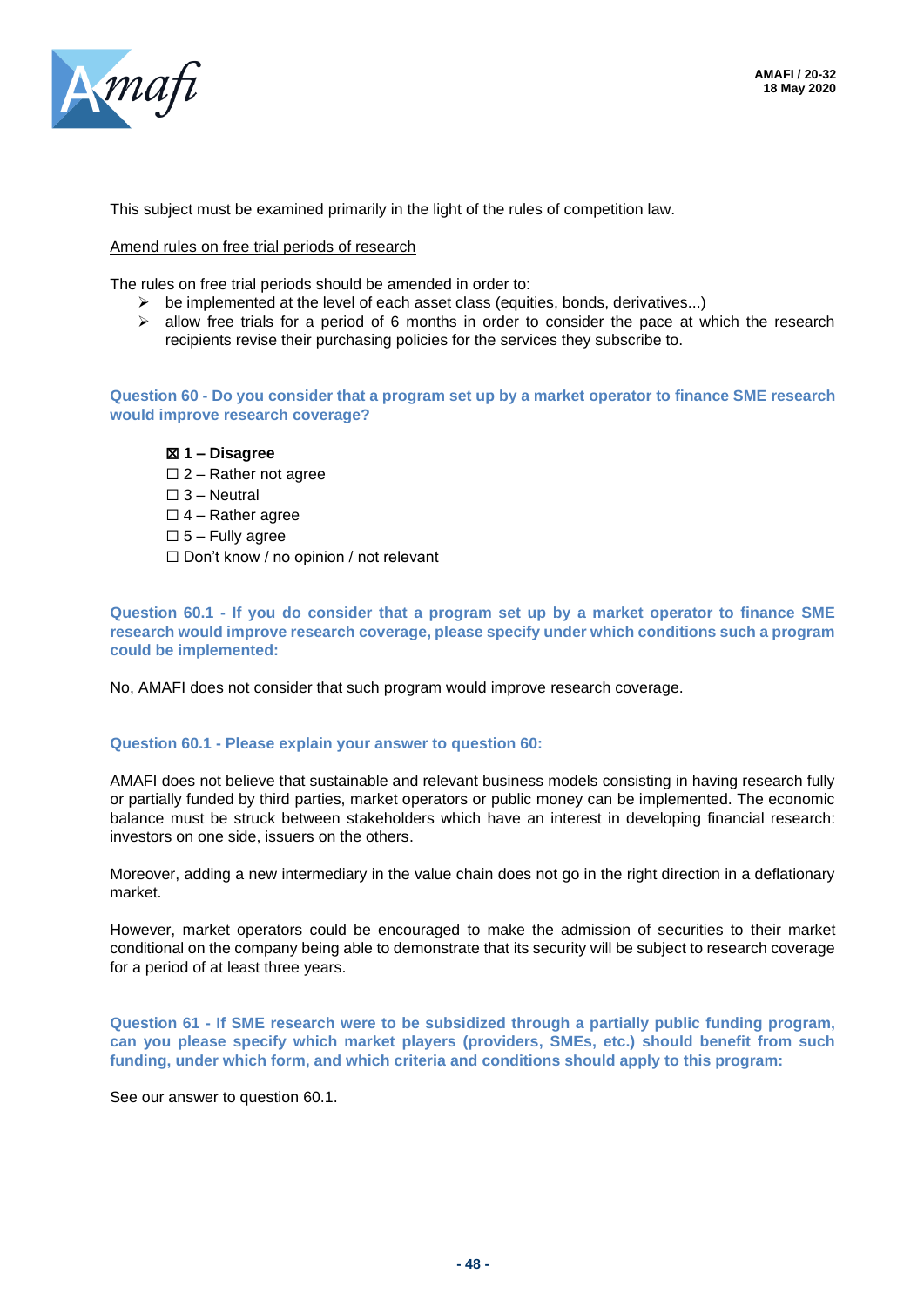This subject must be examined primarily in the light of the rules of competition law.

Amend rules on free trial periods of research

The rules on free trial periods should be amended in order to:

- be implemented at the level of each asset class (equities, bonds, derivatives...)
- allow free trials for a period of 6 months in order to consider the pace at which the research recipients revise their purchasing policies for the services they subscribe to.

**Question 60 - Do you consider that a program set up by a market operator to finance SME research would improve research coverage?**

☒ **1 – Disagree**
☐ 2 – Rather not agree
☐ 3 – Neutral
☐ 4 – Rather agree
☐ 5 – Fully agree
☐ Don't know / no opinion / not relevant

**Question 60.1 - If you do consider that a program set up by a market operator to finance SME research would improve research coverage, please specify under which conditions such a program could be implemented:**

No, AMAFI does not consider that such program would improve research coverage.

**Question 60.1 - Please explain your answer to question 60:**

AMAFI does not believe that sustainable and relevant business models consisting in having research fully or partially funded by third parties, market operators or public money can be implemented. The economic balance must be struck between stakeholders which have an interest in developing financial research: investors on one side, issuers on the others.

Moreover, adding a new intermediary in the value chain does not go in the right direction in a deflationary market.

However, market operators could be encouraged to make the admission of securities to their market conditional on the company being able to demonstrate that its security will be subject to research coverage for a period of at least three years.

**Question 61 - If SME research were to be subsidized through a partially public funding program, can you please specify which market players (providers, SMEs, etc.) should benefit from such funding, under which form, and which criteria and conditions should apply to this program:**

See our answer to question 60.1.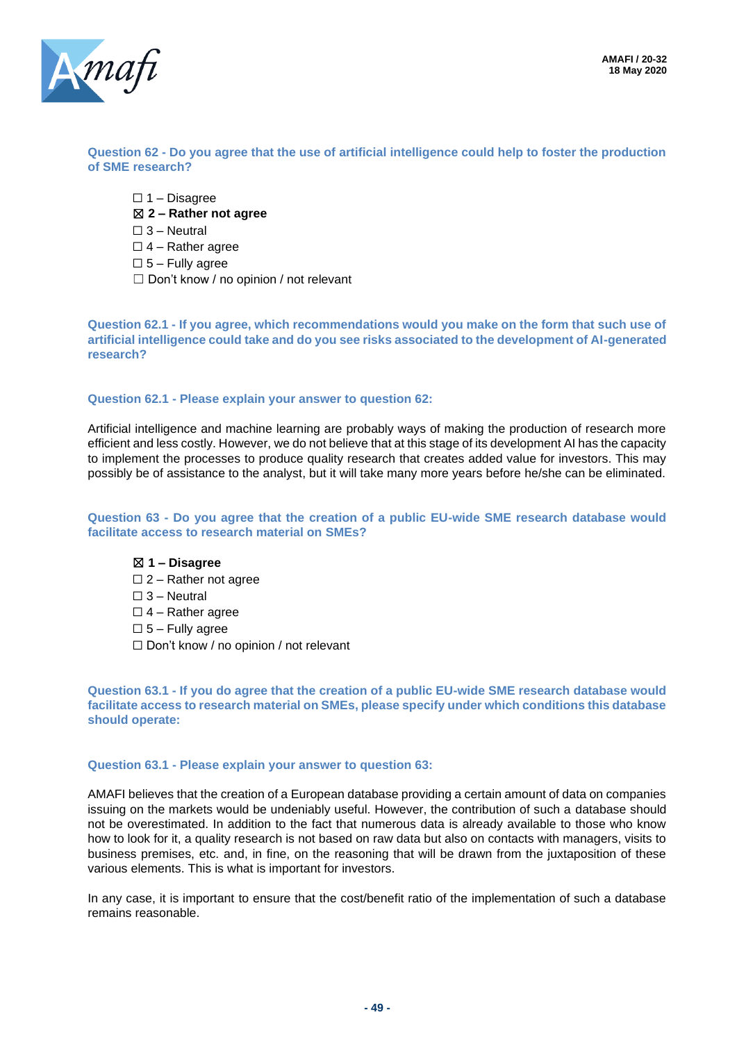**Question 62 - Do you agree that the use of artificial intelligence could help to foster the production of SME research?**

- ☐ 1 – Disagree
- ☒ **2 – Rather not agree**
- ☐ 3 – Neutral
- ☐ 4 – Rather agree
- ☐ 5 – Fully agree
- ☐ Don't know / no opinion / not relevant

**Question 62.1 - If you agree, which recommendations would you make on the form that such use of artificial intelligence could take and do you see risks associated to the development of AI-generated research?**

**Question 62.1 - Please explain your answer to question 62:**

Artificial intelligence and machine learning are probably ways of making the production of research more efficient and less costly. However, we do not believe that at this stage of its development AI has the capacity to implement the processes to produce quality research that creates added value for investors. This may possibly be of assistance to the analyst, but it will take many more years before he/she can be eliminated.

**Question 63 - Do you agree that the creation of a public EU-wide SME research database would facilitate access to research material on SMEs?**

- ☒ **1 – Disagree**
- ☐ 2 – Rather not agree
- ☐ 3 – Neutral
- ☐ 4 – Rather agree
- ☐ 5 – Fully agree
- ☐ Don't know / no opinion / not relevant

**Question 63.1 - If you do agree that the creation of a public EU-wide SME research database would facilitate access to research material on SMEs, please specify under which conditions this database should operate:**

**Question 63.1 - Please explain your answer to question 63:**

AMAFI believes that the creation of a European database providing a certain amount of data on companies issuing on the markets would be undeniably useful. However, the contribution of such a database should not be overestimated. In addition to the fact that numerous data is already available to those who know how to look for it, a quality research is not based on raw data but also on contacts with managers, visits to business premises, etc. and, in fine, on the reasoning that will be drawn from the juxtaposition of these various elements. This is what is important for investors.

In any case, it is important to ensure that the cost/benefit ratio of the implementation of such a database remains reasonable.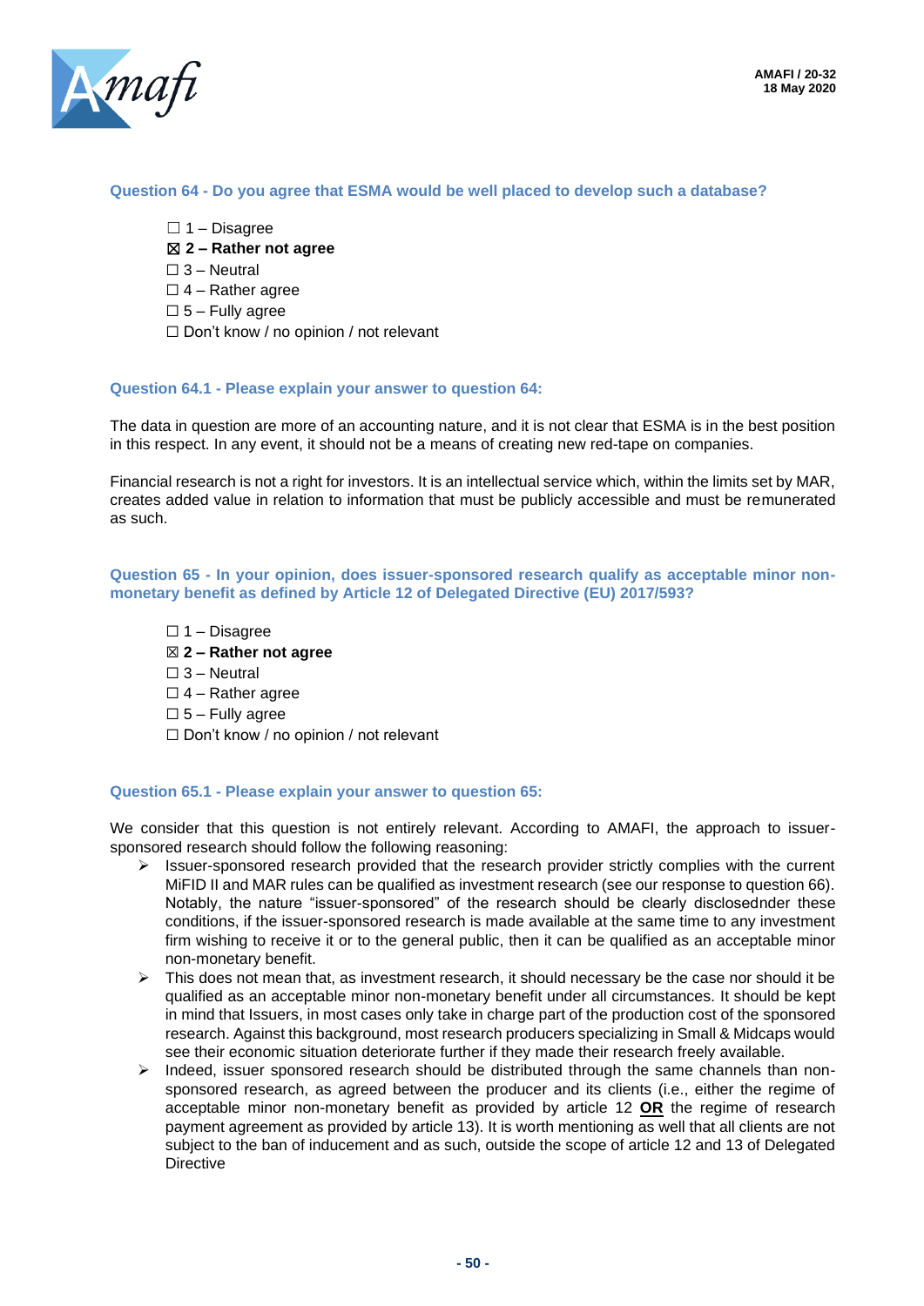### Question 64 - Do you agree that ESMA would be well placed to develop such a database?

☐ 1 – Disagree
☒ **2 – Rather not agree**
☐ 3 – Neutral
☐ 4 – Rather agree
☐ 5 – Fully agree
☐ Don't know / no opinion / not relevant

### Question 64.1 - Please explain your answer to question 64:

The data in question are more of an accounting nature, and it is not clear that ESMA is in the best position in this respect. In any event, it should not be a means of creating new red-tape on companies.

Financial research is not a right for investors. It is an intellectual service which, within the limits set by MAR, creates added value in relation to information that must be publicly accessible and must be remunerated as such.

### Question 65 - In your opinion, does issuer-sponsored research qualify as acceptable minor non-monetary benefit as defined by Article 12 of Delegated Directive (EU) 2017/593?

☐ 1 – Disagree
☒ **2 – Rather not agree**
☐ 3 – Neutral
☐ 4 – Rather agree
☐ 5 – Fully agree
☐ Don't know / no opinion / not relevant

### Question 65.1 - Please explain your answer to question 65:

We consider that this question is not entirely relevant. According to AMAFI, the approach to issuer-sponsored research should follow the following reasoning:

- Issuer-sponsored research provided that the research provider strictly complies with the current MiFID II and MAR rules can be qualified as investment research (see our response to question 66). Notably, the nature "issuer-sponsored" of the research should be clearly disclosednder these conditions, if the issuer-sponsored research is made available at the same time to any investment firm wishing to receive it or to the general public, then it can be qualified as an acceptable minor non-monetary benefit.
- This does not mean that, as investment research, it should necessary be the case nor should it be qualified as an acceptable minor non-monetary benefit under all circumstances. It should be kept in mind that Issuers, in most cases only take in charge part of the production cost of the sponsored research. Against this background, most research producers specializing in Small & Midcaps would see their economic situation deteriorate further if they made their research freely available.
- Indeed, issuer sponsored research should be distributed through the same channels than non-sponsored research, as agreed between the producer and its clients (i.e., either the regime of acceptable minor non-monetary benefit as provided by article 12 **OR** the regime of research payment agreement as provided by article 13). It is worth mentioning as well that all clients are not subject to the ban of inducement and as such, outside the scope of article 12 and 13 of Delegated Directive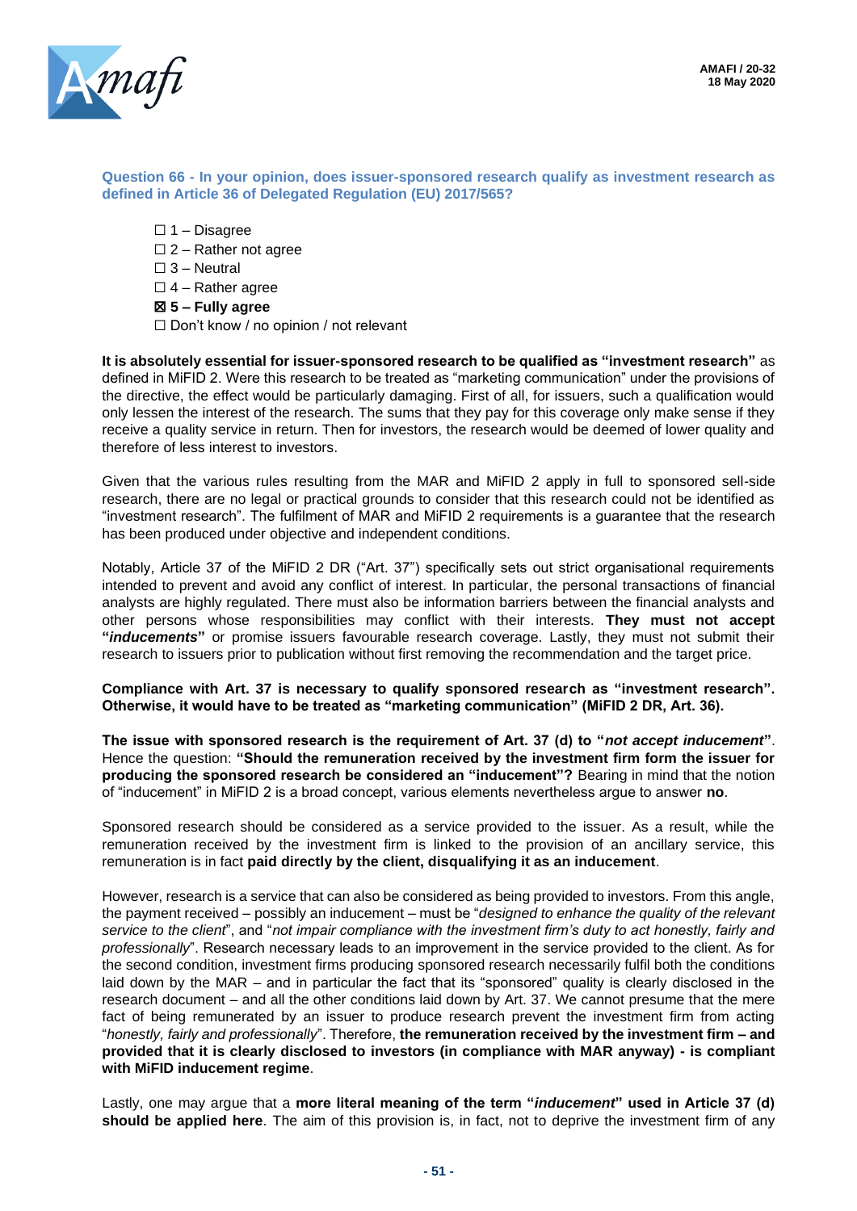**Question 66 - In your opinion, does issuer-sponsored research qualify as investment research as defined in Article 36 of Delegated Regulation (EU) 2017/565?**

☐ 1 – Disagree
☐ 2 – Rather not agree
☐ 3 – Neutral
☐ 4 – Rather agree
☒ **5 – Fully agree**
☐ Don't know / no opinion / not relevant

**It is absolutely essential for issuer-sponsored research to be qualified as "investment research"** as defined in MiFID 2. Were this research to be treated as "marketing communication" under the provisions of the directive, the effect would be particularly damaging. First of all, for issuers, such a qualification would only lessen the interest of the research. The sums that they pay for this coverage only make sense if they receive a quality service in return. Then for investors, the research would be deemed of lower quality and therefore of less interest to investors.

Given that the various rules resulting from the MAR and MiFID 2 apply in full to sponsored sell-side research, there are no legal or practical grounds to consider that this research could not be identified as "investment research". The fulfilment of MAR and MiFID 2 requirements is a guarantee that the research has been produced under objective and independent conditions.

Notably, Article 37 of the MiFID 2 DR ("Art. 37") specifically sets out strict organisational requirements intended to prevent and avoid any conflict of interest. In particular, the personal transactions of financial analysts are highly regulated. There must also be information barriers between the financial analysts and other persons whose responsibilities may conflict with their interests. **They must not accept "*inducements*"** or promise issuers favourable research coverage. Lastly, they must not submit their research to issuers prior to publication without first removing the recommendation and the target price.

**Compliance with Art. 37 is necessary to qualify sponsored research as "investment research". Otherwise, it would have to be treated as "marketing communication" (MiFID 2 DR, Art. 36).**

**The issue with sponsored research is the requirement of Art. 37 (d) to "*not accept inducement*"**. Hence the question: **"Should the remuneration received by the investment firm form the issuer for producing the sponsored research be considered an "inducement"?** Bearing in mind that the notion of "inducement" in MiFID 2 is a broad concept, various elements nevertheless argue to answer **no**.

Sponsored research should be considered as a service provided to the issuer. As a result, while the remuneration received by the investment firm is linked to the provision of an ancillary service, this remuneration is in fact **paid directly by the client, disqualifying it as an inducement**.

However, research is a service that can also be considered as being provided to investors. From this angle, the payment received – possibly an inducement – must be "*designed to enhance the quality of the relevant service to the client*", and "*not impair compliance with the investment firm's duty to act honestly, fairly and professionally*". Research necessary leads to an improvement in the service provided to the client. As for the second condition, investment firms producing sponsored research necessarily fulfil both the conditions laid down by the MAR – and in particular the fact that its "sponsored" quality is clearly disclosed in the research document – and all the other conditions laid down by Art. 37. We cannot presume that the mere fact of being remunerated by an issuer to produce research prevent the investment firm from acting "*honestly, fairly and professionally*". Therefore, **the remuneration received by the investment firm – and provided that it is clearly disclosed to investors (in compliance with MAR anyway) - is compliant with MiFID inducement regime**.

Lastly, one may argue that a **more literal meaning of the term "*inducement*" used in Article 37 (d) should be applied here**. The aim of this provision is, in fact, not to deprive the investment firm of any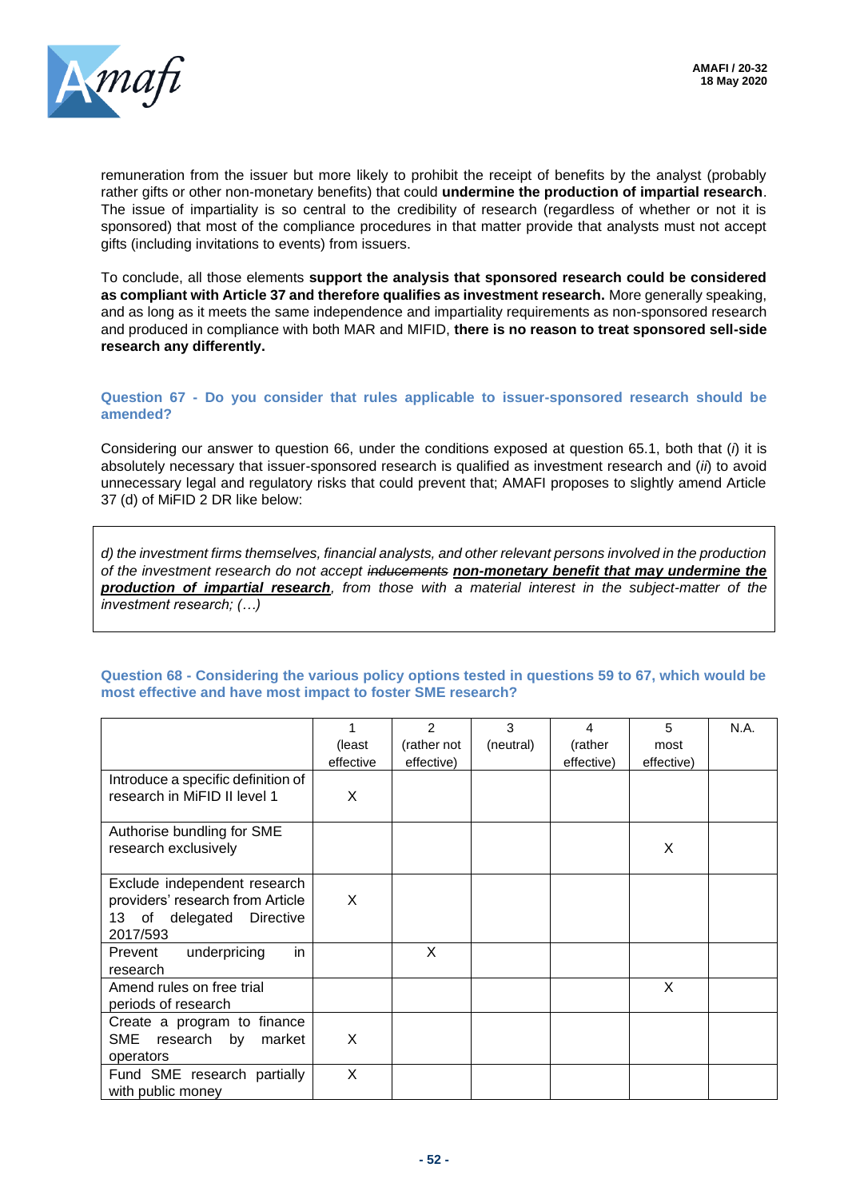remuneration from the issuer but more likely to prohibit the receipt of benefits by the analyst (probably rather gifts or other non-monetary benefits) that could **undermine the production of impartial research**. The issue of impartiality is so central to the credibility of research (regardless of whether or not it is sponsored) that most of the compliance procedures in that matter provide that analysts must not accept gifts (including invitations to events) from issuers.

To conclude, all those elements **support the analysis that sponsored research could be considered as compliant with Article 37 and therefore qualifies as investment research.** More generally speaking, and as long as it meets the same independence and impartiality requirements as non-sponsored research and produced in compliance with both MAR and MIFID, **there is no reason to treat sponsored sell-side research any differently.**

### Question 67 - Do you consider that rules applicable to issuer-sponsored research should be amended?

Considering our answer to question 66, under the conditions exposed at question 65.1, both that (*i*) it is absolutely necessary that issuer-sponsored research is qualified as investment research and (*ii*) to avoid unnecessary legal and regulatory risks that could prevent that; AMAFI proposes to slightly amend Article 37 (d) of MiFID 2 DR like below:

> *d) the investment firms themselves, financial analysts, and other relevant persons involved in the production of the investment research do not accept ~~inducements~~ **non-monetary benefit that may undermine the production of impartial research**, from those with a material interest in the subject-matter of the investment research; (…)*

### Question 68 - Considering the various policy options tested in questions 59 to 67, which would be most effective and have most impact to foster SME research?

| | 1 (least effective | 2 (rather not effective) | 3 (neutral) | 4 (rather effective) | 5 most effective) | N.A. |
|---|---|---|---|---|---|---|
| Introduce a specific definition of research in MiFID II level 1 | X | | | | | |
| Authorise bundling for SME research exclusively | | | | | X | |
| Exclude independent research providers' research from Article 13 of delegated Directive 2017/593 | X | | | | | |
| Prevent underpricing in research | | X | | | | |
| Amend rules on free trial periods of research | | | | | X | |
| Create a program to finance SME research by market operators | X | | | | | |
| Fund SME research partially with public money | X | | | | | |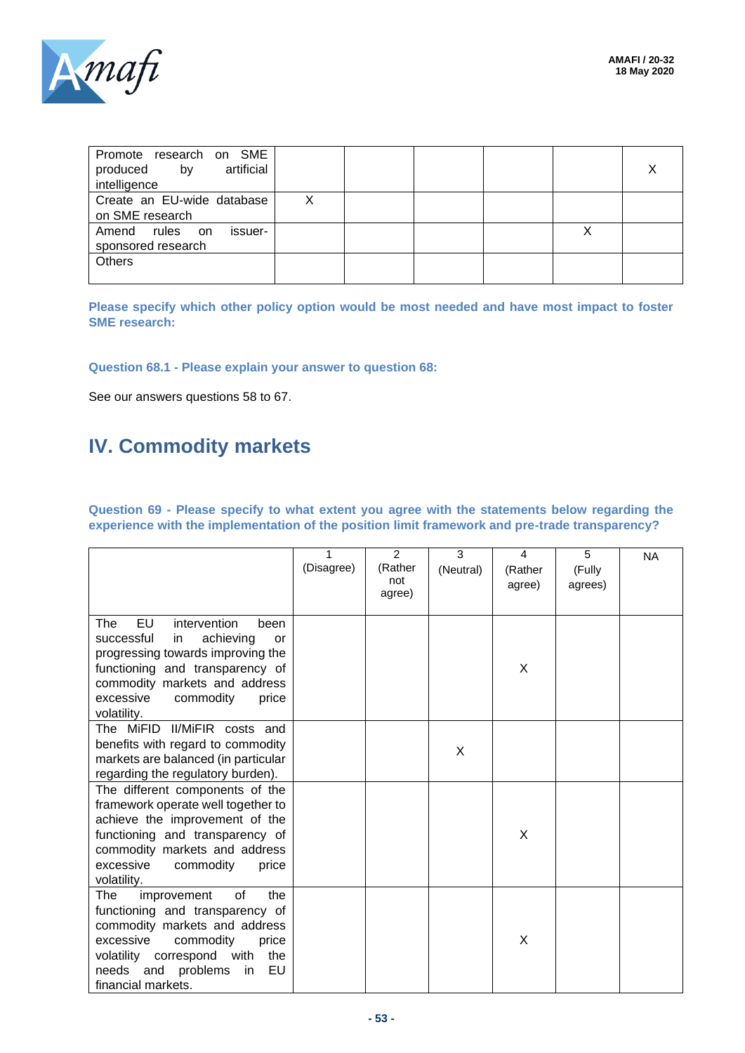| | | | | | |
|---|---|---|---|---|---|
| Promote research on SME produced by artificial intelligence | | | | | X |
| Create an EU-wide database on SME research | X | | | | |
| Amend rules on issuer-sponsored research | | | | X | |
| Others | | | | | |

**Please specify which other policy option would be most needed and have most impact to foster SME research:**

**Question 68.1 - Please explain your answer to question 68:**

See our answers questions 58 to 67.

# IV. Commodity markets

**Question 69 - Please specify to what extent you agree with the statements below regarding the experience with the implementation of the position limit framework and pre-trade transparency?**

| | 1 (Disagree) | 2 (Rather not agree) | 3 (Neutral) | 4 (Rather agree) | 5 (Fully agrees) | NA |
|---|---|---|---|---|---|---|
| The EU intervention been successful in achieving or progressing towards improving the functioning and transparency of commodity markets and address excessive commodity price volatility. | | | | X | | |
| The MiFID II/MiFIR costs and benefits with regard to commodity markets are balanced (in particular regarding the regulatory burden). | | | X | | | |
| The different components of the framework operate well together to achieve the improvement of the functioning and transparency of commodity markets and address excessive commodity price volatility. | | | | X | | |
| The improvement of the functioning and transparency of commodity markets and address excessive commodity price volatility correspond with the needs and problems in EU financial markets. | | | | X | | |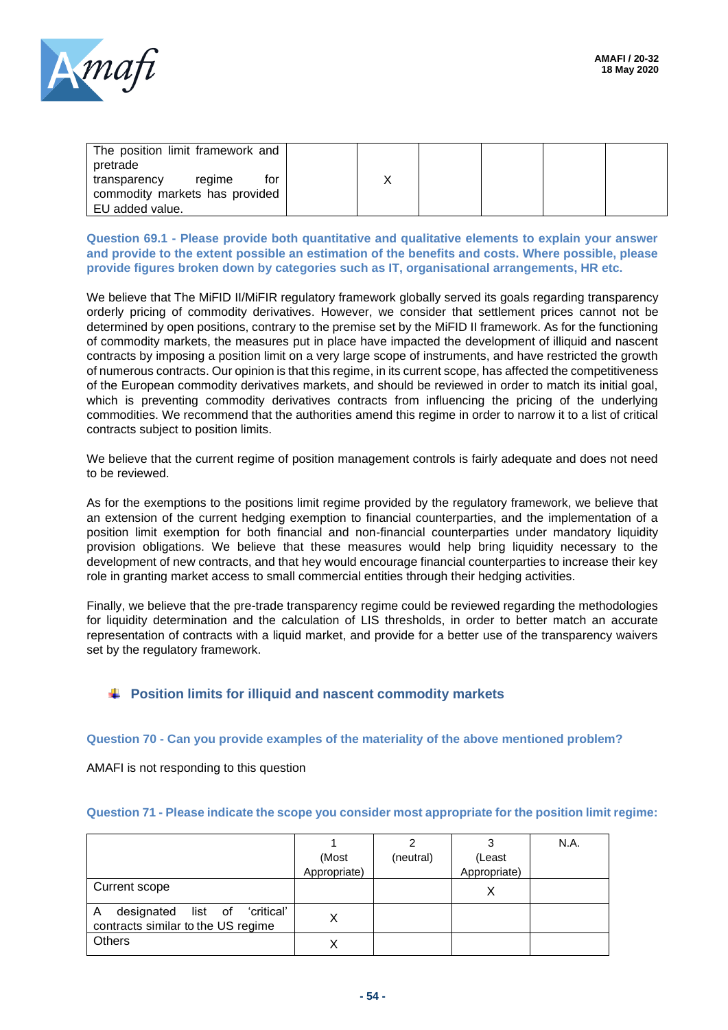| | | | | | | |
|---|---|---|---|---|---|---|
| The position limit framework and pretrade transparency regime for commodity markets has provided EU added value. | | X | | | | |

**Question 69.1 - Please provide both quantitative and qualitative elements to explain your answer and provide to the extent possible an estimation of the benefits and costs. Where possible, please provide figures broken down by categories such as IT, organisational arrangements, HR etc.**

We believe that The MiFID II/MiFIR regulatory framework globally served its goals regarding transparency orderly pricing of commodity derivatives. However, we consider that settlement prices cannot not be determined by open positions, contrary to the premise set by the MiFID II framework. As for the functioning of commodity markets, the measures put in place have impacted the development of illiquid and nascent contracts by imposing a position limit on a very large scope of instruments, and have restricted the growth of numerous contracts. Our opinion is that this regime, in its current scope, has affected the competitiveness of the European commodity derivatives markets, and should be reviewed in order to match its initial goal, which is preventing commodity derivatives contracts from influencing the pricing of the underlying commodities. We recommend that the authorities amend this regime in order to narrow it to a list of critical contracts subject to position limits.

We believe that the current regime of position management controls is fairly adequate and does not need to be reviewed.

As for the exemptions to the positions limit regime provided by the regulatory framework, we believe that an extension of the current hedging exemption to financial counterparties, and the implementation of a position limit exemption for both financial and non-financial counterparties under mandatory liquidity provision obligations. We believe that these measures would help bring liquidity necessary to the development of new contracts, and that hey would encourage financial counterparties to increase their key role in granting market access to small commercial entities through their hedging activities.

Finally, we believe that the pre-trade transparency regime could be reviewed regarding the methodologies for liquidity determination and the calculation of LIS thresholds, in order to better match an accurate representation of contracts with a liquid market, and provide for a better use of the transparency waivers set by the regulatory framework.

### Position limits for illiquid and nascent commodity markets

**Question 70 - Can you provide examples of the materiality of the above mentioned problem?**

AMAFI is not responding to this question

**Question 71 - Please indicate the scope you consider most appropriate for the position limit regime:**

| | 1 (Most Appropriate) | 2 (neutral) | 3 (Least Appropriate) | N.A. |
|---|---|---|---|---|
| Current scope | | | X | |
| A designated list of 'critical' contracts similar to the US regime | X | | | |
| Others | X | | | |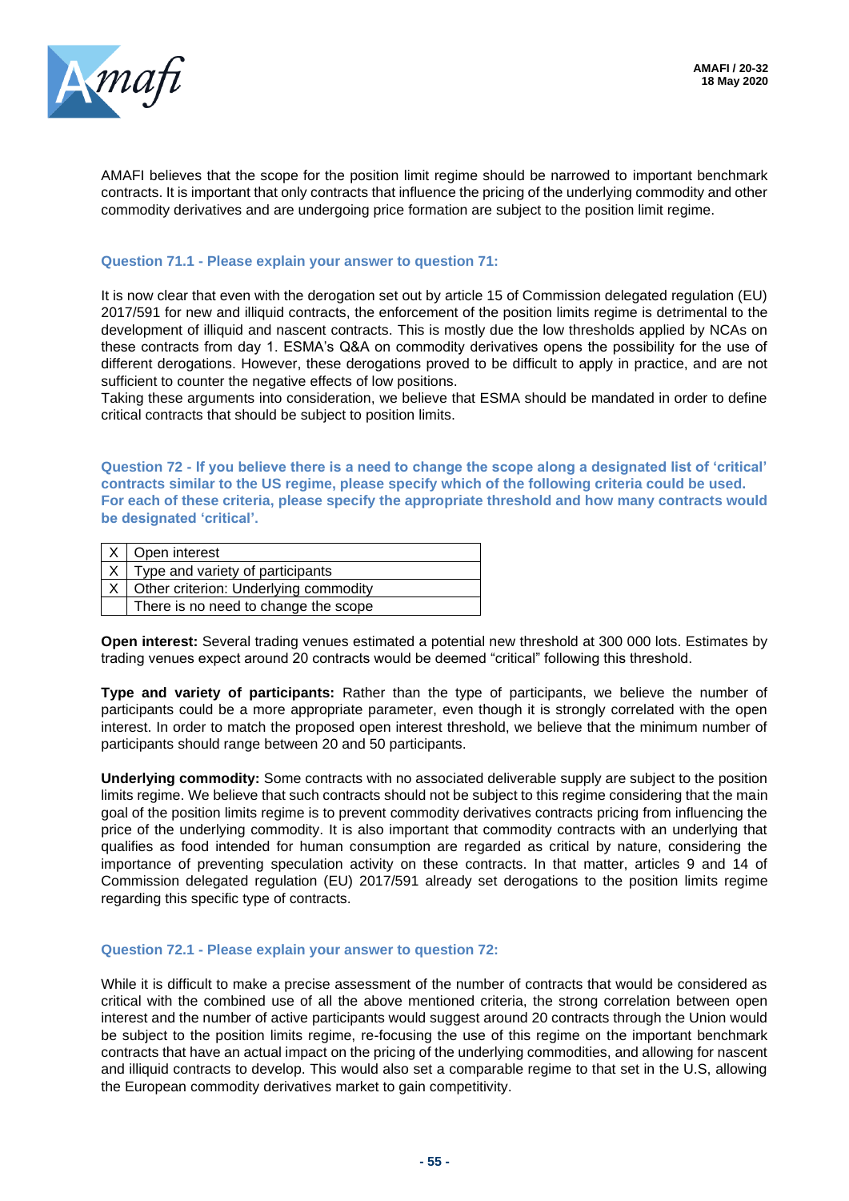AMAFI believes that the scope for the position limit regime should be narrowed to important benchmark contracts. It is important that only contracts that influence the pricing of the underlying commodity and other commodity derivatives and are undergoing price formation are subject to the position limit regime.

### Question 71.1 - Please explain your answer to question 71:

It is now clear that even with the derogation set out by article 15 of Commission delegated regulation (EU) 2017/591 for new and illiquid contracts, the enforcement of the position limits regime is detrimental to the development of illiquid and nascent contracts. This is mostly due the low thresholds applied by NCAs on these contracts from day 1. ESMA's Q&A on commodity derivatives opens the possibility for the use of different derogations. However, these derogations proved to be difficult to apply in practice, and are not sufficient to counter the negative effects of low positions.
Taking these arguments into consideration, we believe that ESMA should be mandated in order to define critical contracts that should be subject to position limits.

### Question 72 - If you believe there is a need to change the scope along a designated list of 'critical' contracts similar to the US regime, please specify which of the following criteria could be used. For each of these criteria, please specify the appropriate threshold and how many contracts would be designated 'critical'.

| | |
|---|---|
| X | Open interest |
| X | Type and variety of participants |
| X | Other criterion: Underlying commodity |
| | There is no need to change the scope |

**Open interest:** Several trading venues estimated a potential new threshold at 300 000 lots. Estimates by trading venues expect around 20 contracts would be deemed "critical" following this threshold.

**Type and variety of participants:** Rather than the type of participants, we believe the number of participants could be a more appropriate parameter, even though it is strongly correlated with the open interest. In order to match the proposed open interest threshold, we believe that the minimum number of participants should range between 20 and 50 participants.

**Underlying commodity:** Some contracts with no associated deliverable supply are subject to the position limits regime. We believe that such contracts should not be subject to this regime considering that the main goal of the position limits regime is to prevent commodity derivatives contracts pricing from influencing the price of the underlying commodity. It is also important that commodity contracts with an underlying that qualifies as food intended for human consumption are regarded as critical by nature, considering the importance of preventing speculation activity on these contracts. In that matter, articles 9 and 14 of Commission delegated regulation (EU) 2017/591 already set derogations to the position limits regime regarding this specific type of contracts.

### Question 72.1 - Please explain your answer to question 72:

While it is difficult to make a precise assessment of the number of contracts that would be considered as critical with the combined use of all the above mentioned criteria, the strong correlation between open interest and the number of active participants would suggest around 20 contracts through the Union would be subject to the position limits regime, re-focusing the use of this regime on the important benchmark contracts that have an actual impact on the pricing of the underlying commodities, and allowing for nascent and illiquid contracts to develop. This would also set a comparable regime to that set in the U.S, allowing the European commodity derivatives market to gain competitivity.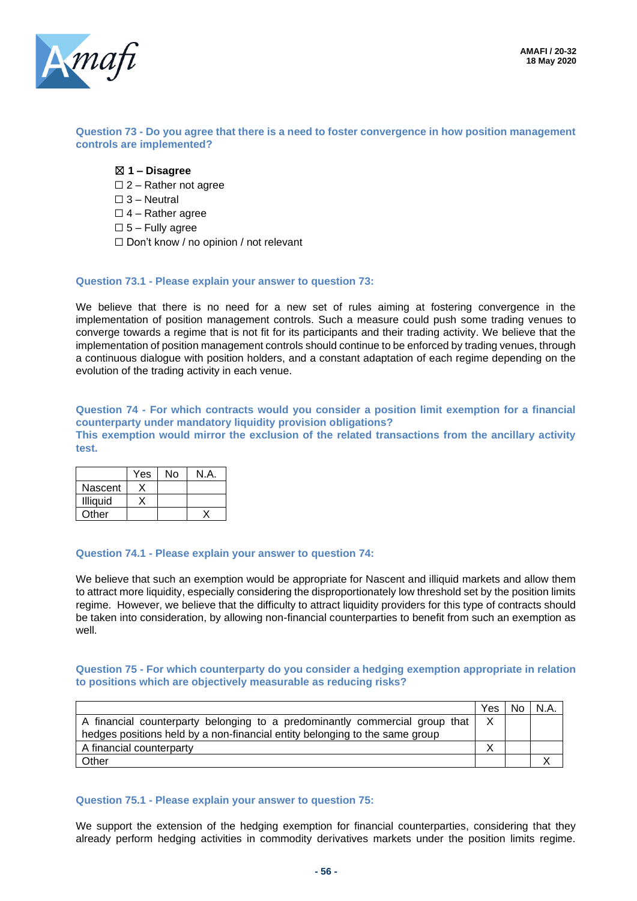**Question 73 - Do you agree that there is a need to foster convergence in how position management controls are implemented?**

- ☒ **1 – Disagree**
- ☐ 2 – Rather not agree
- ☐ 3 – Neutral
- ☐ 4 – Rather agree
- ☐ 5 – Fully agree
- ☐ Don't know / no opinion / not relevant

**Question 73.1 - Please explain your answer to question 73:**

We believe that there is no need for a new set of rules aiming at fostering convergence in the implementation of position management controls. Such a measure could push some trading venues to converge towards a regime that is not fit for its participants and their trading activity. We believe that the implementation of position management controls should continue to be enforced by trading venues, through a continuous dialogue with position holders, and a constant adaptation of each regime depending on the evolution of the trading activity in each venue.

**Question 74 - For which contracts would you consider a position limit exemption for a financial counterparty under mandatory liquidity provision obligations?**
**This exemption would mirror the exclusion of the related transactions from the ancillary activity test.**

| | Yes | No | N.A. |
|---|---|---|---|
| Nascent | X | | |
| Illiquid | X | | |
| Other | | | X |

**Question 74.1 - Please explain your answer to question 74:**

We believe that such an exemption would be appropriate for Nascent and illiquid markets and allow them to attract more liquidity, especially considering the disproportionately low threshold set by the position limits regime. However, we believe that the difficulty to attract liquidity providers for this type of contracts should be taken into consideration, by allowing non-financial counterparties to benefit from such an exemption as well.

**Question 75 - For which counterparty do you consider a hedging exemption appropriate in relation to positions which are objectively measurable as reducing risks?**

| | Yes | No | N.A. |
|---|---|---|---|
| A financial counterparty belonging to a predominantly commercial group that hedges positions held by a non-financial entity belonging to the same group | X | | |
| A financial counterparty | X | | |
| Other | | | X |

**Question 75.1 - Please explain your answer to question 75:**

We support the extension of the hedging exemption for financial counterparties, considering that they already perform hedging activities in commodity derivatives markets under the position limits regime.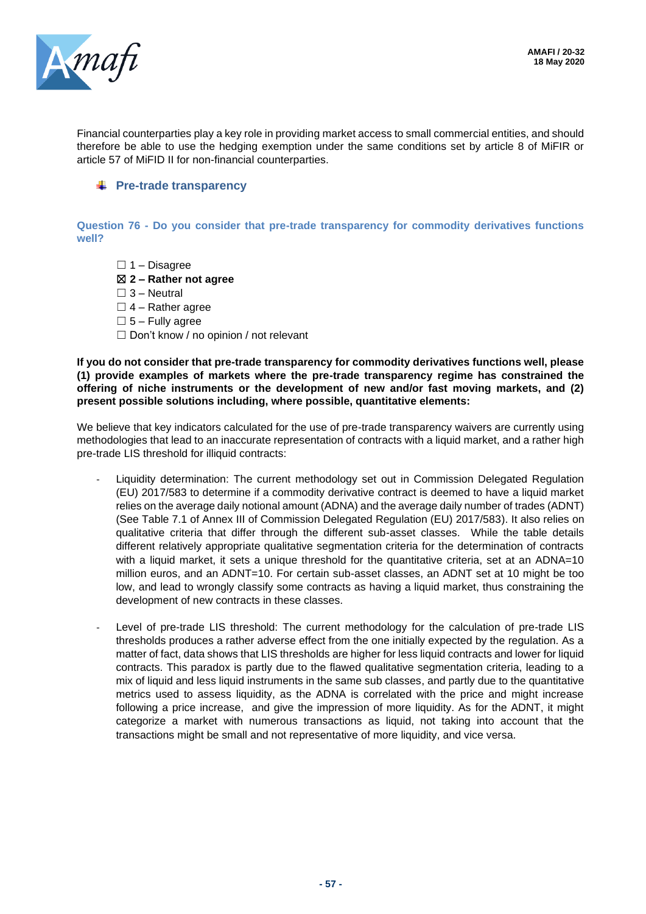Financial counterparties play a key role in providing market access to small commercial entities, and should therefore be able to use the hedging exemption under the same conditions set by article 8 of MiFIR or article 57 of MiFID II for non-financial counterparties.

### Pre-trade transparency

**Question 76 - Do you consider that pre-trade transparency for commodity derivatives functions well?**

- ☐ 1 – Disagree
- ☒ **2 – Rather not agree**
- ☐ 3 – Neutral
- ☐ 4 – Rather agree
- ☐ 5 – Fully agree
- ☐ Don't know / no opinion / not relevant

**If you do not consider that pre-trade transparency for commodity derivatives functions well, please (1) provide examples of markets where the pre-trade transparency regime has constrained the offering of niche instruments or the development of new and/or fast moving markets, and (2) present possible solutions including, where possible, quantitative elements:**

We believe that key indicators calculated for the use of pre-trade transparency waivers are currently using methodologies that lead to an inaccurate representation of contracts with a liquid market, and a rather high pre-trade LIS threshold for illiquid contracts:

- Liquidity determination: The current methodology set out in Commission Delegated Regulation (EU) 2017/583 to determine if a commodity derivative contract is deemed to have a liquid market relies on the average daily notional amount (ADNA) and the average daily number of trades (ADNT) (See Table 7.1 of Annex III of Commission Delegated Regulation (EU) 2017/583). It also relies on qualitative criteria that differ through the different sub-asset classes. While the table details different relatively appropriate qualitative segmentation criteria for the determination of contracts with a liquid market, it sets a unique threshold for the quantitative criteria, set at an ADNA=10 million euros, and an ADNT=10. For certain sub-asset classes, an ADNT set at 10 might be too low, and lead to wrongly classify some contracts as having a liquid market, thus constraining the development of new contracts in these classes.

- Level of pre-trade LIS threshold: The current methodology for the calculation of pre-trade LIS thresholds produces a rather adverse effect from the one initially expected by the regulation. As a matter of fact, data shows that LIS thresholds are higher for less liquid contracts and lower for liquid contracts. This paradox is partly due to the flawed qualitative segmentation criteria, leading to a mix of liquid and less liquid instruments in the same sub classes, and partly due to the quantitative metrics used to assess liquidity, as the ADNA is correlated with the price and might increase following a price increase, and give the impression of more liquidity. As for the ADNT, it might categorize a market with numerous transactions as liquid, not taking into account that the transactions might be small and not representative of more liquidity, and vice versa.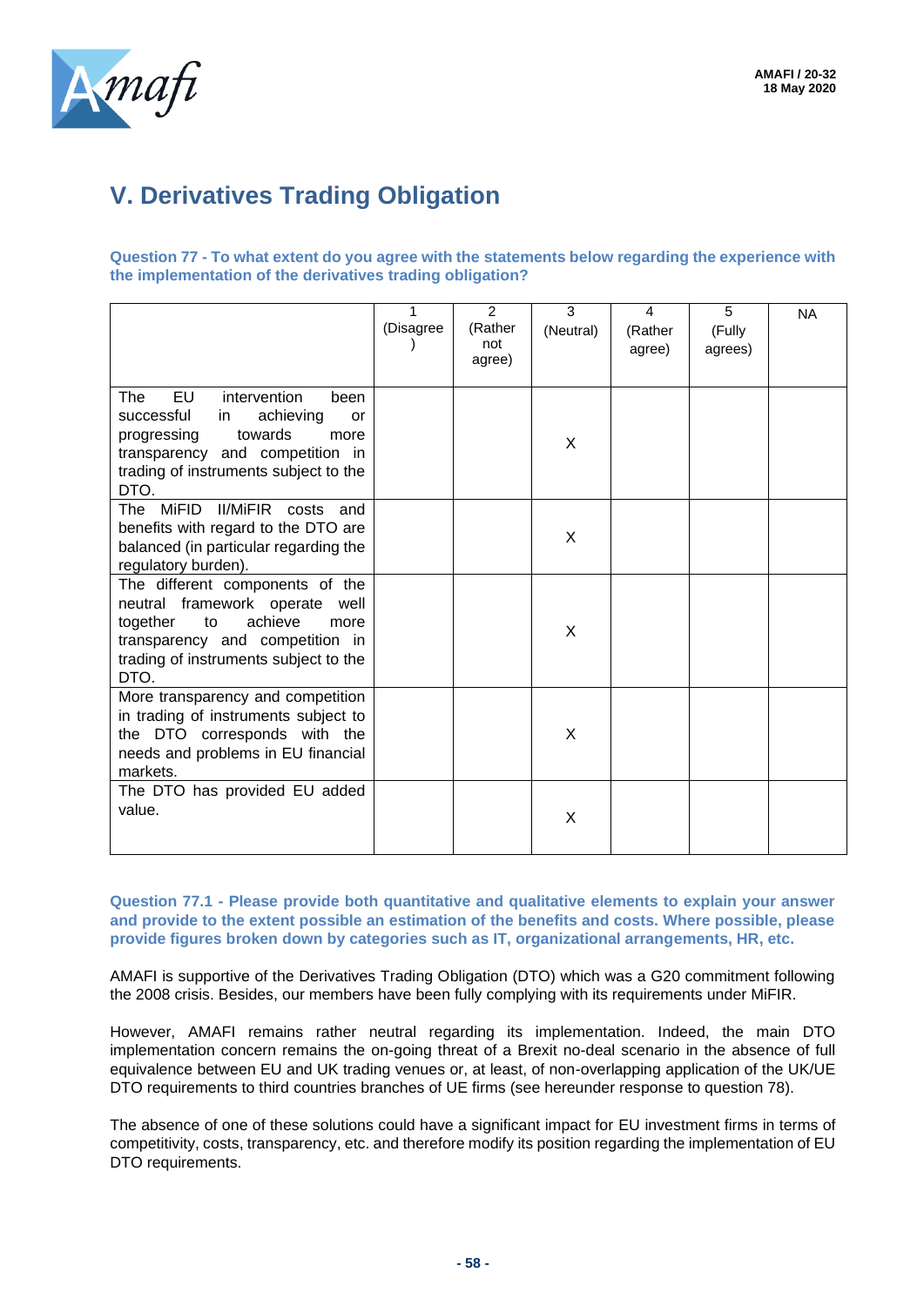# V. Derivatives Trading Obligation

**Question 77 - To what extent do you agree with the statements below regarding the experience with the implementation of the derivatives trading obligation?**

| | 1 (Disagree) | 2 (Rather not agree) | 3 (Neutral) | 4 (Rather agree) | 5 (Fully agrees) | NA |
|---|---|---|---|---|---|---|
| The EU intervention been successful in achieving or progressing towards more transparency and competition in trading of instruments subject to the DTO. | | | X | | | |
| The MiFID II/MiFIR costs and benefits with regard to the DTO are balanced (in particular regarding the regulatory burden). | | | X | | | |
| The different components of the neutral framework operate well together to achieve more transparency and competition in trading of instruments subject to the DTO. | | | X | | | |
| More transparency and competition in trading of instruments subject to the DTO corresponds with the needs and problems in EU financial markets. | | | X | | | |
| The DTO has provided EU added value. | | | X | | | |

**Question 77.1 - Please provide both quantitative and qualitative elements to explain your answer and provide to the extent possible an estimation of the benefits and costs. Where possible, please provide figures broken down by categories such as IT, organizational arrangements, HR, etc.**

AMAFI is supportive of the Derivatives Trading Obligation (DTO) which was a G20 commitment following the 2008 crisis. Besides, our members have been fully complying with its requirements under MiFIR.

However, AMAFI remains rather neutral regarding its implementation. Indeed, the main DTO implementation concern remains the on-going threat of a Brexit no-deal scenario in the absence of full equivalence between EU and UK trading venues or, at least, of non-overlapping application of the UK/UE DTO requirements to third countries branches of UE firms (see hereunder response to question 78).

The absence of one of these solutions could have a significant impact for EU investment firms in terms of competitivity, costs, transparency, etc. and therefore modify its position regarding the implementation of EU DTO requirements.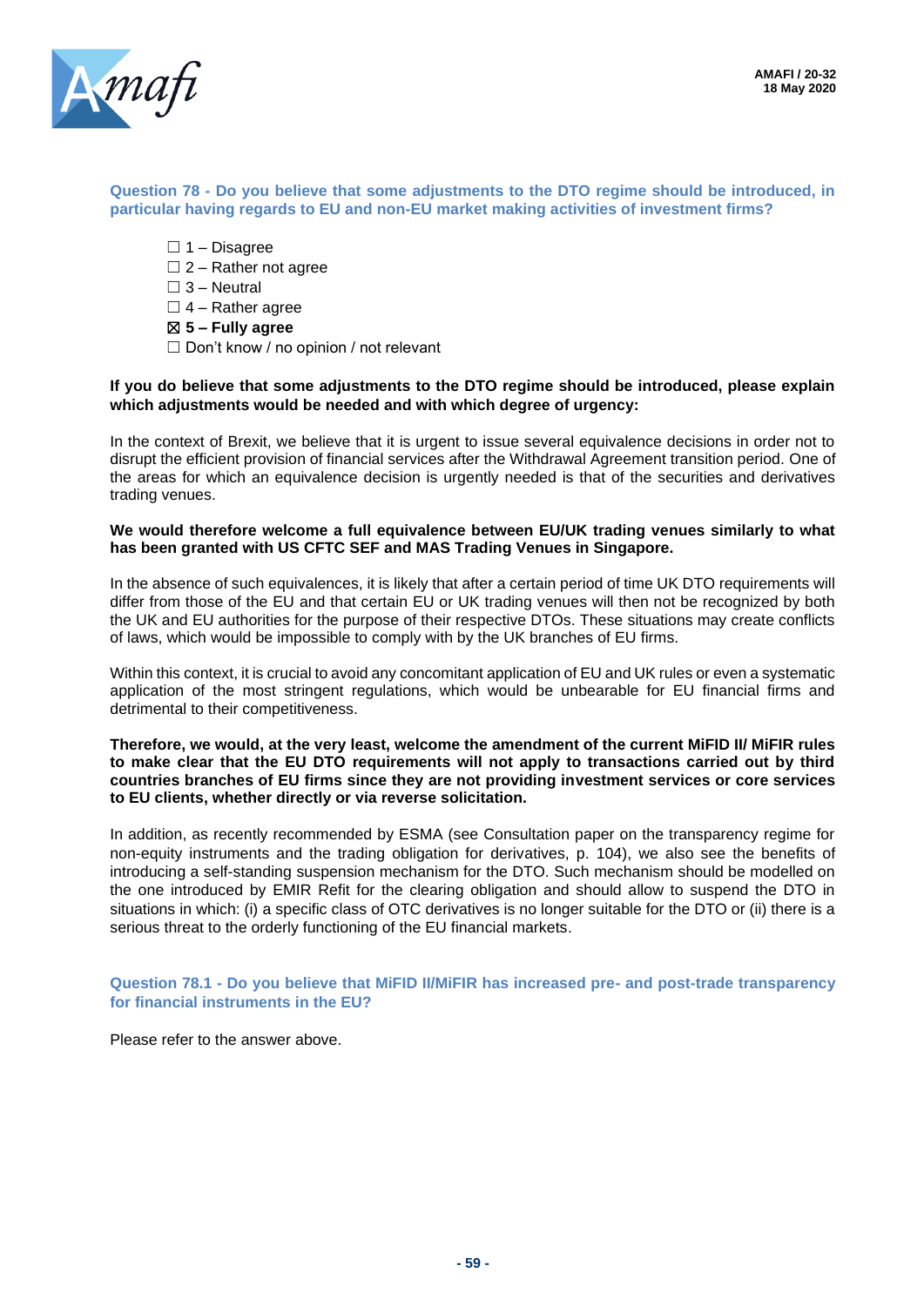**Question 78 - Do you believe that some adjustments to the DTO regime should be introduced, in particular having regards to EU and non-EU market making activities of investment firms?**

- ☐ 1 – Disagree
- ☐ 2 – Rather not agree
- ☐ 3 – Neutral
- ☐ 4 – Rather agree
- ☒ **5 – Fully agree**
- ☐ Don't know / no opinion / not relevant

**If you do believe that some adjustments to the DTO regime should be introduced, please explain which adjustments would be needed and with which degree of urgency:**

In the context of Brexit, we believe that it is urgent to issue several equivalence decisions in order not to disrupt the efficient provision of financial services after the Withdrawal Agreement transition period. One of the areas for which an equivalence decision is urgently needed is that of the securities and derivatives trading venues.

**We would therefore welcome a full equivalence between EU/UK trading venues similarly to what has been granted with US CFTC SEF and MAS Trading Venues in Singapore.**

In the absence of such equivalences, it is likely that after a certain period of time UK DTO requirements will differ from those of the EU and that certain EU or UK trading venues will then not be recognized by both the UK and EU authorities for the purpose of their respective DTOs. These situations may create conflicts of laws, which would be impossible to comply with by the UK branches of EU firms.

Within this context, it is crucial to avoid any concomitant application of EU and UK rules or even a systematic application of the most stringent regulations, which would be unbearable for EU financial firms and detrimental to their competitiveness.

**Therefore, we would, at the very least, welcome the amendment of the current MiFID II/ MiFIR rules to make clear that the EU DTO requirements will not apply to transactions carried out by third countries branches of EU firms since they are not providing investment services or core services to EU clients, whether directly or via reverse solicitation.**

In addition, as recently recommended by ESMA (see Consultation paper on the transparency regime for non-equity instruments and the trading obligation for derivatives, p. 104), we also see the benefits of introducing a self-standing suspension mechanism for the DTO. Such mechanism should be modelled on the one introduced by EMIR Refit for the clearing obligation and should allow to suspend the DTO in situations in which: (i) a specific class of OTC derivatives is no longer suitable for the DTO or (ii) there is a serious threat to the orderly functioning of the EU financial markets.

**Question 78.1 - Do you believe that MiFID II/MiFIR has increased pre- and post-trade transparency for financial instruments in the EU?**

Please refer to the answer above.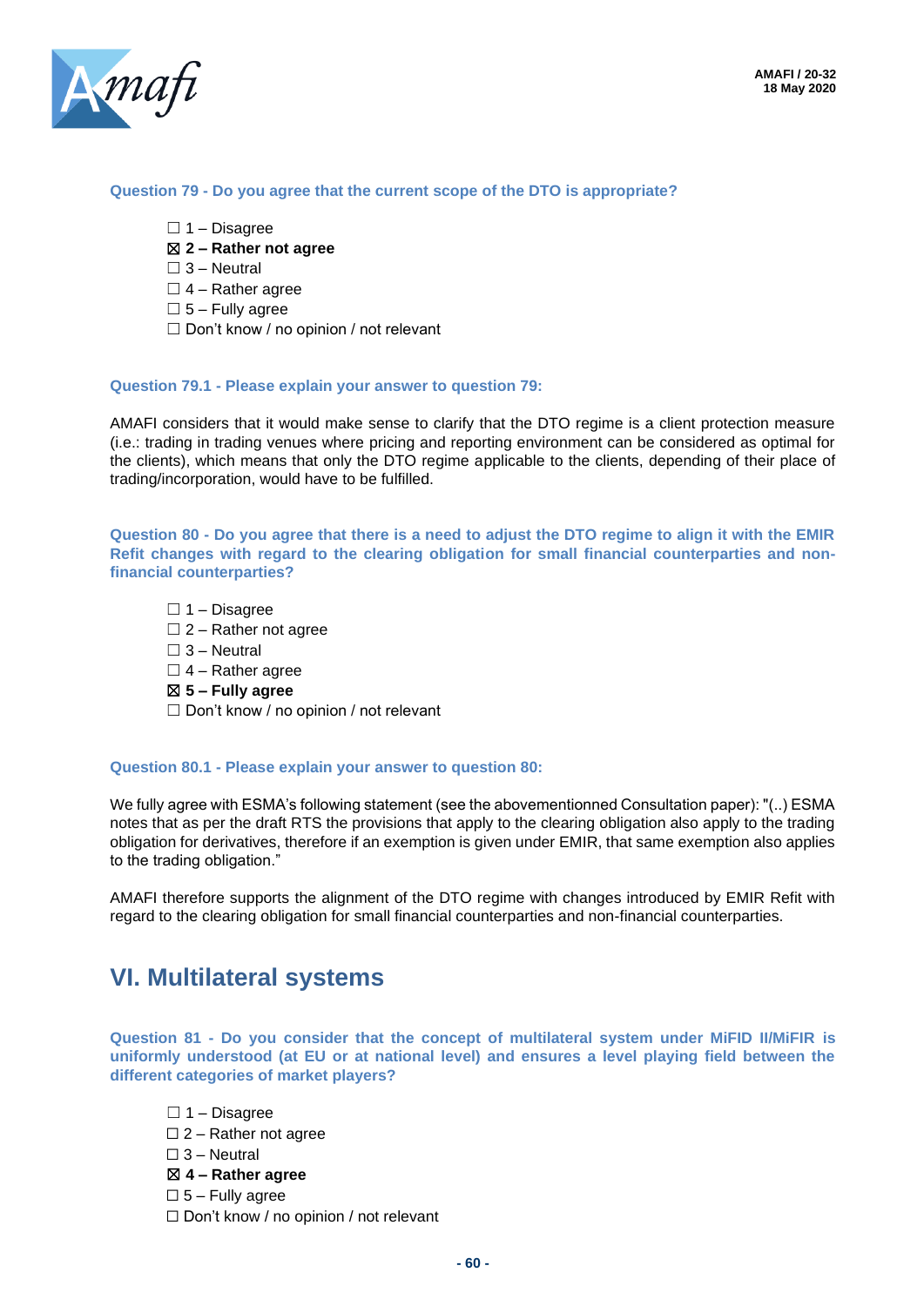**Question 79 - Do you agree that the current scope of the DTO is appropriate?**

☐ 1 – Disagree
☒ **2 – Rather not agree**
☐ 3 – Neutral
☐ 4 – Rather agree
☐ 5 – Fully agree
☐ Don't know / no opinion / not relevant

**Question 79.1 - Please explain your answer to question 79:**

AMAFI considers that it would make sense to clarify that the DTO regime is a client protection measure (i.e.: trading in trading venues where pricing and reporting environment can be considered as optimal for the clients), which means that only the DTO regime applicable to the clients, depending of their place of trading/incorporation, would have to be fulfilled.

**Question 80 - Do you agree that there is a need to adjust the DTO regime to align it with the EMIR Refit changes with regard to the clearing obligation for small financial counterparties and non-financial counterparties?**

☐ 1 – Disagree
☐ 2 – Rather not agree
☐ 3 – Neutral
☐ 4 – Rather agree
☒ **5 – Fully agree**
☐ Don't know / no opinion / not relevant

**Question 80.1 - Please explain your answer to question 80:**

We fully agree with ESMA's following statement (see the abovementionned Consultation paper): "(..) ESMA notes that as per the draft RTS the provisions that apply to the clearing obligation also apply to the trading obligation for derivatives, therefore if an exemption is given under EMIR, that same exemption also applies to the trading obligation."

AMAFI therefore supports the alignment of the DTO regime with changes introduced by EMIR Refit with regard to the clearing obligation for small financial counterparties and non-financial counterparties.

## VI. Multilateral systems

**Question 81 - Do you consider that the concept of multilateral system under MiFID II/MiFIR is uniformly understood (at EU or at national level) and ensures a level playing field between the different categories of market players?**

☐ 1 – Disagree
☐ 2 – Rather not agree
☐ 3 – Neutral
☒ **4 – Rather agree**
☐ 5 – Fully agree
☐ Don't know / no opinion / not relevant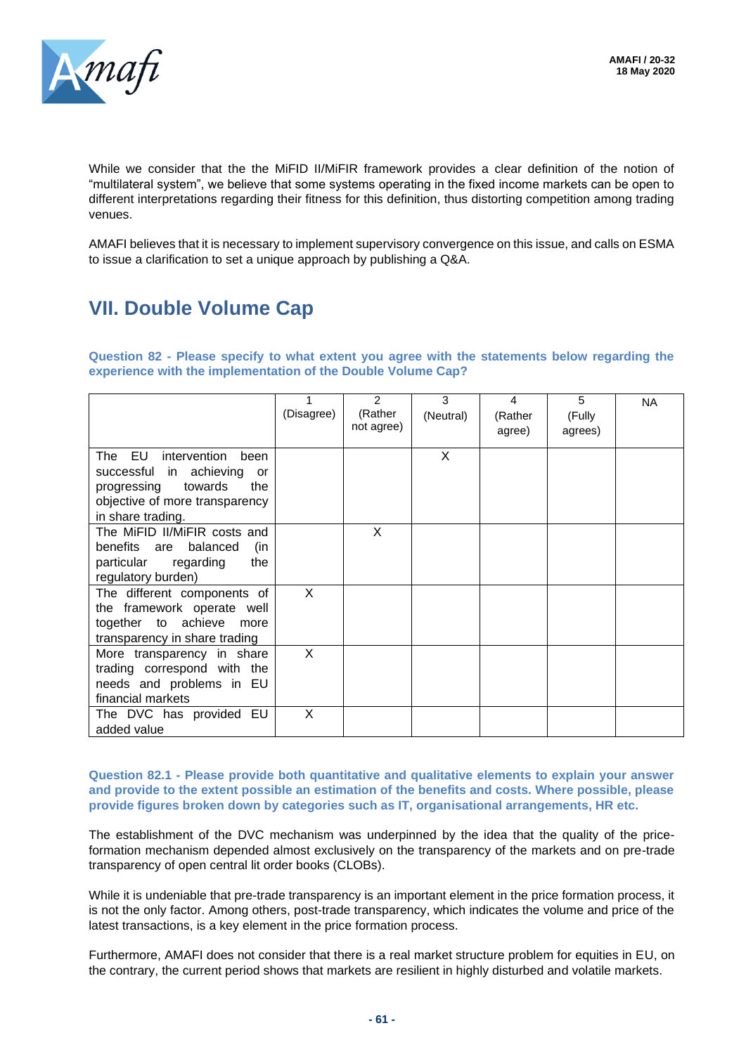While we consider that the the MiFID II/MiFIR framework provides a clear definition of the notion of "multilateral system", we believe that some systems operating in the fixed income markets can be open to different interpretations regarding their fitness for this definition, thus distorting competition among trading venues.

AMAFI believes that it is necessary to implement supervisory convergence on this issue, and calls on ESMA to issue a clarification to set a unique approach by publishing a Q&A.

## VII. Double Volume Cap

**Question 82 - Please specify to what extent you agree with the statements below regarding the experience with the implementation of the Double Volume Cap?**

| | 1 (Disagree) | 2 (Rather not agree) | 3 (Neutral) | 4 (Rather agree) | 5 (Fully agrees) | NA |
|---|---|---|---|---|---|---|
| The EU intervention been successful in achieving or progressing towards the objective of more transparency in share trading. | | | X | | | |
| The MiFID II/MiFIR costs and benefits are balanced (in particular regarding the regulatory burden) | | X | | | | |
| The different components of the framework operate well together to achieve more transparency in share trading | X | | | | | |
| More transparency in share trading correspond with the needs and problems in EU financial markets | X | | | | | |
| The DVC has provided EU added value | X | | | | | |

**Question 82.1 - Please provide both quantitative and qualitative elements to explain your answer and provide to the extent possible an estimation of the benefits and costs. Where possible, please provide figures broken down by categories such as IT, organisational arrangements, HR etc.**

The establishment of the DVC mechanism was underpinned by the idea that the quality of the price-formation mechanism depended almost exclusively on the transparency of the markets and on pre-trade transparency of open central lit order books (CLOBs).

While it is undeniable that pre-trade transparency is an important element in the price formation process, it is not the only factor. Among others, post-trade transparency, which indicates the volume and price of the latest transactions, is a key element in the price formation process.

Furthermore, AMAFI does not consider that there is a real market structure problem for equities in EU, on the contrary, the current period shows that markets are resilient in highly disturbed and volatile markets.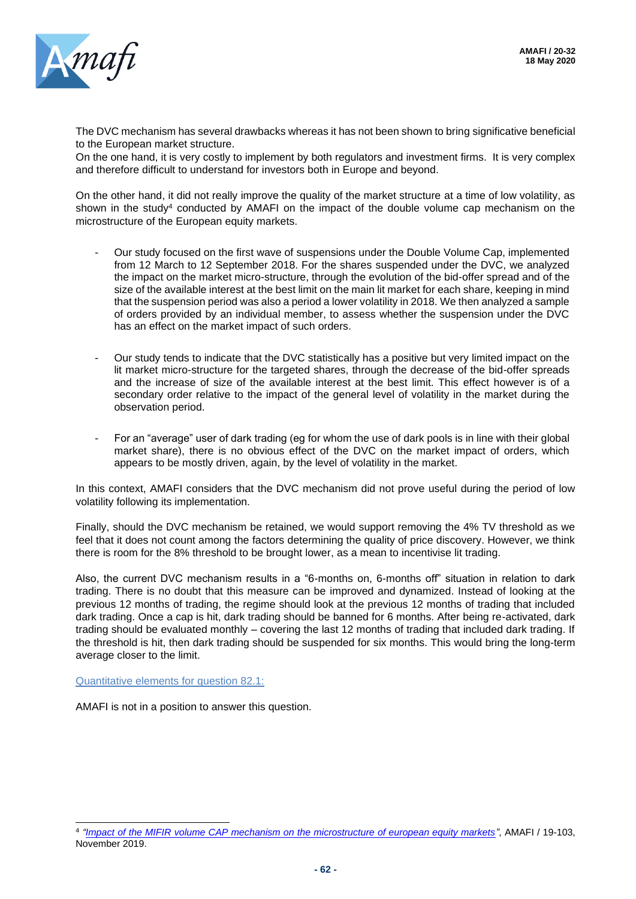The DVC mechanism has several drawbacks whereas it has not been shown to bring significative beneficial to the European market structure.

On the one hand, it is very costly to implement by both regulators and investment firms. It is very complex and therefore difficult to understand for investors both in Europe and beyond.

On the other hand, it did not really improve the quality of the market structure at a time of low volatility, as shown in the study[4] conducted by AMAFI on the impact of the double volume cap mechanism on the microstructure of the European equity markets.

- Our study focused on the first wave of suspensions under the Double Volume Cap, implemented from 12 March to 12 September 2018. For the shares suspended under the DVC, we analyzed the impact on the market micro-structure, through the evolution of the bid-offer spread and of the size of the available interest at the best limit on the main lit market for each share, keeping in mind that the suspension period was also a period a lower volatility in 2018. We then analyzed a sample of orders provided by an individual member, to assess whether the suspension under the DVC has an effect on the market impact of such orders.

- Our study tends to indicate that the DVC statistically has a positive but very limited impact on the lit market micro-structure for the targeted shares, through the decrease of the bid-offer spreads and the increase of size of the available interest at the best limit. This effect however is of a secondary order relative to the impact of the general level of volatility in the market during the observation period.

- For an "average" user of dark trading (eg for whom the use of dark pools is in line with their global market share), there is no obvious effect of the DVC on the market impact of orders, which appears to be mostly driven, again, by the level of volatility in the market.

In this context, AMAFI considers that the DVC mechanism did not prove useful during the period of low volatility following its implementation.

Finally, should the DVC mechanism be retained, we would support removing the 4% TV threshold as we feel that it does not count among the factors determining the quality of price discovery. However, we think there is room for the 8% threshold to be brought lower, as a mean to incentivise lit trading.

Also, the current DVC mechanism results in a "6-months on, 6-months off" situation in relation to dark trading. There is no doubt that this measure can be improved and dynamized. Instead of looking at the previous 12 months of trading, the regime should look at the previous 12 months of trading that included dark trading. Once a cap is hit, dark trading should be banned for 6 months. After being re-activated, dark trading should be evaluated monthly – covering the last 12 months of trading that included dark trading. If the threshold is hit, then dark trading should be suspended for six months. This would bring the long-term average closer to the limit.

Quantitative elements for question 82.1:

AMAFI is not in a position to answer this question.

---

[4] *"Impact of the MIFIR volume CAP mechanism on the microstructure of european equity markets"*, AMAFI / 19-103, November 2019.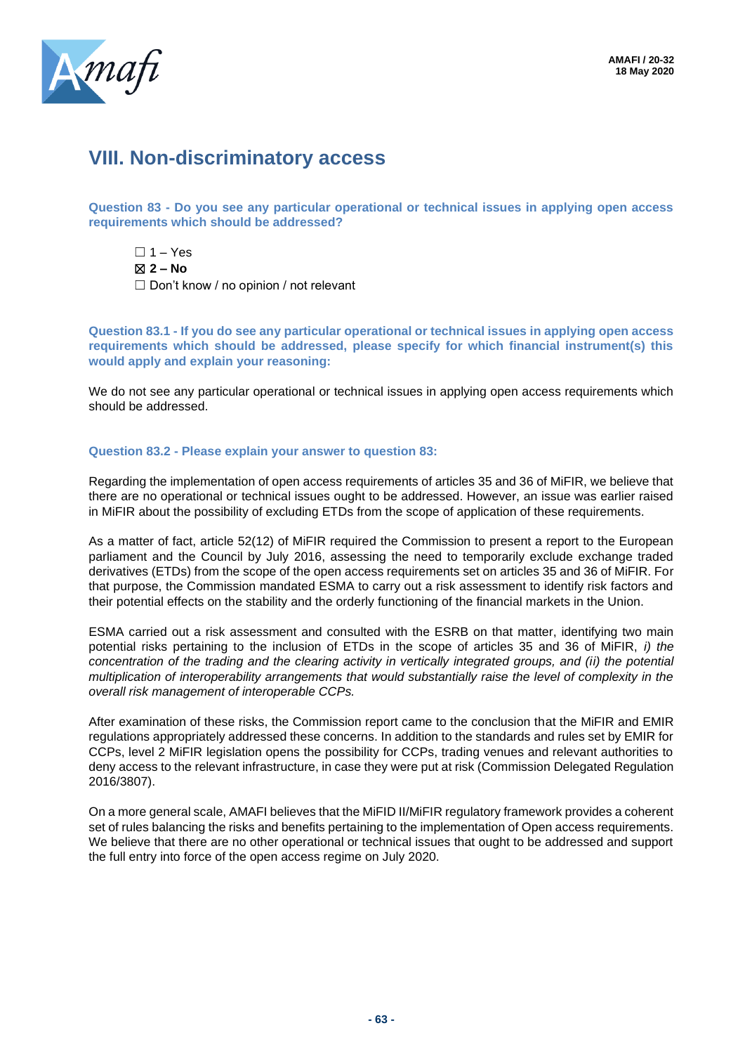# VIII. Non-discriminatory access

**Question 83 - Do you see any particular operational or technical issues in applying open access requirements which should be addressed?**

☐ 1 – Yes
☒ **2 – No**
☐ Don't know / no opinion / not relevant

**Question 83.1 - If you do see any particular operational or technical issues in applying open access requirements which should be addressed, please specify for which financial instrument(s) this would apply and explain your reasoning:**

We do not see any particular operational or technical issues in applying open access requirements which should be addressed.

**Question 83.2 - Please explain your answer to question 83:**

Regarding the implementation of open access requirements of articles 35 and 36 of MiFIR, we believe that there are no operational or technical issues ought to be addressed. However, an issue was earlier raised in MiFIR about the possibility of excluding ETDs from the scope of application of these requirements.

As a matter of fact, article 52(12) of MiFIR required the Commission to present a report to the European parliament and the Council by July 2016, assessing the need to temporarily exclude exchange traded derivatives (ETDs) from the scope of the open access requirements set on articles 35 and 36 of MiFIR. For that purpose, the Commission mandated ESMA to carry out a risk assessment to identify risk factors and their potential effects on the stability and the orderly functioning of the financial markets in the Union.

ESMA carried out a risk assessment and consulted with the ESRB on that matter, identifying two main potential risks pertaining to the inclusion of ETDs in the scope of articles 35 and 36 of MiFIR, *i) the concentration of the trading and the clearing activity in vertically integrated groups, and (ii) the potential multiplication of interoperability arrangements that would substantially raise the level of complexity in the overall risk management of interoperable CCPs.*

After examination of these risks, the Commission report came to the conclusion that the MiFIR and EMIR regulations appropriately addressed these concerns. In addition to the standards and rules set by EMIR for CCPs, level 2 MiFIR legislation opens the possibility for CCPs, trading venues and relevant authorities to deny access to the relevant infrastructure, in case they were put at risk (Commission Delegated Regulation 2016/3807).

On a more general scale, AMAFI believes that the MiFID II/MiFIR regulatory framework provides a coherent set of rules balancing the risks and benefits pertaining to the implementation of Open access requirements. We believe that there are no other operational or technical issues that ought to be addressed and support the full entry into force of the open access regime on July 2020.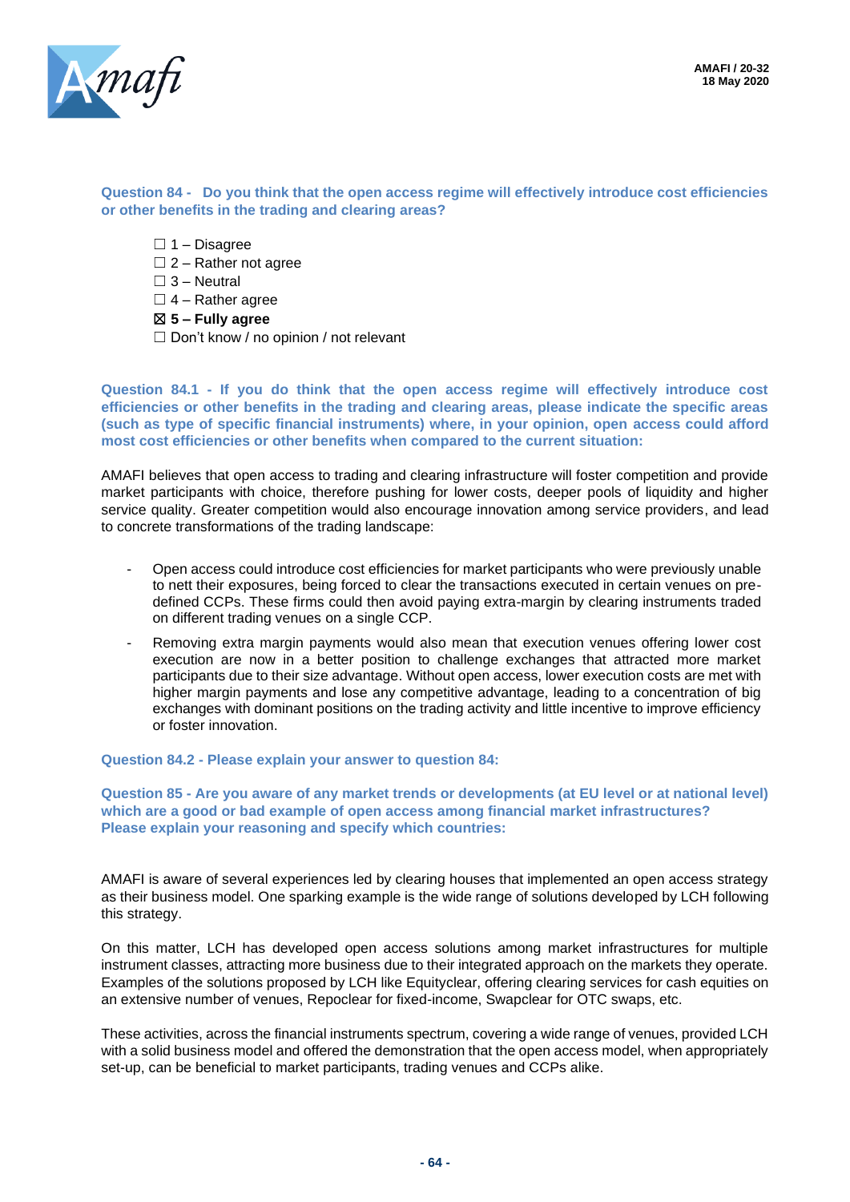**Question 84 - Do you think that the open access regime will effectively introduce cost efficiencies or other benefits in the trading and clearing areas?**

☐ 1 – Disagree
☐ 2 – Rather not agree
☐ 3 – Neutral
☐ 4 – Rather agree
☒ **5 – Fully agree**
☐ Don't know / no opinion / not relevant

**Question 84.1 - If you do think that the open access regime will effectively introduce cost efficiencies or other benefits in the trading and clearing areas, please indicate the specific areas (such as type of specific financial instruments) where, in your opinion, open access could afford most cost efficiencies or other benefits when compared to the current situation:**

AMAFI believes that open access to trading and clearing infrastructure will foster competition and provide market participants with choice, therefore pushing for lower costs, deeper pools of liquidity and higher service quality. Greater competition would also encourage innovation among service providers, and lead to concrete transformations of the trading landscape:

- Open access could introduce cost efficiencies for market participants who were previously unable to nett their exposures, being forced to clear the transactions executed in certain venues on pre-defined CCPs. These firms could then avoid paying extra-margin by clearing instruments traded on different trading venues on a single CCP.
- Removing extra margin payments would also mean that execution venues offering lower cost execution are now in a better position to challenge exchanges that attracted more market participants due to their size advantage. Without open access, lower execution costs are met with higher margin payments and lose any competitive advantage, leading to a concentration of big exchanges with dominant positions on the trading activity and little incentive to improve efficiency or foster innovation.

**Question 84.2 - Please explain your answer to question 84:**

**Question 85 - Are you aware of any market trends or developments (at EU level or at national level) which are a good or bad example of open access among financial market infrastructures? Please explain your reasoning and specify which countries:**

AMAFI is aware of several experiences led by clearing houses that implemented an open access strategy as their business model. One sparking example is the wide range of solutions developed by LCH following this strategy.

On this matter, LCH has developed open access solutions among market infrastructures for multiple instrument classes, attracting more business due to their integrated approach on the markets they operate. Examples of the solutions proposed by LCH like Equityclear, offering clearing services for cash equities on an extensive number of venues, Repoclear for fixed-income, Swapclear for OTC swaps, etc.

These activities, across the financial instruments spectrum, covering a wide range of venues, provided LCH with a solid business model and offered the demonstration that the open access model, when appropriately set-up, can be beneficial to market participants, trading venues and CCPs alike.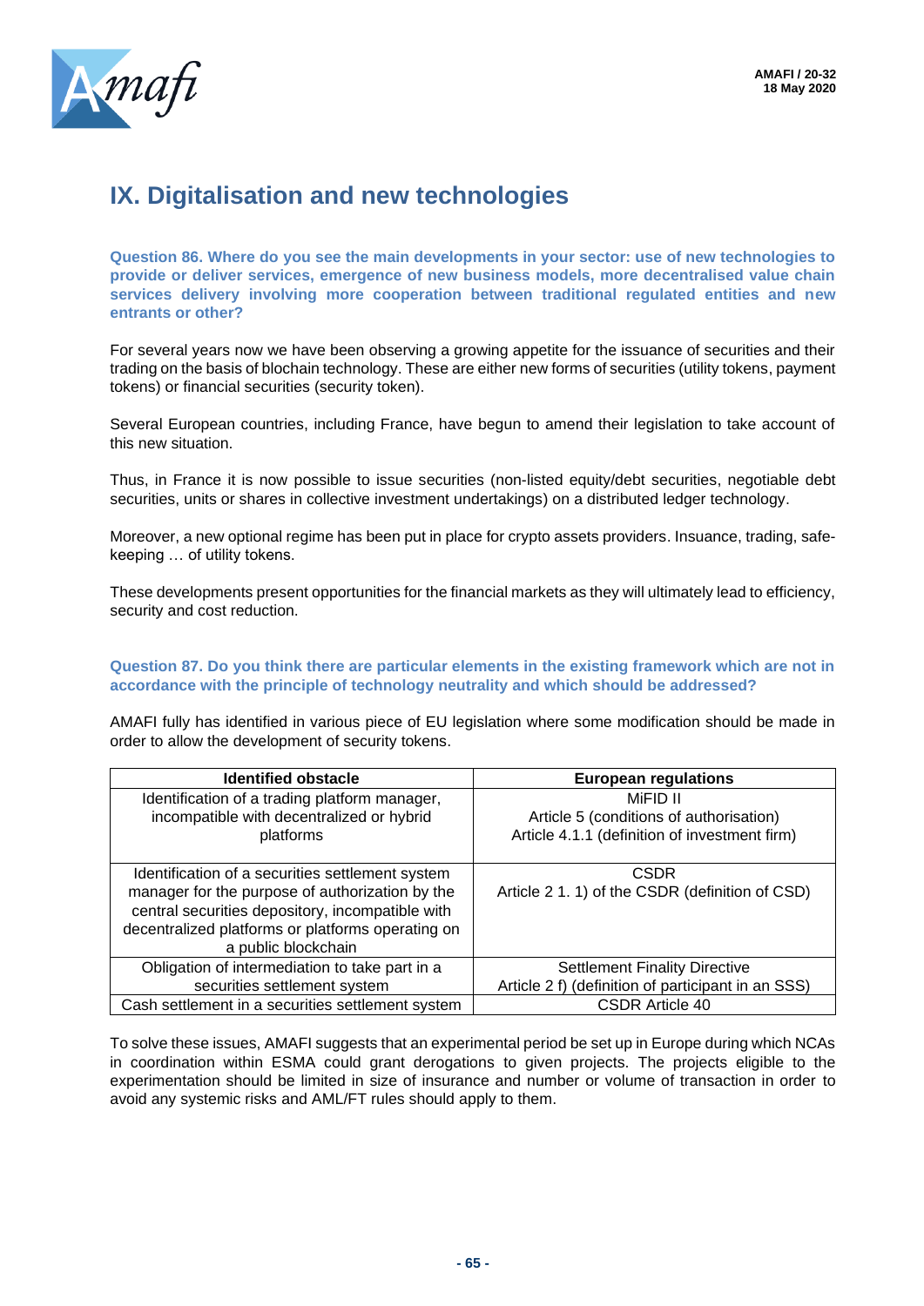# IX. Digitalisation and new technologies

**Question 86. Where do you see the main developments in your sector: use of new technologies to provide or deliver services, emergence of new business models, more decentralised value chain services delivery involving more cooperation between traditional regulated entities and new entrants or other?**

For several years now we have been observing a growing appetite for the issuance of securities and their trading on the basis of blochain technology. These are either new forms of securities (utility tokens, payment tokens) or financial securities (security token).

Several European countries, including France, have begun to amend their legislation to take account of this new situation.

Thus, in France it is now possible to issue securities (non-listed equity/debt securities, negotiable debt securities, units or shares in collective investment undertakings) on a distributed ledger technology.

Moreover, a new optional regime has been put in place for crypto assets providers. Insuance, trading, safe-keeping … of utility tokens.

These developments present opportunities for the financial markets as they will ultimately lead to efficiency, security and cost reduction.

**Question 87. Do you think there are particular elements in the existing framework which are not in accordance with the principle of technology neutrality and which should be addressed?**

AMAFI fully has identified in various piece of EU legislation where some modification should be made in order to allow the development of security tokens.

| Identified obstacle | European regulations |
| --- | --- |
| Identification of a trading platform manager, incompatible with decentralized or hybrid platforms | MiFID II<br>Article 5 (conditions of authorisation)<br>Article 4.1.1 (definition of investment firm) |
| Identification of a securities settlement system manager for the purpose of authorization by the central securities depository, incompatible with decentralized platforms or platforms operating on a public blockchain | CSDR<br>Article 2 1. 1) of the CSDR (definition of CSD) |
| Obligation of intermediation to take part in a securities settlement system | Settlement Finality Directive<br>Article 2 f) (definition of participant in an SSS) |
| Cash settlement in a securities settlement system | CSDR Article 40 |

To solve these issues, AMAFI suggests that an experimental period be set up in Europe during which NCAs in coordination within ESMA could grant derogations to given projects. The projects eligible to the experimentation should be limited in size of insurance and number or volume of transaction in order to avoid any systemic risks and AML/FT rules should apply to them.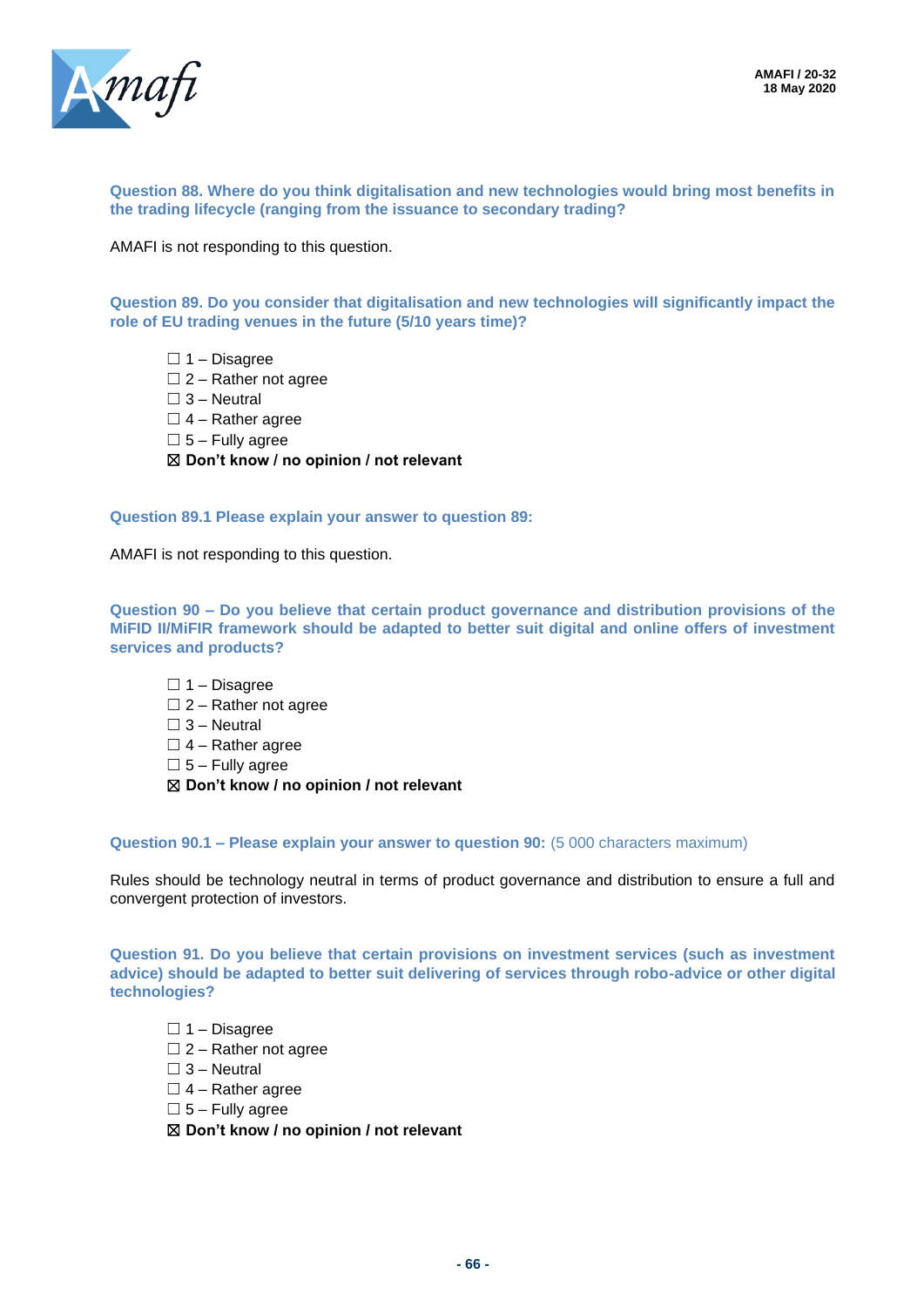**Question 88. Where do you think digitalisation and new technologies would bring most benefits in the trading lifecycle (ranging from the issuance to secondary trading?**

AMAFI is not responding to this question.

**Question 89. Do you consider that digitalisation and new technologies will significantly impact the role of EU trading venues in the future (5/10 years time)?**

☐ 1 – Disagree
☐ 2 – Rather not agree
☐ 3 – Neutral
☐ 4 – Rather agree
☐ 5 – Fully agree
☒ **Don't know / no opinion / not relevant**

**Question 89.1 Please explain your answer to question 89:**

AMAFI is not responding to this question.

**Question 90 – Do you believe that certain product governance and distribution provisions of the MiFID II/MiFIR framework should be adapted to better suit digital and online offers of investment services and products?**

☐ 1 – Disagree
☐ 2 – Rather not agree
☐ 3 – Neutral
☐ 4 – Rather agree
☐ 5 – Fully agree
☒ **Don't know / no opinion / not relevant**

**Question 90.1 – Please explain your answer to question 90:** (5 000 characters maximum)

Rules should be technology neutral in terms of product governance and distribution to ensure a full and convergent protection of investors.

**Question 91. Do you believe that certain provisions on investment services (such as investment advice) should be adapted to better suit delivering of services through robo-advice or other digital technologies?**

☐ 1 – Disagree
☐ 2 – Rather not agree
☐ 3 – Neutral
☐ 4 – Rather agree
☐ 5 – Fully agree
☒ **Don't know / no opinion / not relevant**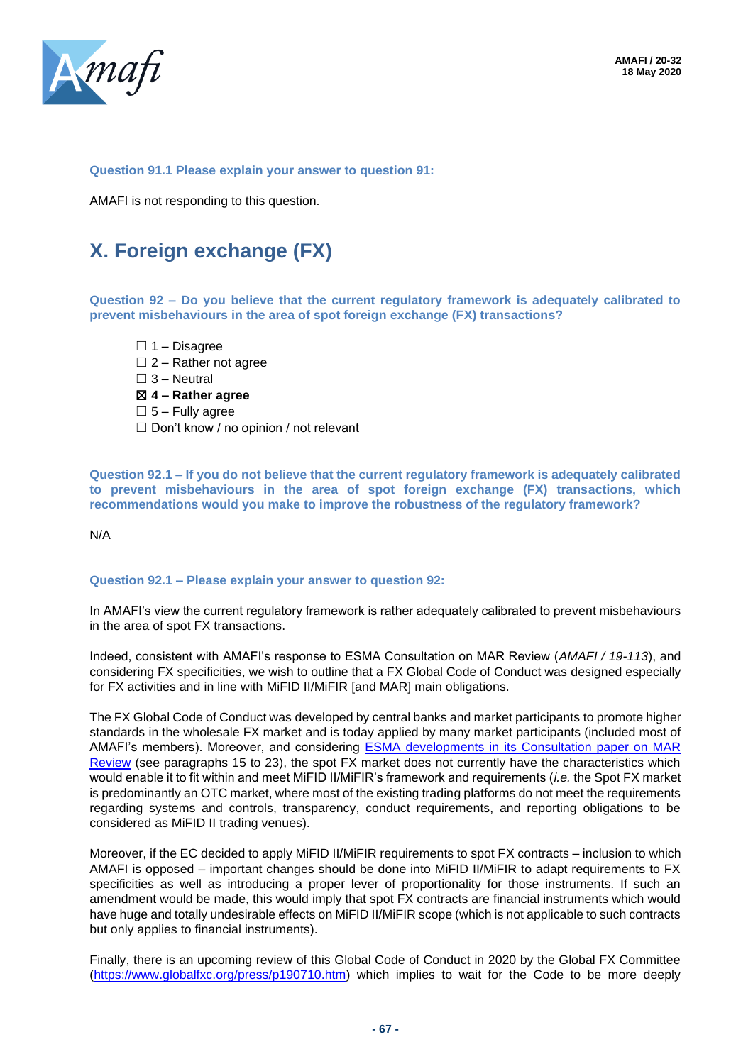**Question 91.1 Please explain your answer to question 91:**

AMAFI is not responding to this question.

# X. Foreign exchange (FX)

**Question 92 – Do you believe that the current regulatory framework is adequately calibrated to prevent misbehaviours in the area of spot foreign exchange (FX) transactions?**

- ☐ 1 – Disagree
- ☐ 2 – Rather not agree
- ☐ 3 – Neutral
- ☒ **4 – Rather agree**
- ☐ 5 – Fully agree
- ☐ Don't know / no opinion / not relevant

**Question 92.1 – If you do not believe that the current regulatory framework is adequately calibrated to prevent misbehaviours in the area of spot foreign exchange (FX) transactions, which recommendations would you make to improve the robustness of the regulatory framework?**

N/A

**Question 92.1 – Please explain your answer to question 92:**

In AMAFI's view the current regulatory framework is rather adequately calibrated to prevent misbehaviours in the area of spot FX transactions.

Indeed, consistent with AMAFI's response to ESMA Consultation on MAR Review (*AMAFI / 19-113*), and considering FX specificities, we wish to outline that a FX Global Code of Conduct was designed especially for FX activities and in line with MiFID II/MiFIR [and MAR] main obligations.

The FX Global Code of Conduct was developed by central banks and market participants to promote higher standards in the wholesale FX market and is today applied by many market participants (included most of AMAFI's members). Moreover, and considering ESMA developments in its Consultation paper on MAR Review (see paragraphs 15 to 23), the spot FX market does not currently have the characteristics which would enable it to fit within and meet MiFID II/MiFIR's framework and requirements (*i.e.* the Spot FX market is predominantly an OTC market, where most of the existing trading platforms do not meet the requirements regarding systems and controls, transparency, conduct requirements, and reporting obligations to be considered as MiFID II trading venues).

Moreover, if the EC decided to apply MiFID II/MiFIR requirements to spot FX contracts – inclusion to which AMAFI is opposed – important changes should be done into MiFID II/MiFIR to adapt requirements to FX specificities as well as introducing a proper lever of proportionality for those instruments. If such an amendment would be made, this would imply that spot FX contracts are financial instruments which would have huge and totally undesirable effects on MiFID II/MiFIR scope (which is not applicable to such contracts but only applies to financial instruments).

Finally, there is an upcoming review of this Global Code of Conduct in 2020 by the Global FX Committee (https://www.globalfxc.org/press/p190710.htm) which implies to wait for the Code to be more deeply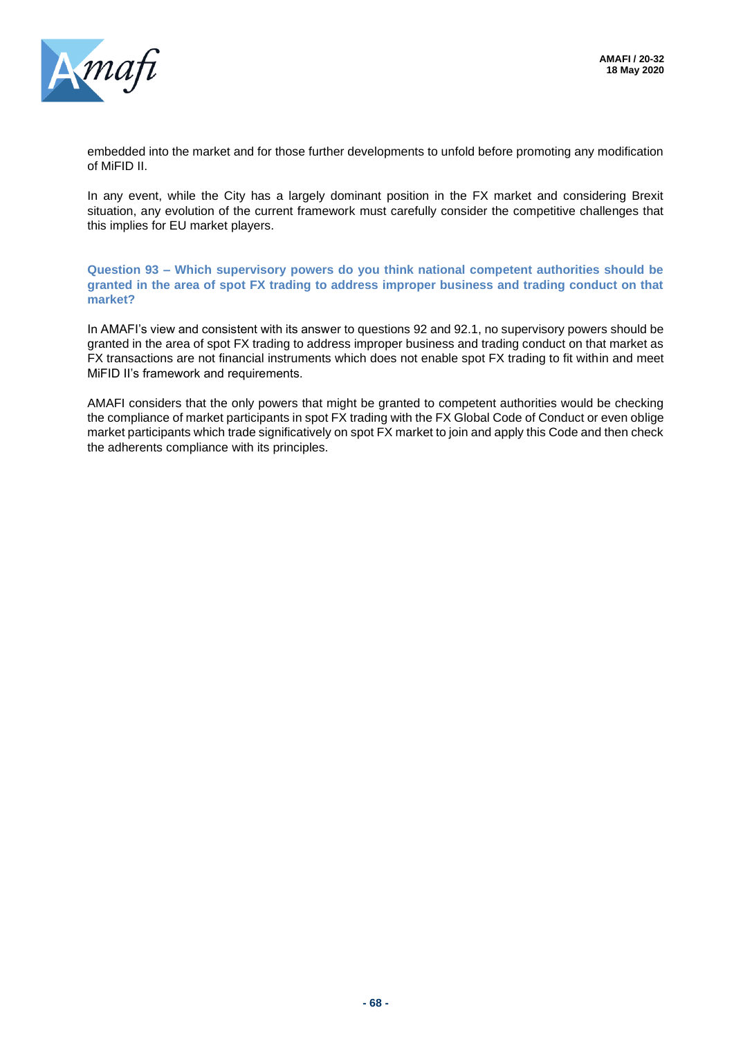embedded into the market and for those further developments to unfold before promoting any modification of MiFID II.

In any event, while the City has a largely dominant position in the FX market and considering Brexit situation, any evolution of the current framework must carefully consider the competitive challenges that this implies for EU market players.

**Question 93 – Which supervisory powers do you think national competent authorities should be granted in the area of spot FX trading to address improper business and trading conduct on that market?**

In AMAFI's view and consistent with its answer to questions 92 and 92.1, no supervisory powers should be granted in the area of spot FX trading to address improper business and trading conduct on that market as FX transactions are not financial instruments which does not enable spot FX trading to fit within and meet MiFID II's framework and requirements.

AMAFI considers that the only powers that might be granted to competent authorities would be checking the compliance of market participants in spot FX trading with the FX Global Code of Conduct or even oblige market participants which trade significatively on spot FX market to join and apply this Code and then check the adherents compliance with its principles.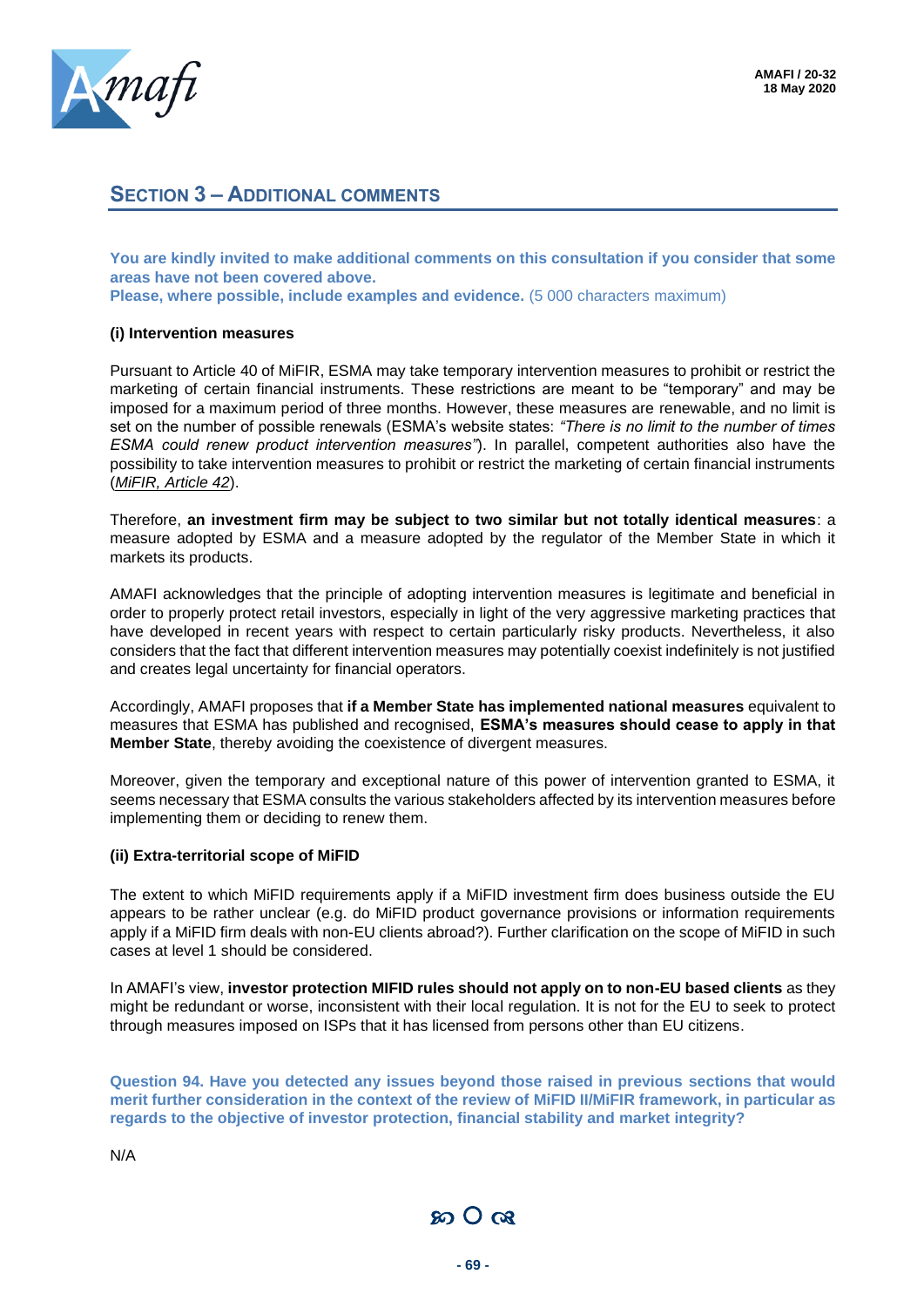## SECTION 3 – ADDITIONAL COMMENTS

**You are kindly invited to make additional comments on this consultation if you consider that some areas have not been covered above.**
**Please, where possible, include examples and evidence.** (5 000 characters maximum)

**(i) Intervention measures**

Pursuant to Article 40 of MiFIR, ESMA may take temporary intervention measures to prohibit or restrict the marketing of certain financial instruments. These restrictions are meant to be "temporary" and may be imposed for a maximum period of three months. However, these measures are renewable, and no limit is set on the number of possible renewals (ESMA's website states: *"There is no limit to the number of times ESMA could renew product intervention measures"*). In parallel, competent authorities also have the possibility to take intervention measures to prohibit or restrict the marketing of certain financial instruments (*MiFIR, Article 42*).

Therefore, **an investment firm may be subject to two similar but not totally identical measures**: a measure adopted by ESMA and a measure adopted by the regulator of the Member State in which it markets its products.

AMAFI acknowledges that the principle of adopting intervention measures is legitimate and beneficial in order to properly protect retail investors, especially in light of the very aggressive marketing practices that have developed in recent years with respect to certain particularly risky products. Nevertheless, it also considers that the fact that different intervention measures may potentially coexist indefinitely is not justified and creates legal uncertainty for financial operators.

Accordingly, AMAFI proposes that **if a Member State has implemented national measures** equivalent to measures that ESMA has published and recognised, **ESMA's measures should cease to apply in that Member State**, thereby avoiding the coexistence of divergent measures.

Moreover, given the temporary and exceptional nature of this power of intervention granted to ESMA, it seems necessary that ESMA consults the various stakeholders affected by its intervention measures before implementing them or deciding to renew them.

**(ii) Extra-territorial scope of MiFID**

The extent to which MiFID requirements apply if a MiFID investment firm does business outside the EU appears to be rather unclear (e.g. do MiFID product governance provisions or information requirements apply if a MiFID firm deals with non-EU clients abroad?). Further clarification on the scope of MiFID in such cases at level 1 should be considered.

In AMAFI's view, **investor protection MIFID rules should not apply on to non-EU based clients** as they might be redundant or worse, inconsistent with their local regulation. It is not for the EU to seek to protect through measures imposed on ISPs that it has licensed from persons other than EU citizens.

**Question 94. Have you detected any issues beyond those raised in previous sections that would merit further consideration in the context of the review of MiFID II/MiFIR framework, in particular as regards to the objective of investor protection, financial stability and market integrity?**

N/A